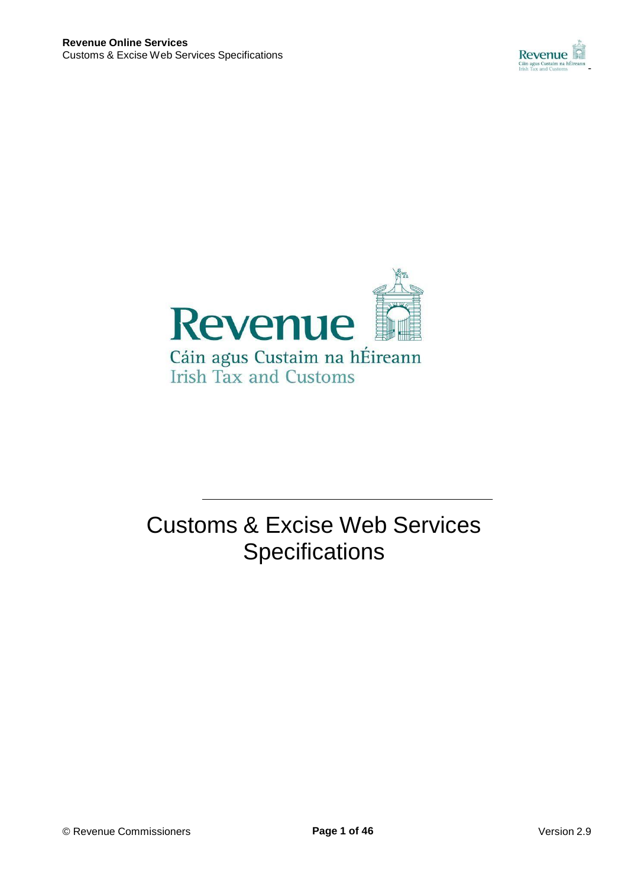Revenue

Cáin agus Custaim na hÉireann

Irish Tax and Customs

# Customs & Excise Web Services Specifications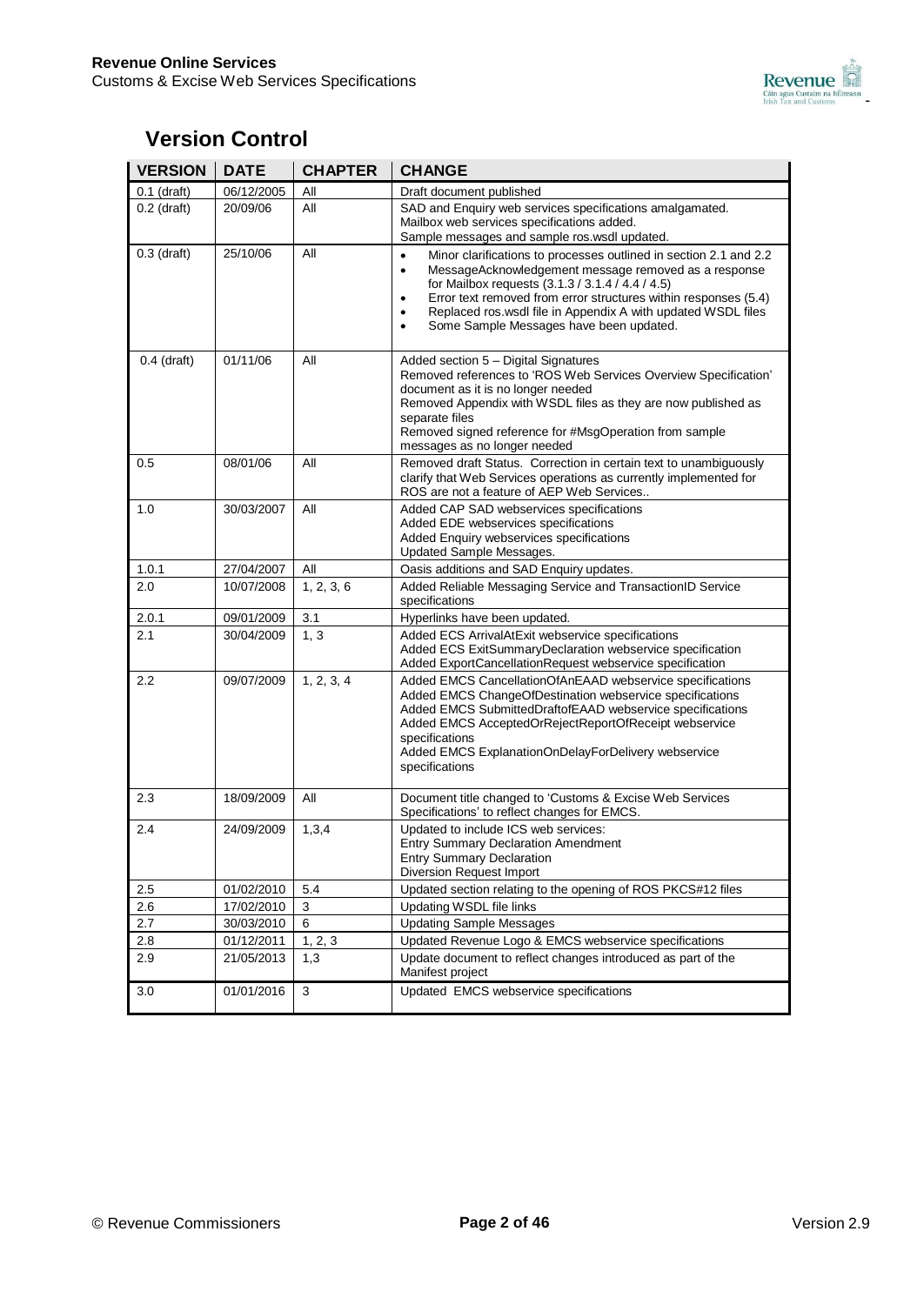## Version Control

| VERSION | DATE | CHAPTER | CHANGE |
|---|---|---|---|
| 0.1 (draft) | 06/12/2005 | All | Draft document published |
| 0.2 (draft) | 20/09/06 | All | SAD and Enquiry web services specifications amalgamated.<br>Mailbox web services specifications added.<br>Sample messages and sample ros.wsdl updated. |
| 0.3 (draft) | 25/10/06 | All | • Minor clarifications to processes outlined in section 2.1 and 2.2<br>• MessageAcknowledgement message removed as a response for Mailbox requests (3.1.3 / 3.1.4 / 4.4 / 4.5)<br>• Error text removed from error structures within responses (5.4)<br>• Replaced ros.wsdl file in Appendix A with updated WSDL files<br>• Some Sample Messages have been updated. |
| 0.4 (draft) | 01/11/06 | All | Added section 5 – Digital Signatures<br>Removed references to 'ROS Web Services Overview Specification' document as it is no longer needed<br>Removed Appendix with WSDL files as they are now published as separate files<br>Removed signed reference for #MsgOperation from sample messages as no longer needed |
| 0.5 | 08/01/06 | All | Removed draft Status. Correction in certain text to unambiguously clarify that Web Services operations as currently implemented for ROS are not a feature of AEP Web Services.. |
| 1.0 | 30/03/2007 | All | Added CAP SAD webservices specifications<br>Added EDE webservices specifications<br>Added Enquiry webservices specifications<br>Updated Sample Messages. |
| 1.0.1 | 27/04/2007 | All | Oasis additions and SAD Enquiry updates. |
| 2.0 | 10/07/2008 | 1, 2, 3, 6 | Added Reliable Messaging Service and TransactionID Service specifications |
| 2.0.1 | 09/01/2009 | 3.1 | Hyperlinks have been updated. |
| 2.1 | 30/04/2009 | 1, 3 | Added ECS ArrivalAtExit webservice specifications<br>Added ECS ExitSummaryDeclaration webservice specification<br>Added ExportCancellationRequest webservice specification |
| 2.2 | 09/07/2009 | 1, 2, 3, 4 | Added EMCS CancellationOfAnEAAD webservice specifications<br>Added EMCS ChangeOfDestination webservice specifications<br>Added EMCS SubmittedDraftofEAAD webservice specifications<br>Added EMCS AcceptedOrRejectReportOfReceipt webservice specifications<br>Added EMCS ExplanationOnDelayForDelivery webservice specifications |
| 2.3 | 18/09/2009 | All | Document title changed to 'Customs & Excise Web Services Specifications' to reflect changes for EMCS. |
| 2.4 | 24/09/2009 | 1,3,4 | Updated to include ICS web services:<br>Entry Summary Declaration Amendment<br>Entry Summary Declaration<br>Diversion Request Import |
| 2.5 | 01/02/2010 | 5.4 | Updated section relating to the opening of ROS PKCS#12 files |
| 2.6 | 17/02/2010 | 3 | Updating WSDL file links |
| 2.7 | 30/03/2010 | 6 | Updating Sample Messages |
| 2.8 | 01/12/2011 | 1, 2, 3 | Updated Revenue Logo & EMCS webservice specifications |
| 2.9 | 21/05/2013 | 1,3 | Update document to reflect changes introduced as part of the Manifest project |
| 3.0 | 01/01/2016 | 3 | Updated EMCS webservice specifications |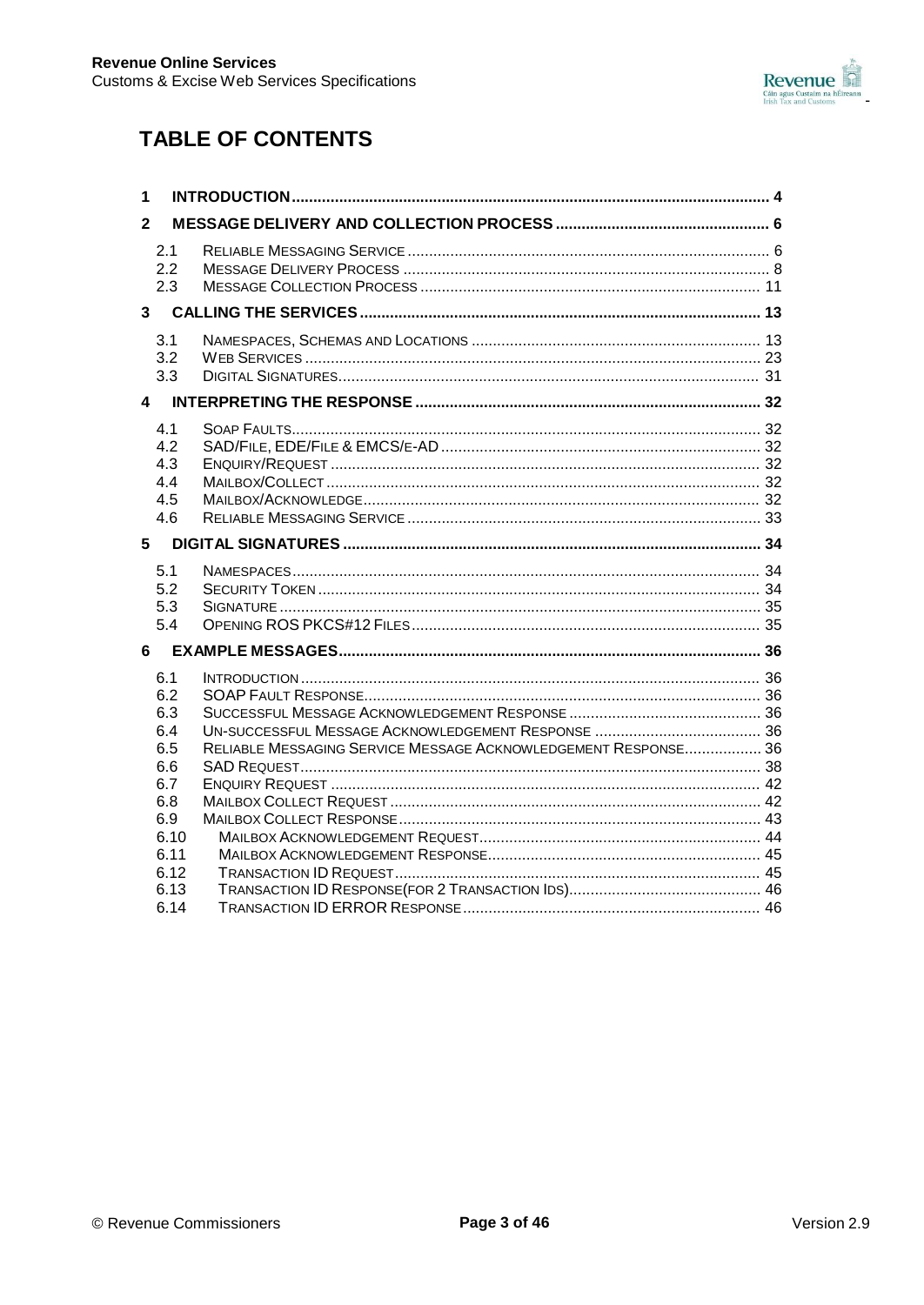## TABLE OF CONTENTS

1 INTRODUCTION .......... 4

2 MESSAGE DELIVERY AND COLLECTION PROCESS .......... 6

- 2.1 RELIABLE MESSAGING SERVICE .......... 6
- 2.2 MESSAGE DELIVERY PROCESS .......... 8
- 2.3 MESSAGE COLLECTION PROCESS .......... 11

3 CALLING THE SERVICES .......... 13

- 3.1 NAMESPACES, SCHEMAS AND LOCATIONS .......... 13
- 3.2 WEB SERVICES .......... 23
- 3.3 DIGITAL SIGNATURES .......... 31

4 INTERPRETING THE RESPONSE .......... 32

- 4.1 SOAP FAULTS .......... 32
- 4.2 SAD/FILE, EDE/FILE & EMCS/E-AD .......... 32
- 4.3 ENQUIRY/REQUEST .......... 32
- 4.4 MAILBOX/COLLECT .......... 32
- 4.5 MAILBOX/ACKNOWLEDGE .......... 32
- 4.6 RELIABLE MESSAGING SERVICE .......... 33

5 DIGITAL SIGNATURES .......... 34

- 5.1 NAMESPACES .......... 34
- 5.2 SECURITY TOKEN .......... 34
- 5.3 SIGNATURE .......... 35
- 5.4 OPENING ROS PKCS#12 FILES .......... 35

6 EXAMPLE MESSAGES .......... 36

- 6.1 INTRODUCTION .......... 36
- 6.2 SOAP FAULT RESPONSE .......... 36
- 6.3 SUCCESSFUL MESSAGE ACKNOWLEDGEMENT RESPONSE .......... 36
- 6.4 UN-SUCCESSFUL MESSAGE ACKNOWLEDGEMENT RESPONSE .......... 36
- 6.5 RELIABLE MESSAGING SERVICE MESSAGE ACKNOWLEDGEMENT RESPONSE .......... 36
- 6.6 SAD REQUEST .......... 38
- 6.7 ENQUIRY REQUEST .......... 42
- 6.8 MAILBOX COLLECT REQUEST .......... 42
- 6.9 MAILBOX COLLECT RESPONSE .......... 43
- 6.10 MAILBOX ACKNOWLEDGEMENT REQUEST .......... 44
- 6.11 MAILBOX ACKNOWLEDGEMENT RESPONSE .......... 45
- 6.12 TRANSACTION ID REQUEST .......... 45
- 6.13 TRANSACTION ID RESPONSE(FOR 2 TRANSACTION IDS) .......... 46
- 6.14 TRANSACTION ID ERROR RESPONSE .......... 46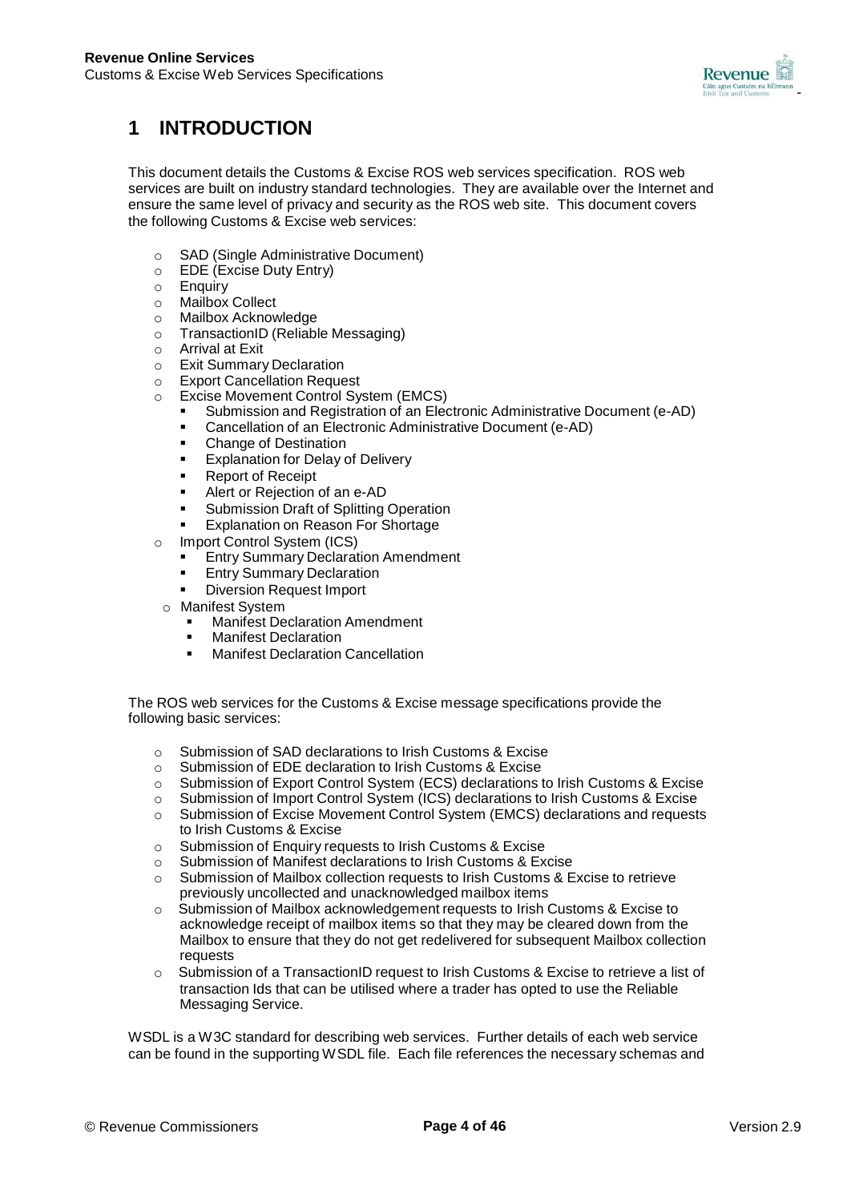# 1 INTRODUCTION

This document details the Customs & Excise ROS web services specification. ROS web services are built on industry standard technologies. They are available over the Internet and ensure the same level of privacy and security as the ROS web site. This document covers the following Customs & Excise web services:

- SAD (Single Administrative Document)
- EDE (Excise Duty Entry)
- Enquiry
- Mailbox Collect
- Mailbox Acknowledge
- TransactionID (Reliable Messaging)
- Arrival at Exit
- Exit Summary Declaration
- Export Cancellation Request
- Excise Movement Control System (EMCS)
  - Submission and Registration of an Electronic Administrative Document (e-AD)
  - Cancellation of an Electronic Administrative Document (e-AD)
  - Change of Destination
  - Explanation for Delay of Delivery
  - Report of Receipt
  - Alert or Rejection of an e-AD
  - Submission Draft of Splitting Operation
  - Explanation on Reason For Shortage
- Import Control System (ICS)
  - Entry Summary Declaration Amendment
  - Entry Summary Declaration
  - Diversion Request Import
- Manifest System
  - Manifest Declaration Amendment
  - Manifest Declaration
  - Manifest Declaration Cancellation

The ROS web services for the Customs & Excise message specifications provide the following basic services:

- Submission of SAD declarations to Irish Customs & Excise
- Submission of EDE declaration to Irish Customs & Excise
- Submission of Export Control System (ECS) declarations to Irish Customs & Excise
- Submission of Import Control System (ICS) declarations to Irish Customs & Excise
- Submission of Excise Movement Control System (EMCS) declarations and requests to Irish Customs & Excise
- Submission of Enquiry requests to Irish Customs & Excise
- Submission of Manifest declarations to Irish Customs & Excise
- Submission of Mailbox collection requests to Irish Customs & Excise to retrieve previously uncollected and unacknowledged mailbox items
- Submission of Mailbox acknowledgement requests to Irish Customs & Excise to acknowledge receipt of mailbox items so that they may be cleared down from the Mailbox to ensure that they do not get redelivered for subsequent Mailbox collection requests
- Submission of a TransactionID request to Irish Customs & Excise to retrieve a list of transaction Ids that can be utilised where a trader has opted to use the Reliable Messaging Service.

WSDL is a W3C standard for describing web services. Further details of each web service can be found in the supporting WSDL file. Each file references the necessary schemas and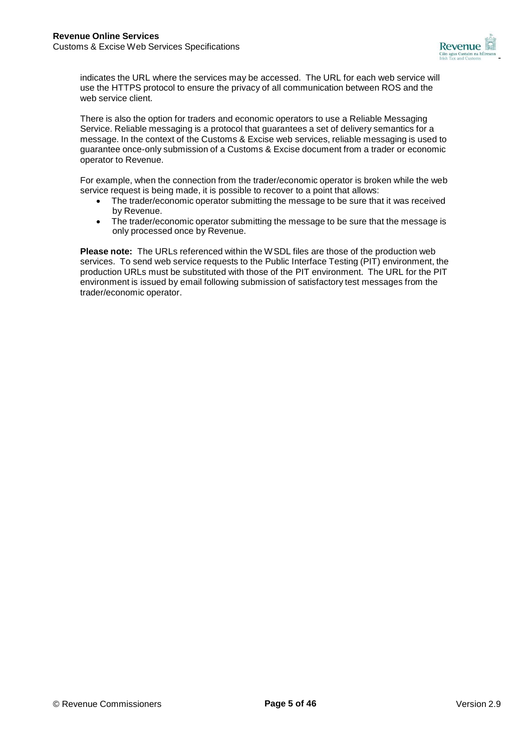indicates the URL where the services may be accessed. The URL for each web service will use the HTTPS protocol to ensure the privacy of all communication between ROS and the web service client.

There is also the option for traders and economic operators to use a Reliable Messaging Service. Reliable messaging is a protocol that guarantees a set of delivery semantics for a message. In the context of the Customs & Excise web services, reliable messaging is used to guarantee once-only submission of a Customs & Excise document from a trader or economic operator to Revenue.

For example, when the connection from the trader/economic operator is broken while the web service request is being made, it is possible to recover to a point that allows:

- The trader/economic operator submitting the message to be sure that it was received by Revenue.
- The trader/economic operator submitting the message to be sure that the message is only processed once by Revenue.

**Please note:** The URLs referenced within the WSDL files are those of the production web services. To send web service requests to the Public Interface Testing (PIT) environment, the production URLs must be substituted with those of the PIT environment. The URL for the PIT environment is issued by email following submission of satisfactory test messages from the trader/economic operator.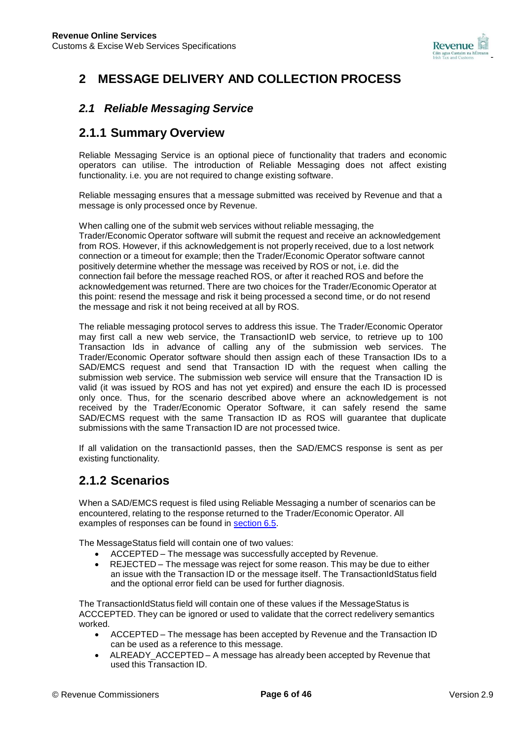# 2 MESSAGE DELIVERY AND COLLECTION PROCESS

## *2.1 Reliable Messaging Service*

## 2.1.1 Summary Overview

Reliable Messaging Service is an optional piece of functionality that traders and economic operators can utilise. The introduction of Reliable Messaging does not affect existing functionality. i.e. you are not required to change existing software.

Reliable messaging ensures that a message submitted was received by Revenue and that a message is only processed once by Revenue.

When calling one of the submit web services without reliable messaging, the Trader/Economic Operator software will submit the request and receive an acknowledgement from ROS. However, if this acknowledgement is not properly received, due to a lost network connection or a timeout for example; then the Trader/Economic Operator software cannot positively determine whether the message was received by ROS or not, i.e. did the connection fail before the message reached ROS, or after it reached ROS and before the acknowledgement was returned. There are two choices for the Trader/Economic Operator at this point: resend the message and risk it being processed a second time, or do not resend the message and risk it not being received at all by ROS.

The reliable messaging protocol serves to address this issue. The Trader/Economic Operator may first call a new web service, the TransactionID web service, to retrieve up to 100 Transaction Ids in advance of calling any of the submission web services. The Trader/Economic Operator software should then assign each of these Transaction IDs to a SAD/EMCS request and send that Transaction ID with the request when calling the submission web service. The submission web service will ensure that the Transaction ID is valid (it was issued by ROS and has not yet expired) and ensure the each ID is processed only once. Thus, for the scenario described above where an acknowledgement is not received by the Trader/Economic Operator Software, it can safely resend the same SAD/ECMS request with the same Transaction ID as ROS will guarantee that duplicate submissions with the same Transaction ID are not processed twice.

If all validation on the transactionId passes, then the SAD/EMCS response is sent as per existing functionality.

## 2.1.2 Scenarios

When a SAD/EMCS request is filed using Reliable Messaging a number of scenarios can be encountered, relating to the response returned to the Trader/Economic Operator. All examples of responses can be found in section 6.5.

The MessageStatus field will contain one of two values:

- ACCEPTED – The message was successfully accepted by Revenue.
- REJECTED – The message was reject for some reason. This may be due to either an issue with the Transaction ID or the message itself. The TransactionIdStatus field and the optional error field can be used for further diagnosis.

The TransactionIdStatus field will contain one of these values if the MessageStatus is ACCCEPTED. They can be ignored or used to validate that the correct redelivery semantics worked.

- ACCEPTED – The message has been accepted by Revenue and the Transaction ID can be used as a reference to this message.
- ALREADY_ACCEPTED – A message has already been accepted by Revenue that used this Transaction ID.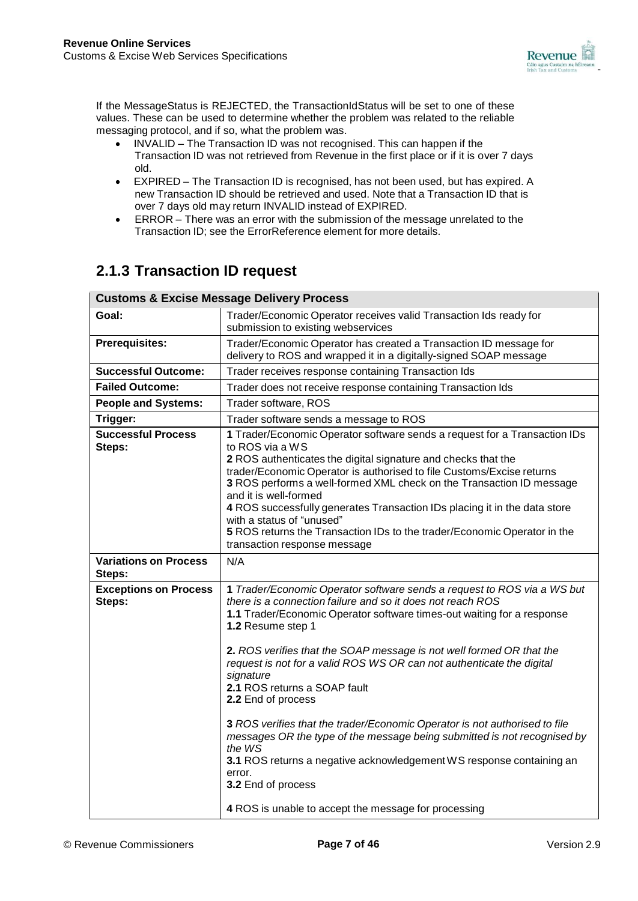If the MessageStatus is REJECTED, the TransactionIdStatus will be set to one of these values. These can be used to determine whether the problem was related to the reliable messaging protocol, and if so, what the problem was.

- INVALID – The Transaction ID was not recognised. This can happen if the Transaction ID was not retrieved from Revenue in the first place or if it is over 7 days old.
- EXPIRED – The Transaction ID is recognised, has not been used, but has expired. A new Transaction ID should be retrieved and used. Note that a Transaction ID that is over 7 days old may return INVALID instead of EXPIRED.
- ERROR – There was an error with the submission of the message unrelated to the Transaction ID; see the ErrorReference element for more details.

## 2.1.3 Transaction ID request

| **Customs & Excise Message Delivery Process** | |
|---|---|
| **Goal:** | Trader/Economic Operator receives valid Transaction Ids ready for submission to existing webservices |
| **Prerequisites:** | Trader/Economic Operator has created a Transaction ID message for delivery to ROS and wrapped it in a digitally-signed SOAP message |
| **Successful Outcome:** | Trader receives response containing Transaction Ids |
| **Failed Outcome:** | Trader does not receive response containing Transaction Ids |
| **People and Systems:** | Trader software, ROS |
| **Trigger:** | Trader software sends a message to ROS |
| **Successful Process Steps:** | **1** Trader/Economic Operator software sends a request for a Transaction IDs to ROS via a WS<br>**2** ROS authenticates the digital signature and checks that the trader/Economic Operator is authorised to file Customs/Excise returns<br>**3** ROS performs a well-formed XML check on the Transaction ID message and it is well-formed<br>**4** ROS successfully generates Transaction IDs placing it in the data store with a status of "unused"<br>**5** ROS returns the Transaction IDs to the trader/Economic Operator in the transaction response message |
| **Variations on Process Steps:** | N/A |
| **Exceptions on Process Steps:** | **1** *Trader/Economic Operator software sends a request to ROS via a WS but there is a connection failure and so it does not reach ROS*<br>**1.1** Trader/Economic Operator software times-out waiting for a response<br>**1.2** Resume step 1<br><br>**2.** *ROS verifies that the SOAP message is not well formed OR that the request is not for a valid ROS WS OR can not authenticate the digital signature*<br>**2.1** ROS returns a SOAP fault<br>**2.2** End of process<br><br>**3** *ROS verifies that the trader/Economic Operator is not authorised to file messages OR the type of the message being submitted is not recognised by the WS*<br>**3.1** ROS returns a negative acknowledgement WS response containing an error.<br>**3.2** End of process<br><br>**4** ROS is unable to accept the message for processing |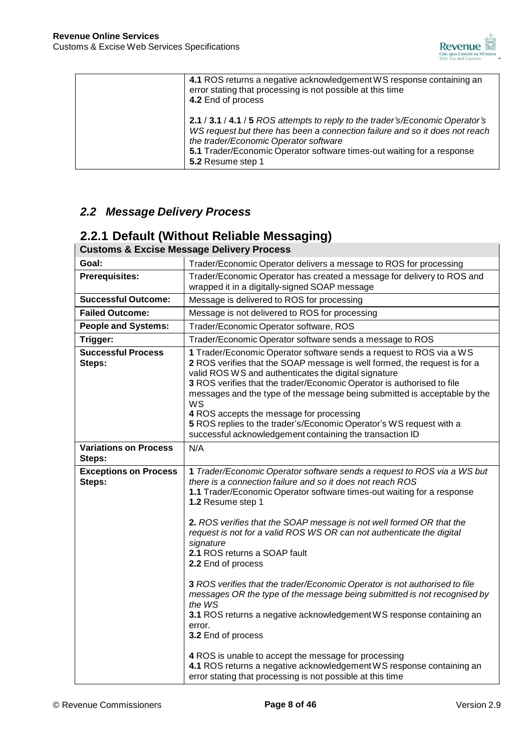| | |
|---|---|
| | **4.1** ROS returns a negative acknowledgement WS response containing an error stating that processing is not possible at this time<br>**4.2** End of process<br><br>**2.1** / **3.1** / **4.1** / **5** *ROS attempts to reply to the trader's/Economic Operator's WS request but there has been a connection failure and so it does not reach the trader/Economic Operator software*<br>**5.1** Trader/Economic Operator software times-out waiting for a response<br>**5.2** Resume step 1 |

## *2.2 Message Delivery Process*

### 2.2.1 Default (Without Reliable Messaging)

| **Customs & Excise Message Delivery Process** | |
|---|---|
| **Goal:** | Trader/Economic Operator delivers a message to ROS for processing |
| **Prerequisites:** | Trader/Economic Operator has created a message for delivery to ROS and wrapped it in a digitally-signed SOAP message |
| **Successful Outcome:** | Message is delivered to ROS for processing |
| **Failed Outcome:** | Message is not delivered to ROS for processing |
| **People and Systems:** | Trader/Economic Operator software, ROS |
| **Trigger:** | Trader/Economic Operator software sends a message to ROS |
| **Successful Process Steps:** | **1** Trader/Economic Operator software sends a request to ROS via a WS<br>**2** ROS verifies that the SOAP message is well formed, the request is for a valid ROS WS and authenticates the digital signature<br>**3** ROS verifies that the trader/Economic Operator is authorised to file messages and the type of the message being submitted is acceptable by the WS<br>**4** ROS accepts the message for processing<br>**5** ROS replies to the trader's/Economic Operator's WS request with a successful acknowledgement containing the transaction ID |
| **Variations on Process Steps:** | N/A |
| **Exceptions on Process Steps:** | **1** *Trader/Economic Operator software sends a request to ROS via a WS but there is a connection failure and so it does not reach ROS*<br>**1.1** Trader/Economic Operator software times-out waiting for a response<br>**1.2** Resume step 1<br><br>**2.** *ROS verifies that the SOAP message is not well formed OR that the request is not for a valid ROS WS OR can not authenticate the digital signature*<br>**2.1** ROS returns a SOAP fault<br>**2.2** End of process<br><br>**3** *ROS verifies that the trader/Economic Operator is not authorised to file messages OR the type of the message being submitted is not recognised by the WS*<br>**3.1** ROS returns a negative acknowledgement WS response containing an error.<br>**3.2** End of process<br><br>**4** ROS is unable to accept the message for processing<br>**4.1** ROS returns a negative acknowledgement WS response containing an error stating that processing is not possible at this time |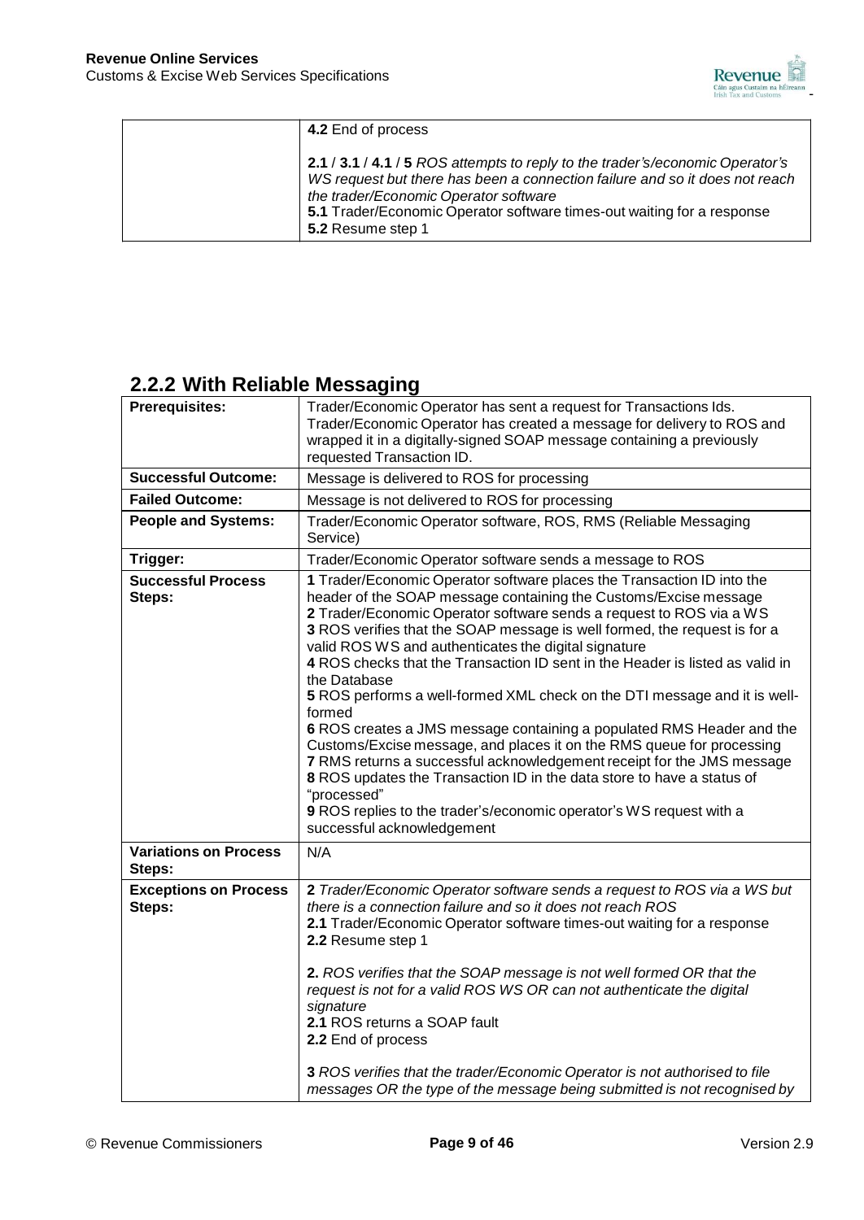| | |
|---|---|
| | **4.2** End of process<br><br>**2.1** / **3.1** / **4.1** / **5** *ROS attempts to reply to the trader's/economic Operator's WS request but there has been a connection failure and so it does not reach the trader/Economic Operator software*<br>**5.1** Trader/Economic Operator software times-out waiting for a response<br>**5.2** Resume step 1 |

## 2.2.2 With Reliable Messaging

| | |
|---|---|
| **Prerequisites:** | Trader/Economic Operator has sent a request for Transactions Ids. Trader/Economic Operator has created a message for delivery to ROS and wrapped it in a digitally-signed SOAP message containing a previously requested Transaction ID. |
| **Successful Outcome:** | Message is delivered to ROS for processing |
| **Failed Outcome:** | Message is not delivered to ROS for processing |
| **People and Systems:** | Trader/Economic Operator software, ROS, RMS (Reliable Messaging Service) |
| **Trigger:** | Trader/Economic Operator software sends a message to ROS |
| **Successful Process Steps:** | **1** Trader/Economic Operator software places the Transaction ID into the header of the SOAP message containing the Customs/Excise message<br>**2** Trader/Economic Operator software sends a request to ROS via a WS<br>**3** ROS verifies that the SOAP message is well formed, the request is for a valid ROS WS and authenticates the digital signature<br>**4** ROS checks that the Transaction ID sent in the Header is listed as valid in the Database<br>**5** ROS performs a well-formed XML check on the DTI message and it is well-formed<br>**6** ROS creates a JMS message containing a populated RMS Header and the Customs/Excise message, and places it on the RMS queue for processing<br>**7** RMS returns a successful acknowledgement receipt for the JMS message<br>**8** ROS updates the Transaction ID in the data store to have a status of "processed"<br>**9** ROS replies to the trader's/economic operator's WS request with a successful acknowledgement |
| **Variations on Process Steps:** | N/A |
| **Exceptions on Process Steps:** | **2** *Trader/Economic Operator software sends a request to ROS via a WS but there is a connection failure and so it does not reach ROS*<br>**2.1** Trader/Economic Operator software times-out waiting for a response<br>**2.2** Resume step 1<br><br>**2.** *ROS verifies that the SOAP message is not well formed OR that the request is not for a valid ROS WS OR can not authenticate the digital signature*<br>**2.1** ROS returns a SOAP fault<br>**2.2** End of process<br><br>**3** *ROS verifies that the trader/Economic Operator is not authorised to file messages OR the type of the message being submitted is not recognised by* |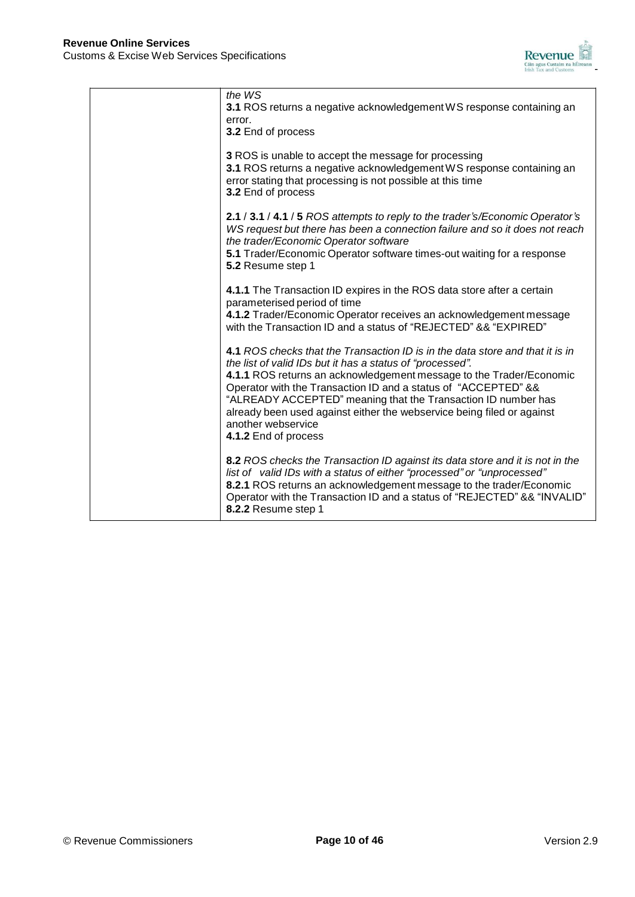| | |
|---|---|
| | *the WS*<br>**3.1** ROS returns a negative acknowledgement WS response containing an error.<br>**3.2** End of process<br><br>**3** ROS is unable to accept the message for processing<br>**3.1** ROS returns a negative acknowledgement WS response containing an error stating that processing is not possible at this time<br>**3.2** End of process<br><br>**2.1** / **3.1** / **4.1** / **5** *ROS attempts to reply to the trader's/Economic Operator's WS request but there has been a connection failure and so it does not reach the trader/Economic Operator software*<br>**5.1** Trader/Economic Operator software times-out waiting for a response<br>**5.2** Resume step 1<br><br>**4.1.1** The Transaction ID expires in the ROS data store after a certain parameterised period of time<br>**4.1.2** Trader/Economic Operator receives an acknowledgement message with the Transaction ID and a status of "REJECTED" && "EXPIRED"<br><br>**4.1** *ROS checks that the Transaction ID is in the data store and that it is in the list of valid IDs but it has a status of "processed".*<br>**4.1.1** ROS returns an acknowledgement message to the Trader/Economic Operator with the Transaction ID and a status of "ACCEPTED" && "ALREADY ACCEPTED" meaning that the Transaction ID number has already been used against either the webservice being filed or against another webservice<br>**4.1.2** End of process<br><br>**8.2** *ROS checks the Transaction ID against its data store and it is not in the list of valid IDs with a status of either "processed" or "unprocessed"*<br>**8.2.1** ROS returns an acknowledgement message to the trader/Economic Operator with the Transaction ID and a status of "REJECTED" && "INVALID"<br>**8.2.2** Resume step 1 |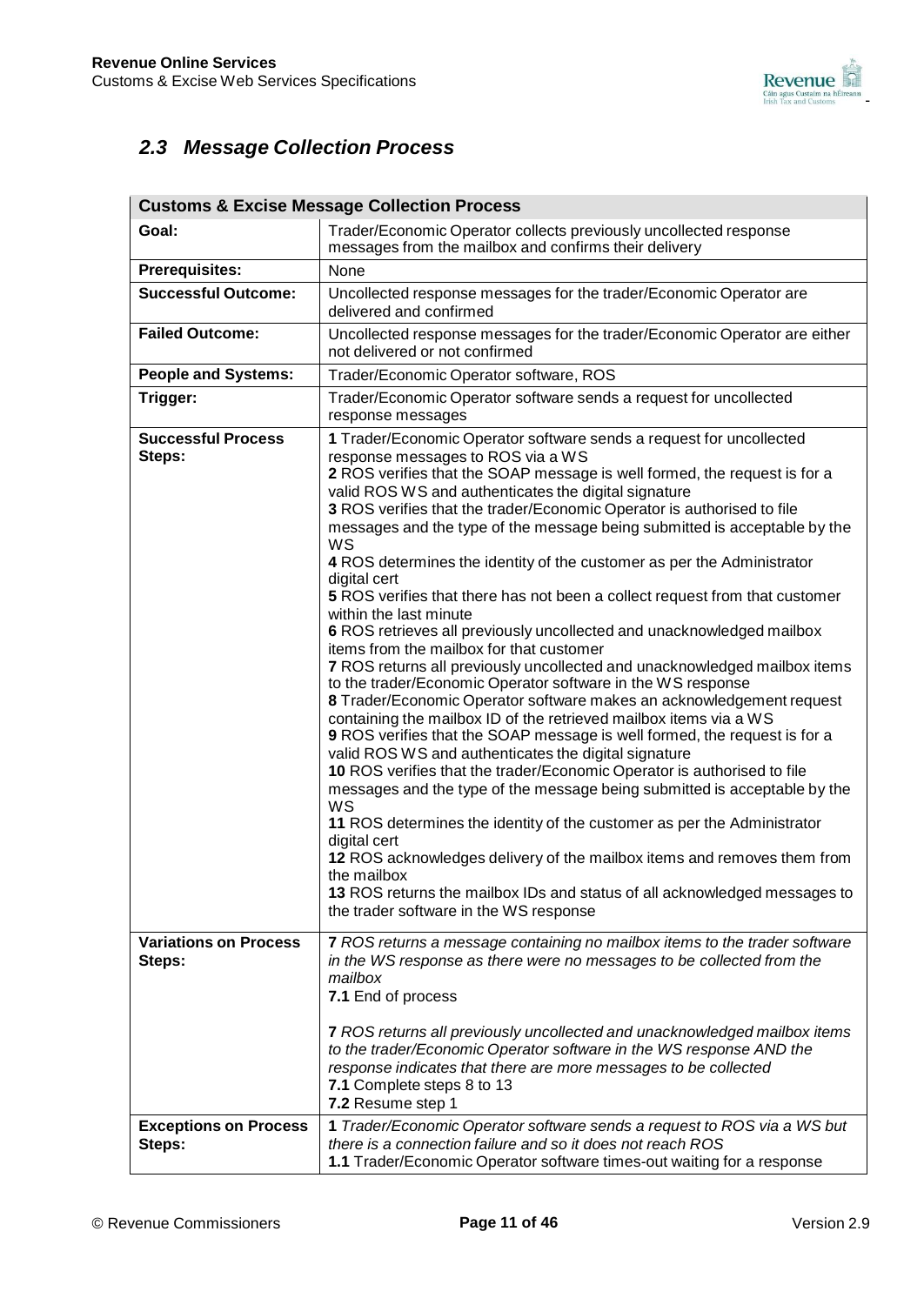## *2.3 Message Collection Process*

| **Customs & Excise Message Collection Process** | |
|---|---|
| **Goal:** | Trader/Economic Operator collects previously uncollected response messages from the mailbox and confirms their delivery |
| **Prerequisites:** | None |
| **Successful Outcome:** | Uncollected response messages for the trader/Economic Operator are delivered and confirmed |
| **Failed Outcome:** | Uncollected response messages for the trader/Economic Operator are either not delivered or not confirmed |
| **People and Systems:** | Trader/Economic Operator software, ROS |
| **Trigger:** | Trader/Economic Operator software sends a request for uncollected response messages |
| **Successful Process Steps:** | **1** Trader/Economic Operator software sends a request for uncollected response messages to ROS via a WS<br>**2** ROS verifies that the SOAP message is well formed, the request is for a valid ROS WS and authenticates the digital signature<br>**3** ROS verifies that the trader/Economic Operator is authorised to file messages and the type of the message being submitted is acceptable by the WS<br>**4** ROS determines the identity of the customer as per the Administrator digital cert<br>**5** ROS verifies that there has not been a collect request from that customer within the last minute<br>**6** ROS retrieves all previously uncollected and unacknowledged mailbox items from the mailbox for that customer<br>**7** ROS returns all previously uncollected and unacknowledged mailbox items to the trader/Economic Operator software in the WS response<br>**8** Trader/Economic Operator software makes an acknowledgement request containing the mailbox ID of the retrieved mailbox items via a WS<br>**9** ROS verifies that the SOAP message is well formed, the request is for a valid ROS WS and authenticates the digital signature<br>**10** ROS verifies that the trader/Economic Operator is authorised to file messages and the type of the message being submitted is acceptable by the WS<br>**11** ROS determines the identity of the customer as per the Administrator digital cert<br>**12** ROS acknowledges delivery of the mailbox items and removes them from the mailbox<br>**13** ROS returns the mailbox IDs and status of all acknowledged messages to the trader software in the WS response |
| **Variations on Process Steps:** | **7** *ROS returns a message containing no mailbox items to the trader software in the WS response as there were no messages to be collected from the mailbox*<br>**7.1** End of process<br><br>**7** *ROS returns all previously uncollected and unacknowledged mailbox items to the trader/Economic Operator software in the WS response AND the response indicates that there are more messages to be collected*<br>**7.1** Complete steps 8 to 13<br>**7.2** Resume step 1 |
| **Exceptions on Process Steps:** | **1** *Trader/Economic Operator software sends a request to ROS via a WS but there is a connection failure and so it does not reach ROS*<br>**1.1** Trader/Economic Operator software times-out waiting for a response |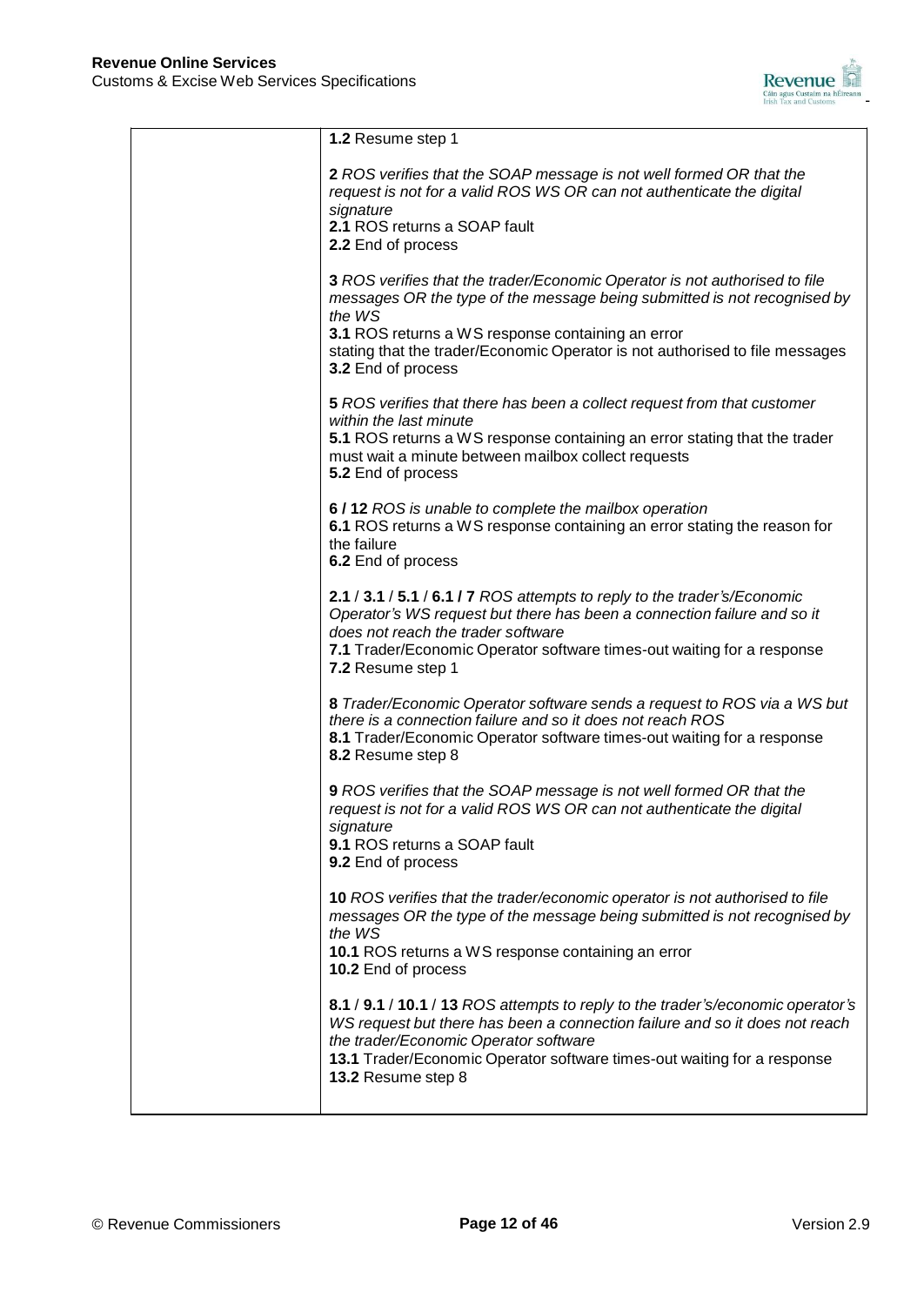| | **1.2** Resume step 1<br><br>**2** *ROS verifies that the SOAP message is not well formed OR that the request is not for a valid ROS WS OR can not authenticate the digital signature*<br>**2.1** ROS returns a SOAP fault<br>**2.2** End of process<br><br>**3** *ROS verifies that the trader/Economic Operator is not authorised to file messages OR the type of the message being submitted is not recognised by the WS*<br>**3.1** ROS returns a WS response containing an error stating that the trader/Economic Operator is not authorised to file messages<br>**3.2** End of process<br><br>**5** *ROS verifies that there has been a collect request from that customer within the last minute*<br>**5.1** ROS returns a WS response containing an error stating that the trader must wait a minute between mailbox collect requests<br>**5.2** End of process<br><br>**6 / 12** *ROS is unable to complete the mailbox operation*<br>**6.1** ROS returns a WS response containing an error stating the reason for the failure<br>**6.2** End of process<br><br>**2.1** / **3.1** / **5.1** / **6.1 / 7** *ROS attempts to reply to the trader's/Economic Operator's WS request but there has been a connection failure and so it does not reach the trader software*<br>**7.1** Trader/Economic Operator software times-out waiting for a response<br>**7.2** Resume step 1<br><br>**8** *Trader/Economic Operator software sends a request to ROS via a WS but there is a connection failure and so it does not reach ROS*<br>**8.1** Trader/Economic Operator software times-out waiting for a response<br>**8.2** Resume step 8<br><br>**9** *ROS verifies that the SOAP message is not well formed OR that the request is not for a valid ROS WS OR can not authenticate the digital signature*<br>**9.1** ROS returns a SOAP fault<br>**9.2** End of process<br><br>**10** *ROS verifies that the trader/economic operator is not authorised to file messages OR the type of the message being submitted is not recognised by the WS*<br>**10.1** ROS returns a WS response containing an error<br>**10.2** End of process<br><br>**8.1** / **9.1** / **10.1** / **13** *ROS attempts to reply to the trader's/economic operator's WS request but there has been a connection failure and so it does not reach the trader/Economic Operator software*<br>**13.1** Trader/Economic Operator software times-out waiting for a response<br>**13.2** Resume step 8 |
|---|---|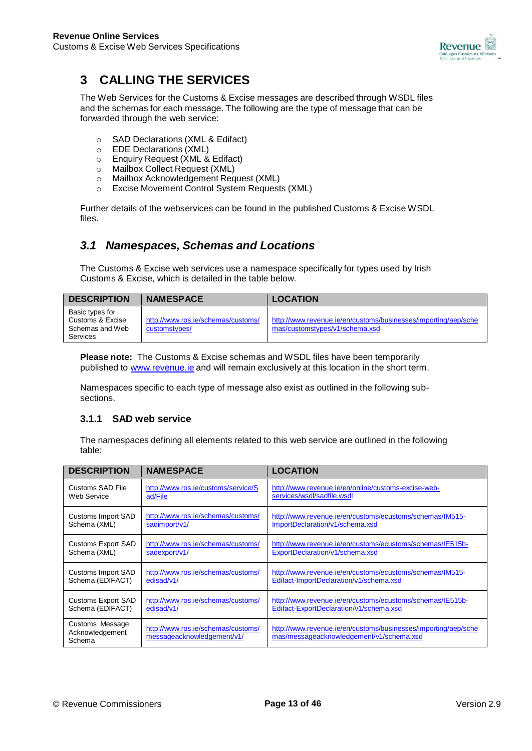# 3 CALLING THE SERVICES

The Web Services for the Customs & Excise messages are described through WSDL files and the schemas for each message. The following are the type of message that can be forwarded through the web service:

- SAD Declarations (XML & Edifact)
- EDE Declarations (XML)
- Enquiry Request (XML & Edifact)
- Mailbox Collect Request (XML)
- Mailbox Acknowledgement Request (XML)
- Excise Movement Control System Requests (XML)

Further details of the webservices can be found in the published Customs & Excise WSDL files.

## *3.1 Namespaces, Schemas and Locations*

The Customs & Excise web services use a namespace specifically for types used by Irish Customs & Excise, which is detailed in the table below.

| DESCRIPTION | NAMESPACE | LOCATION |
|---|---|---|
| Basic types for Customs & Excise Schemas and Web Services | http://www.ros.ie/schemas/customs/customstypes/ | http://www.revenue.ie/en/customs/businesses/importing/aep/schemas/customstypes/v1/schema.xsd |

**Please note:** The Customs & Excise schemas and WSDL files have been temporarily published to www.revenue.ie and will remain exclusively at this location in the short term.

Namespaces specific to each type of message also exist as outlined in the following sub-sections.

### 3.1.1 SAD web service

The namespaces defining all elements related to this web service are outlined in the following table:

| DESCRIPTION | NAMESPACE | LOCATION |
|---|---|---|
| Customs SAD File Web Service | http://www.ros.ie/customs/service/Sad/File | http://www.revenue.ie/en/online/customs-excise-web-services/wsdl/sadfile.wsdl |
| Customs Import SAD Schema (XML) | http://www.ros.ie/schemas/customs/sadimport/v1/ | http://www.revenue.ie/en/customs/ecustoms/schemas/IM515-ImportDeclaration/v1/schema.xsd |
| Customs Export SAD Schema (XML) | http://www.ros.ie/schemas/customs/sadexport/v1/ | http://www.revenue.ie/en/customs/ecustoms/schemas/IE515b-ExportDeclaration/v1/schema.xsd |
| Customs Import SAD Schema (EDIFACT) | http://www.ros.ie/schemas/customs/edisad/v1/ | http://www.revenue.ie/en/customs/ecustoms/schemas/IM515-Edifact-ImportDeclaration/v1/schema.xsd |
| Customs Export SAD Schema (EDIFACT) | http://www.ros.ie/schemas/customs/edisad/v1/ | http://www.revenue.ie/en/customs/ecustoms/schemas/IE515b-Edifact-ExportDeclaration/v1/schema.xsd |
| Customs Message Acknowledgement Schema | http://www.ros.ie/schemas/customs/messageacknowledgement/v1/ | http://www.revenue.ie/en/customs/businesses/importing/aep/schemas/messageacknowledgement/v1/schema.xsd |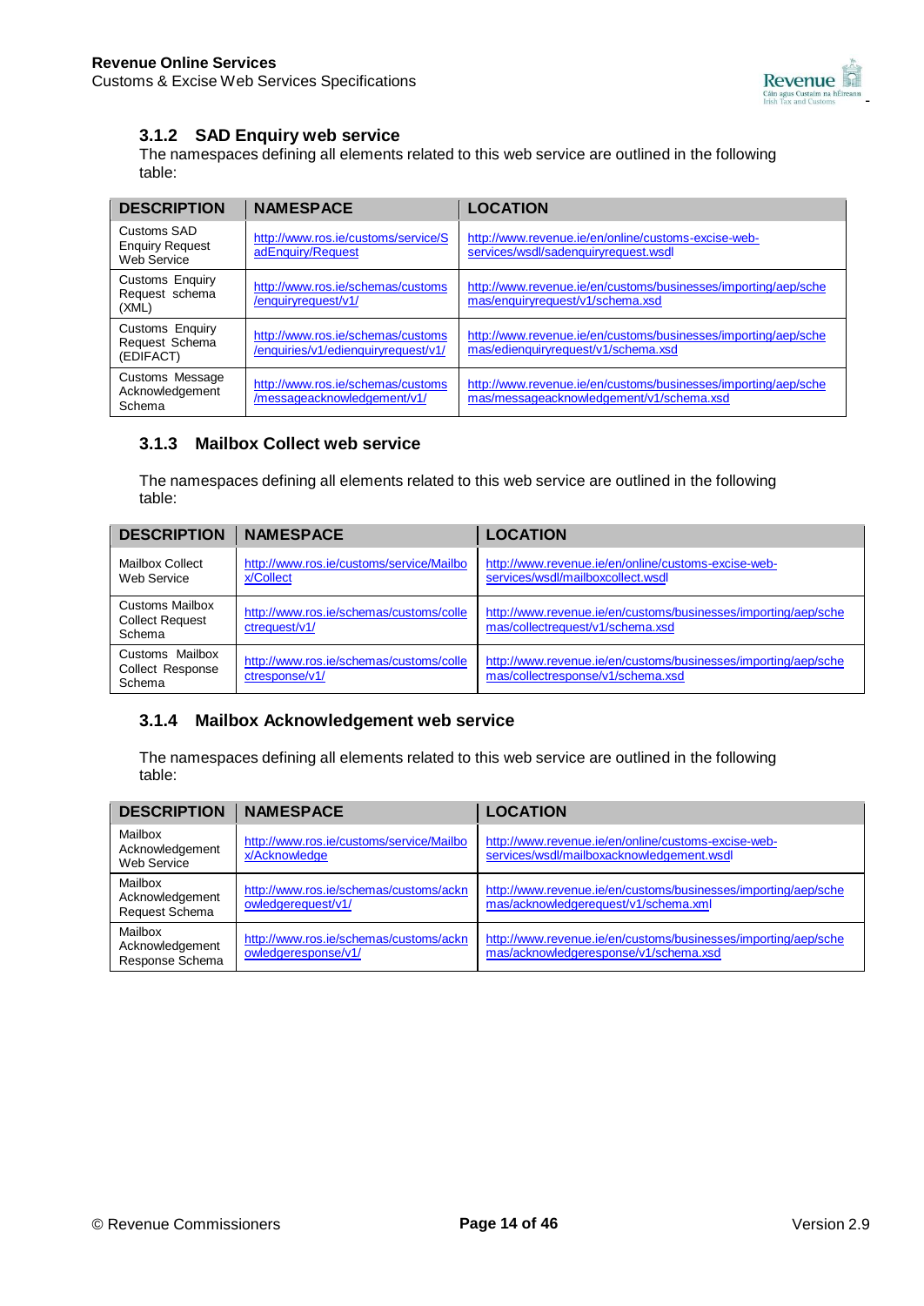### 3.1.2 SAD Enquiry web service

The namespaces defining all elements related to this web service are outlined in the following table:

| DESCRIPTION | NAMESPACE | LOCATION |
|---|---|---|
| Customs SAD Enquiry Request Web Service | http://www.ros.ie/customs/service/SadEnquiry/Request | http://www.revenue.ie/en/online/customs-excise-web-services/wsdl/sadenquiryrequest.wsdl |
| Customs Enquiry Request schema (XML) | http://www.ros.ie/schemas/customs/enquiryrequest/v1/ | http://www.revenue.ie/en/customs/businesses/importing/aep/schemas/enquiryrequest/v1/schema.xsd |
| Customs Enquiry Request Schema (EDIFACT) | http://www.ros.ie/schemas/customs/enquiries/v1/edienquiryrequest/v1/ | http://www.revenue.ie/en/customs/businesses/importing/aep/schemas/edienquiryrequest/v1/schema.xsd |
| Customs Message Acknowledgement Schema | http://www.ros.ie/schemas/customs/messageacknowledgement/v1/ | http://www.revenue.ie/en/customs/businesses/importing/aep/schemas/messageacknowledgement/v1/schema.xsd |

### 3.1.3 Mailbox Collect web service

The namespaces defining all elements related to this web service are outlined in the following table:

| DESCRIPTION | NAMESPACE | LOCATION |
|---|---|---|
| Mailbox Collect Web Service | http://www.ros.ie/customs/service/Mailbox/Collect | http://www.revenue.ie/en/online/customs-excise-web-services/wsdl/mailboxcollect.wsdl |
| Customs Mailbox Collect Request Schema | http://www.ros.ie/schemas/customs/collectrequest/v1/ | http://www.revenue.ie/en/customs/businesses/importing/aep/schemas/collectrequest/v1/schema.xsd |
| Customs Mailbox Collect Response Schema | http://www.ros.ie/schemas/customs/collectresponse/v1/ | http://www.revenue.ie/en/customs/businesses/importing/aep/schemas/collectresponse/v1/schema.xsd |

### 3.1.4 Mailbox Acknowledgement web service

The namespaces defining all elements related to this web service are outlined in the following table:

| DESCRIPTION | NAMESPACE | LOCATION |
|---|---|---|
| Mailbox Acknowledgement Web Service | http://www.ros.ie/customs/service/Mailbox/Acknowledge | http://www.revenue.ie/en/online/customs-excise-web-services/wsdl/mailboxacknowledgement.wsdl |
| Mailbox Acknowledgement Request Schema | http://www.ros.ie/schemas/customs/acknowledgerequest/v1/ | http://www.revenue.ie/en/customs/businesses/importing/aep/schemas/acknowledgerequest/v1/schema.xml |
| Mailbox Acknowledgement Response Schema | http://www.ros.ie/schemas/customs/acknowledgeresponse/v1/ | http://www.revenue.ie/en/customs/businesses/importing/aep/schemas/acknowledgeresponse/v1/schema.xsd |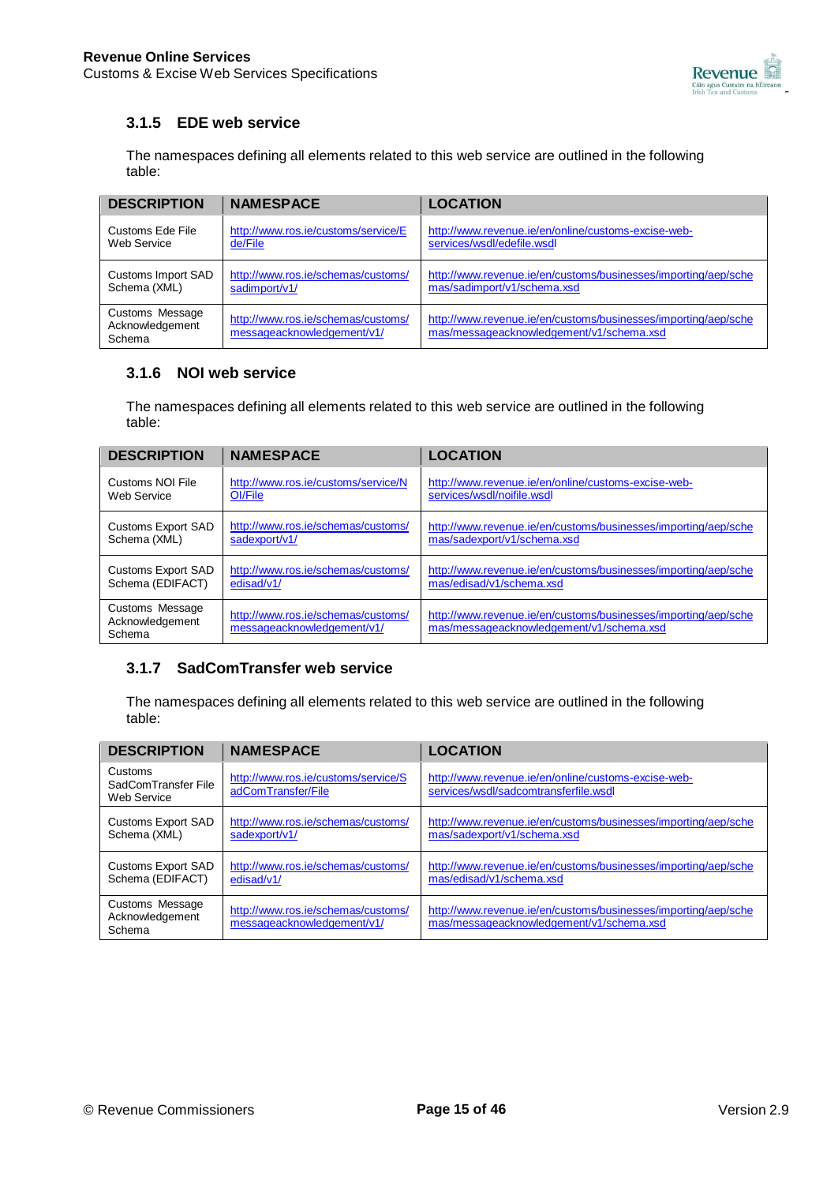### 3.1.5 EDE web service

The namespaces defining all elements related to this web service are outlined in the following table:

| DESCRIPTION | NAMESPACE | LOCATION |
|---|---|---|
| Customs Ede File Web Service | http://www.ros.ie/customs/service/Ede/File | http://www.revenue.ie/en/online/customs-excise-web-services/wsdl/edefile.wsdl |
| Customs Import SAD Schema (XML) | http://www.ros.ie/schemas/customs/sadimport/v1/ | http://www.revenue.ie/en/customs/businesses/importing/aep/schemas/sadimport/v1/schema.xsd |
| Customs Message Acknowledgement Schema | http://www.ros.ie/schemas/customs/messageacknowledgement/v1/ | http://www.revenue.ie/en/customs/businesses/importing/aep/schemas/messageacknowledgement/v1/schema.xsd |

### 3.1.6 NOI web service

The namespaces defining all elements related to this web service are outlined in the following table:

| DESCRIPTION | NAMESPACE | LOCATION |
|---|---|---|
| Customs NOI File Web Service | http://www.ros.ie/customs/service/NOI/File | http://www.revenue.ie/en/online/customs-excise-web-services/wsdl/noifile.wsdl |
| Customs Export SAD Schema (XML) | http://www.ros.ie/schemas/customs/sadexport/v1/ | http://www.revenue.ie/en/customs/businesses/importing/aep/schemas/sadexport/v1/schema.xsd |
| Customs Export SAD Schema (EDIFACT) | http://www.ros.ie/schemas/customs/edisad/v1/ | http://www.revenue.ie/en/customs/businesses/importing/aep/schemas/edisad/v1/schema.xsd |
| Customs Message Acknowledgement Schema | http://www.ros.ie/schemas/customs/messageacknowledgement/v1/ | http://www.revenue.ie/en/customs/businesses/importing/aep/schemas/messageacknowledgement/v1/schema.xsd |

### 3.1.7 SadComTransfer web service

The namespaces defining all elements related to this web service are outlined in the following table:

| DESCRIPTION | NAMESPACE | LOCATION |
|---|---|---|
| Customs SadComTransfer File Web Service | http://www.ros.ie/customs/service/SadComTransfer/File | http://www.revenue.ie/en/online/customs-excise-web-services/wsdl/sadcomtransferfile.wsdl |
| Customs Export SAD Schema (XML) | http://www.ros.ie/schemas/customs/sadexport/v1/ | http://www.revenue.ie/en/customs/businesses/importing/aep/schemas/sadexport/v1/schema.xsd |
| Customs Export SAD Schema (EDIFACT) | http://www.ros.ie/schemas/customs/edisad/v1/ | http://www.revenue.ie/en/customs/businesses/importing/aep/schemas/edisad/v1/schema.xsd |
| Customs Message Acknowledgement Schema | http://www.ros.ie/schemas/customs/messageacknowledgement/v1/ | http://www.revenue.ie/en/customs/businesses/importing/aep/schemas/messageacknowledgement/v1/schema.xsd |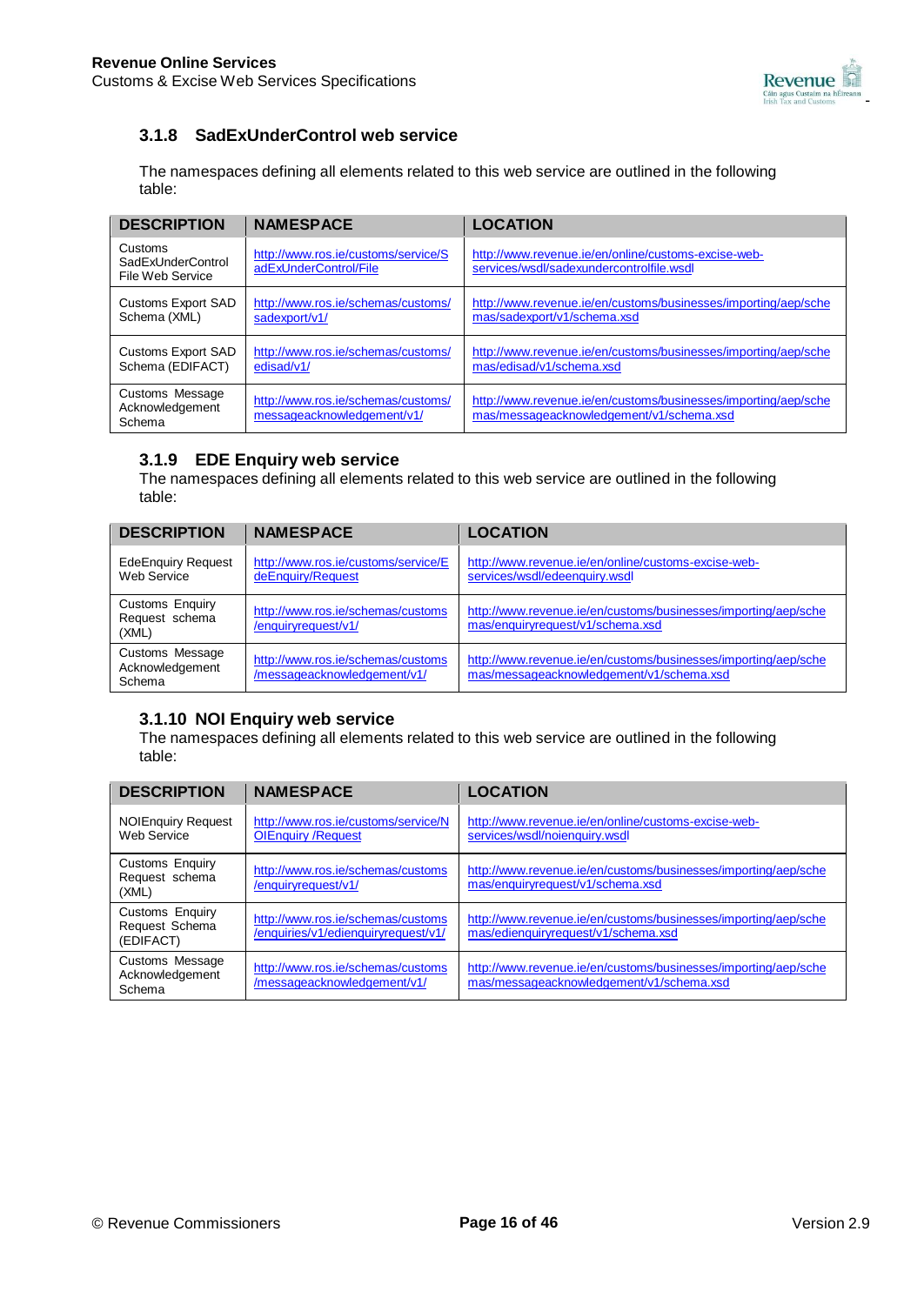### 3.1.8 SadExUnderControl web service

The namespaces defining all elements related to this web service are outlined in the following table:

| DESCRIPTION | NAMESPACE | LOCATION |
| --- | --- | --- |
| Customs SadExUnderControl File Web Service | http://www.ros.ie/customs/service/SadExUnderControl/File | http://www.revenue.ie/en/online/customs-excise-web-services/wsdl/sadexundercontrolfile.wsdl |
| Customs Export SAD Schema (XML) | http://www.ros.ie/schemas/customs/sadexport/v1/ | http://www.revenue.ie/en/customs/businesses/importing/aep/schemas/sadexport/v1/schema.xsd |
| Customs Export SAD Schema (EDIFACT) | http://www.ros.ie/schemas/customs/edisad/v1/ | http://www.revenue.ie/en/customs/businesses/importing/aep/schemas/edisad/v1/schema.xsd |
| Customs Message Acknowledgement Schema | http://www.ros.ie/schemas/customs/messageacknowledgement/v1/ | http://www.revenue.ie/en/customs/businesses/importing/aep/schemas/messageacknowledgement/v1/schema.xsd |

### 3.1.9 EDE Enquiry web service

The namespaces defining all elements related to this web service are outlined in the following table:

| DESCRIPTION | NAMESPACE | LOCATION |
| --- | --- | --- |
| EdeEnquiry Request Web Service | http://www.ros.ie/customs/service/EdeEnquiry/Request | http://www.revenue.ie/en/online/customs-excise-web-services/wsdl/edeenquiry.wsdl |
| Customs Enquiry Request schema (XML) | http://www.ros.ie/schemas/customs/enquiryrequest/v1/ | http://www.revenue.ie/en/customs/businesses/importing/aep/schemas/enquiryrequest/v1/schema.xsd |
| Customs Message Acknowledgement Schema | http://www.ros.ie/schemas/customs/messageacknowledgement/v1/ | http://www.revenue.ie/en/customs/businesses/importing/aep/schemas/messageacknowledgement/v1/schema.xsd |

### 3.1.10 NOI Enquiry web service

The namespaces defining all elements related to this web service are outlined in the following table:

| DESCRIPTION | NAMESPACE | LOCATION |
| --- | --- | --- |
| NOIEnquiry Request Web Service | http://www.ros.ie/customs/service/NOIEnquiry /Request | http://www.revenue.ie/en/online/customs-excise-web-services/wsdl/noienquiry.wsdl |
| Customs Enquiry Request schema (XML) | http://www.ros.ie/schemas/customs/enquiryrequest/v1/ | http://www.revenue.ie/en/customs/businesses/importing/aep/schemas/enquiryrequest/v1/schema.xsd |
| Customs Enquiry Request Schema (EDIFACT) | http://www.ros.ie/schemas/customs/enquiries/v1/edienquiryrequest/v1/ | http://www.revenue.ie/en/customs/businesses/importing/aep/schemas/edienquiryrequest/v1/schema.xsd |
| Customs Message Acknowledgement Schema | http://www.ros.ie/schemas/customs/messageacknowledgement/v1/ | http://www.revenue.ie/en/customs/businesses/importing/aep/schemas/messageacknowledgement/v1/schema.xsd |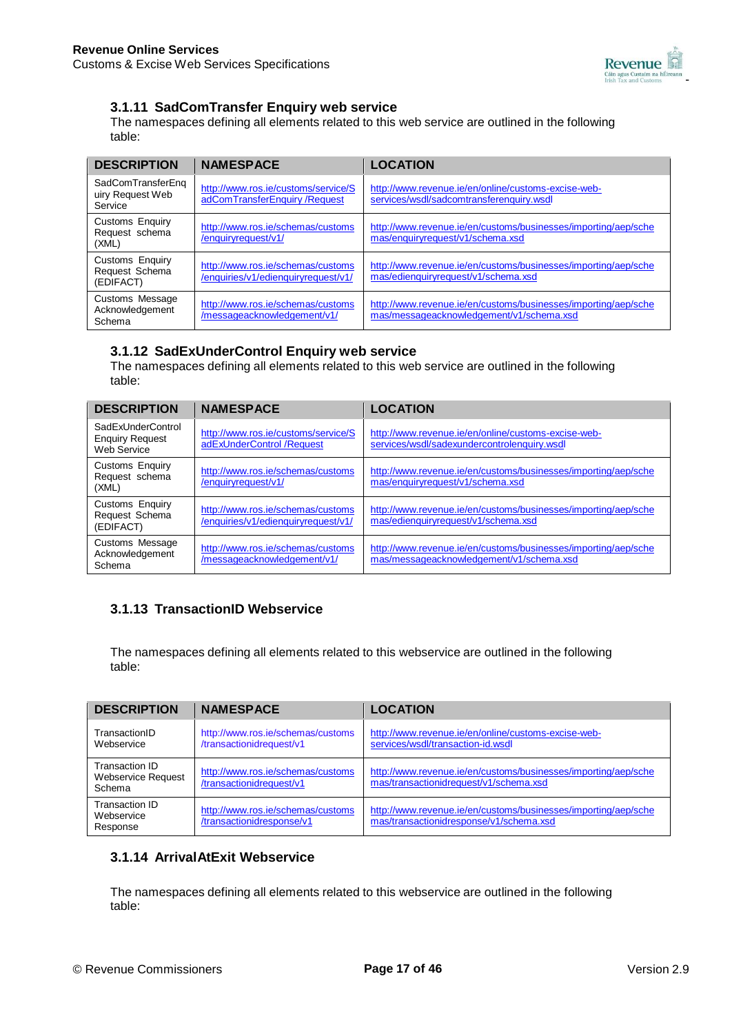### 3.1.11 SadComTransfer Enquiry web service

The namespaces defining all elements related to this web service are outlined in the following table:

| DESCRIPTION | NAMESPACE | LOCATION |
|---|---|---|
| SadComTransferEnquiry Request Web Service | http://www.ros.ie/customs/service/SadComTransferEnquiry /Request | http://www.revenue.ie/en/online/customs-excise-web-services/wsdl/sadcomtransferenquiry.wsdl |
| Customs Enquiry Request schema (XML) | http://www.ros.ie/schemas/customs/enquiryrequest/v1/ | http://www.revenue.ie/en/customs/businesses/importing/aep/schemas/enquiryrequest/v1/schema.xsd |
| Customs Enquiry Request Schema (EDIFACT) | http://www.ros.ie/schemas/customs/enquiries/v1/edienquiryrequest/v1/ | http://www.revenue.ie/en/customs/businesses/importing/aep/schemas/edienquiryrequest/v1/schema.xsd |
| Customs Message Acknowledgement Schema | http://www.ros.ie/schemas/customs/messageacknowledgement/v1/ | http://www.revenue.ie/en/customs/businesses/importing/aep/schemas/messageacknowledgement/v1/schema.xsd |

### 3.1.12 SadExUnderControl Enquiry web service

The namespaces defining all elements related to this web service are outlined in the following table:

| DESCRIPTION | NAMESPACE | LOCATION |
|---|---|---|
| SadExUnderControl Enquiry Request Web Service | http://www.ros.ie/customs/service/SadExUnderControl /Request | http://www.revenue.ie/en/online/customs-excise-web-services/wsdl/sadexundercontrolenquiry.wsdl |
| Customs Enquiry Request schema (XML) | http://www.ros.ie/schemas/customs/enquiryrequest/v1/ | http://www.revenue.ie/en/customs/businesses/importing/aep/schemas/enquiryrequest/v1/schema.xsd |
| Customs Enquiry Request Schema (EDIFACT) | http://www.ros.ie/schemas/customs/enquiries/v1/edienquiryrequest/v1/ | http://www.revenue.ie/en/customs/businesses/importing/aep/schemas/edienquiryrequest/v1/schema.xsd |
| Customs Message Acknowledgement Schema | http://www.ros.ie/schemas/customs/messageacknowledgement/v1/ | http://www.revenue.ie/en/customs/businesses/importing/aep/schemas/messageacknowledgement/v1/schema.xsd |

### 3.1.13 TransactionID Webservice

The namespaces defining all elements related to this webservice are outlined in the following table:

| DESCRIPTION | NAMESPACE | LOCATION |
|---|---|---|
| TransactionID Webservice | http://www.ros.ie/schemas/customs/transactionidrequest/v1 | http://www.revenue.ie/en/online/customs-excise-web-services/wsdl/transaction-id.wsdl |
| Transaction ID Webservice Request Schema | http://www.ros.ie/schemas/customs/transactionidrequest/v1 | http://www.revenue.ie/en/customs/businesses/importing/aep/schemas/transactionidrequest/v1/schema.xsd |
| Transaction ID Webservice Response | http://www.ros.ie/schemas/customs/transactionidresponse/v1 | http://www.revenue.ie/en/customs/businesses/importing/aep/schemas/transactionidresponse/v1/schema.xsd |

### 3.1.14 ArrivalAtExit Webservice

The namespaces defining all elements related to this webservice are outlined in the following table: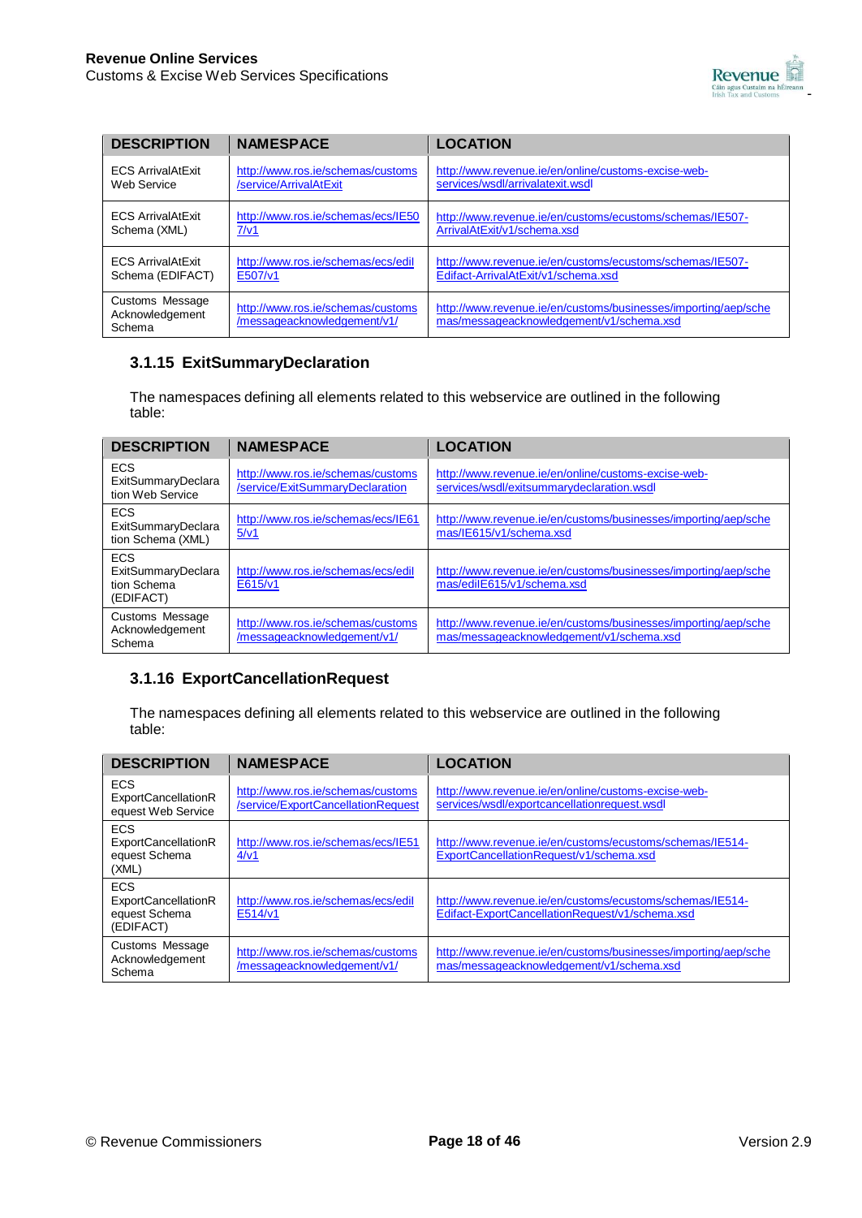| DESCRIPTION | NAMESPACE | LOCATION |
|---|---|---|
| ECS ArrivalAtExit Web Service | http://www.ros.ie/schemas/customs/service/ArrivalAtExit | http://www.revenue.ie/en/online/customs-excise-web-services/wsdl/arrivalatexit.wsdl |
| ECS ArrivalAtExit Schema (XML) | http://www.ros.ie/schemas/ecs/IE507/v1 | http://www.revenue.ie/en/customs/ecustoms/schemas/IE507-ArrivalAtExit/v1/schema.xsd |
| ECS ArrivalAtExit Schema (EDIFACT) | http://www.ros.ie/schemas/ecs/edilE507/v1 | http://www.revenue.ie/en/customs/ecustoms/schemas/IE507-Edifact-ArrivalAtExit/v1/schema.xsd |
| Customs Message Acknowledgement Schema | http://www.ros.ie/schemas/customs/messageacknowledgement/v1/ | http://www.revenue.ie/en/customs/businesses/importing/aep/schemas/messageacknowledgement/v1/schema.xsd |

### 3.1.15 ExitSummaryDeclaration

The namespaces defining all elements related to this webservice are outlined in the following table:

| DESCRIPTION | NAMESPACE | LOCATION |
|---|---|---|
| ECS ExitSummaryDeclaration Web Service | http://www.ros.ie/schemas/customs/service/ExitSummaryDeclaration | http://www.revenue.ie/en/online/customs-excise-web-services/wsdl/exitsummarydeclaration.wsdl |
| ECS ExitSummaryDeclaration Schema (XML) | http://www.ros.ie/schemas/ecs/IE615/v1 | http://www.revenue.ie/en/customs/businesses/importing/aep/schemas/IE615/v1/schema.xsd |
| ECS ExitSummaryDeclaration Schema (EDIFACT) | http://www.ros.ie/schemas/ecs/edilE615/v1 | http://www.revenue.ie/en/customs/businesses/importing/aep/schemas/edilE615/v1/schema.xsd |
| Customs Message Acknowledgement Schema | http://www.ros.ie/schemas/customs/messageacknowledgement/v1/ | http://www.revenue.ie/en/customs/businesses/importing/aep/schemas/messageacknowledgement/v1/schema.xsd |

### 3.1.16 ExportCancellationRequest

The namespaces defining all elements related to this webservice are outlined in the following table:

| DESCRIPTION | NAMESPACE | LOCATION |
|---|---|---|
| ECS ExportCancellationRequest Web Service | http://www.ros.ie/schemas/customs/service/ExportCancellationRequest | http://www.revenue.ie/en/online/customs-excise-web-services/wsdl/exportcancellationrequest.wsdl |
| ECS ExportCancellationRequest Schema (XML) | http://www.ros.ie/schemas/ecs/IE514/v1 | http://www.revenue.ie/en/customs/ecustoms/schemas/IE514-ExportCancellationRequest/v1/schema.xsd |
| ECS ExportCancellationRequest Schema (EDIFACT) | http://www.ros.ie/schemas/ecs/edilE514/v1 | http://www.revenue.ie/en/customs/ecustoms/schemas/IE514-Edifact-ExportCancellationRequest/v1/schema.xsd |
| Customs Message Acknowledgement Schema | http://www.ros.ie/schemas/customs/messageacknowledgement/v1/ | http://www.revenue.ie/en/customs/businesses/importing/aep/schemas/messageacknowledgement/v1/schema.xsd |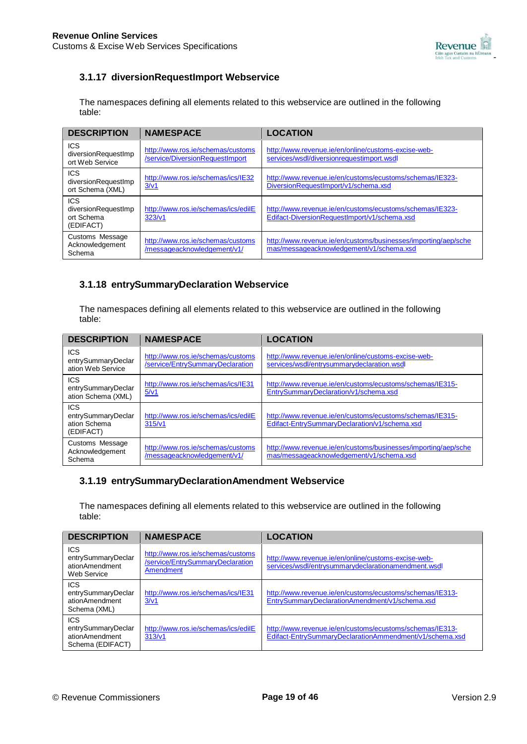### 3.1.17 diversionRequestImport Webservice

The namespaces defining all elements related to this webservice are outlined in the following table:

| DESCRIPTION | NAMESPACE | LOCATION |
|---|---|---|
| ICS diversionRequestImport Web Service | http://www.ros.ie/schemas/customs/service/DiversionRequestImport | http://www.revenue.ie/en/online/customs-excise-web-services/wsdl/diversionrequestimport.wsdl |
| ICS diversionRequestImport Schema (XML) | http://www.ros.ie/schemas/ics/IE323/v1 | http://www.revenue.ie/en/customs/ecustoms/schemas/IE323-DiversionRequestImport/v1/schema.xsd |
| ICS diversionRequestImport Schema (EDIFACT) | http://www.ros.ie/schemas/ics/ediIE323/v1 | http://www.revenue.ie/en/customs/ecustoms/schemas/IE323-Edifact-DiversionRequestImport/v1/schema.xsd |
| Customs Message Acknowledgement Schema | http://www.ros.ie/schemas/customs/messageacknowledgement/v1/ | http://www.revenue.ie/en/customs/businesses/importing/aep/schemas/messageacknowledgement/v1/schema.xsd |

### 3.1.18 entrySummaryDeclaration Webservice

The namespaces defining all elements related to this webservice are outlined in the following table:

| DESCRIPTION | NAMESPACE | LOCATION |
|---|---|---|
| ICS entrySummaryDeclaration Web Service | http://www.ros.ie/schemas/customs/service/EntrySummaryDeclaration | http://www.revenue.ie/en/online/customs-excise-web-services/wsdl/entrysummarydeclaration.wsdl |
| ICS entrySummaryDeclaration Schema (XML) | http://www.ros.ie/schemas/ics/IE315/v1 | http://www.revenue.ie/en/customs/ecustoms/schemas/IE315-EntrySummaryDeclaration/v1/schema.xsd |
| ICS entrySummaryDeclaration Schema (EDIFACT) | http://www.ros.ie/schemas/ics/ediIE315/v1 | http://www.revenue.ie/en/customs/ecustoms/schemas/IE315-Edifact-EntrySummaryDeclaration/v1/schema.xsd |
| Customs Message Acknowledgement Schema | http://www.ros.ie/schemas/customs/messageacknowledgement/v1/ | http://www.revenue.ie/en/customs/businesses/importing/aep/schemas/messageacknowledgement/v1/schema.xsd |

### 3.1.19 entrySummaryDeclarationAmendment Webservice

The namespaces defining all elements related to this webservice are outlined in the following table:

| DESCRIPTION | NAMESPACE | LOCATION |
|---|---|---|
| ICS entrySummaryDeclarationAmendment Web Service | http://www.ros.ie/schemas/customs/service/EntrySummaryDeclarationAmendment | http://www.revenue.ie/en/online/customs-excise-web-services/wsdl/entrysummarydeclarationamendment.wsdl |
| ICS entrySummaryDeclarationAmendment Schema (XML) | http://www.ros.ie/schemas/ics/IE313/v1 | http://www.revenue.ie/en/customs/ecustoms/schemas/IE313-EntrySummaryDeclarationAmendment/v1/schema.xsd |
| ICS entrySummaryDeclarationAmendment Schema (EDIFACT) | http://www.ros.ie/schemas/ics/ediIE313/v1 | http://www.revenue.ie/en/customs/ecustoms/schemas/IE313-Edifact-EntrySummaryDeclarationAmmendment/v1/schema.xsd |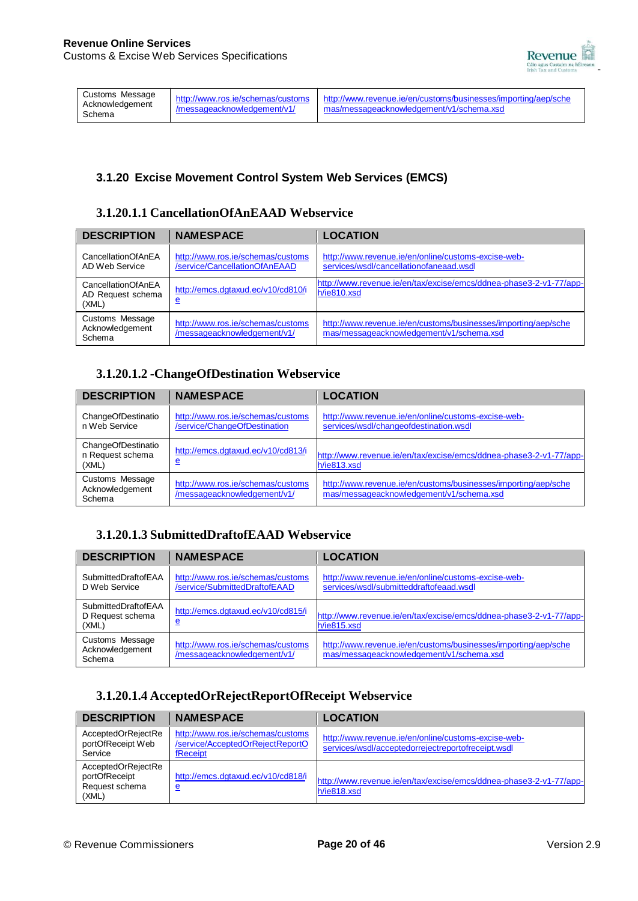| Customs Message Acknowledgement Schema | http://www.ros.ie/schemas/customs/messageacknowledgement/v1/ | http://www.revenue.ie/en/customs/businesses/importing/aep/schemas/messageacknowledgement/v1/schema.xsd |
|---|---|---|

### 3.1.20 Excise Movement Control System Web Services (EMCS)

#### 3.1.20.1.1 CancellationOfAnEAAD Webservice

| DESCRIPTION | NAMESPACE | LOCATION |
|---|---|---|
| CancellationOfAnEAAD Web Service | http://www.ros.ie/schemas/customs/service/CancellationOfAnEAAD | http://www.revenue.ie/en/online/customs-excise-web-services/wsdl/cancellationofaneaad.wsdl |
| CancellationOfAnEAAD Request schema (XML) | http://emcs.dgtaxud.ec/v10/cd810/ie | http://www.revenue.ie/en/tax/excise/emcs/ddnea-phase3-2-v1-77/app-h/ie810.xsd |
| Customs Message Acknowledgement Schema | http://www.ros.ie/schemas/customs/messageacknowledgement/v1/ | http://www.revenue.ie/en/customs/businesses/importing/aep/schemas/messageacknowledgement/v1/schema.xsd |

#### 3.1.20.1.2 -ChangeOfDestination Webservice

| DESCRIPTION | NAMESPACE | LOCATION |
|---|---|---|
| ChangeOfDestination Web Service | http://www.ros.ie/schemas/customs/service/ChangeOfDestination | http://www.revenue.ie/en/online/customs-excise-web-services/wsdl/changeofdestination.wsdl |
| ChangeOfDestination Request schema (XML) | http://emcs.dgtaxud.ec/v10/cd813/ie | http://www.revenue.ie/en/tax/excise/emcs/ddnea-phase3-2-v1-77/app-h/ie813.xsd |
| Customs Message Acknowledgement Schema | http://www.ros.ie/schemas/customs/messageacknowledgement/v1/ | http://www.revenue.ie/en/customs/businesses/importing/aep/schemas/messageacknowledgement/v1/schema.xsd |

#### 3.1.20.1.3 SubmittedDraftofEAAD Webservice

| DESCRIPTION | NAMESPACE | LOCATION |
|---|---|---|
| SubmittedDraftofEAAD Web Service | http://www.ros.ie/schemas/customs/service/SubmittedDraftofEAAD | http://www.revenue.ie/en/online/customs-excise-web-services/wsdl/submitteddraftofeaad.wsdl |
| SubmittedDraftofEAAD Request schema (XML) | http://emcs.dgtaxud.ec/v10/cd815/ie | http://www.revenue.ie/en/tax/excise/emcs/ddnea-phase3-2-v1-77/app-h/ie815.xsd |
| Customs Message Acknowledgement Schema | http://www.ros.ie/schemas/customs/messageacknowledgement/v1/ | http://www.revenue.ie/en/customs/businesses/importing/aep/schemas/messageacknowledgement/v1/schema.xsd |

#### 3.1.20.1.4 AcceptedOrRejectReportOfReceipt Webservice

| DESCRIPTION | NAMESPACE | LOCATION |
|---|---|---|
| AcceptedOrRejectReportOfReceipt Web Service | http://www.ros.ie/schemas/customs/service/AcceptedOrRejectReportOfReceipt | http://www.revenue.ie/en/online/customs-excise-web-services/wsdl/acceptedorrejectreportofreceipt.wsdl |
| AcceptedOrRejectReportOfReceipt Request schema (XML) | http://emcs.dgtaxud.ec/v10/cd818/ie | http://www.revenue.ie/en/tax/excise/emcs/ddnea-phase3-2-v1-77/app-h/ie818.xsd |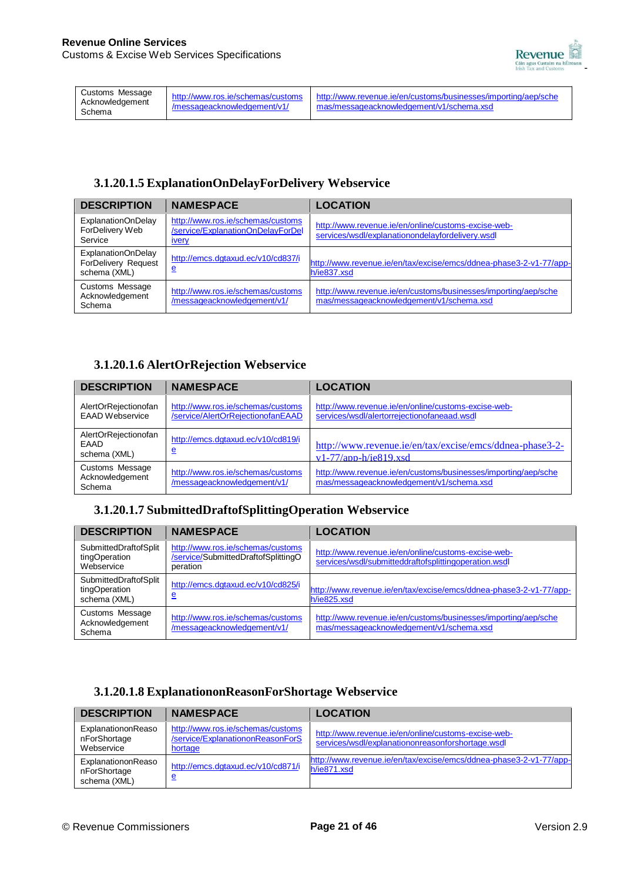| | | |
|---|---|---|
| Customs Message Acknowledgement Schema | http://www.ros.ie/schemas/customs/messageacknowledgement/v1/ | http://www.revenue.ie/en/customs/businesses/importing/aep/schemas/messageacknowledgement/v1/schema.xsd |

### 3.1.20.1.5 ExplanationOnDelayForDelivery Webservice

| DESCRIPTION | NAMESPACE | LOCATION |
|---|---|---|
| ExplanationOnDelayForDelivery Web Service | http://www.ros.ie/schemas/customs/service/ExplanationOnDelayForDelivery | http://www.revenue.ie/en/online/customs-excise-web-services/wsdl/explanationondelayfordelivery.wsdl |
| ExplanationOnDelayForDelivery Request schema (XML) | http://emcs.dgtaxud.ec/v10/cd837/ie | http://www.revenue.ie/en/tax/excise/emcs/ddnea-phase3-2-v1-77/app-h/ie837.xsd |
| Customs Message Acknowledgement Schema | http://www.ros.ie/schemas/customs/messageacknowledgement/v1/ | http://www.revenue.ie/en/customs/businesses/importing/aep/schemas/messageacknowledgement/v1/schema.xsd |

### 3.1.20.1.6 AlertOrRejection Webservice

| DESCRIPTION | NAMESPACE | LOCATION |
|---|---|---|
| AlertOrRejectionofanEAAD Webservice | http://www.ros.ie/schemas/customs/service/AlertOrRejectionofanEAAD | http://www.revenue.ie/en/online/customs-excise-web-services/wsdl/alertorrejectionofaneaad.wsdl |
| AlertOrRejectionofanEAAD schema (XML) | http://emcs.dgtaxud.ec/v10/cd819/ie | http://www.revenue.ie/en/tax/excise/emcs/ddnea-phase3-2-v1-77/app-h/ie819.xsd |
| Customs Message Acknowledgement Schema | http://www.ros.ie/schemas/customs/messageacknowledgement/v1/ | http://www.revenue.ie/en/customs/businesses/importing/aep/schemas/messageacknowledgement/v1/schema.xsd |

### 3.1.20.1.7 SubmittedDraftofSplittingOperation Webservice

| DESCRIPTION | NAMESPACE | LOCATION |
|---|---|---|
| SubmittedDraftofSplittingOperation Webservice | http://www.ros.ie/schemas/customs/service/SubmittedDraftofSplittingOperation | http://www.revenue.ie/en/online/customs-excise-web-services/wsdl/submitteddraftofsplittingoperation.wsdl |
| SubmittedDraftofSplittingOperation schema (XML) | http://emcs.dgtaxud.ec/v10/cd825/ie | http://www.revenue.ie/en/tax/excise/emcs/ddnea-phase3-2-v1-77/app-h/ie825.xsd |
| Customs Message Acknowledgement Schema | http://www.ros.ie/schemas/customs/messageacknowledgement/v1/ | http://www.revenue.ie/en/customs/businesses/importing/aep/schemas/messageacknowledgement/v1/schema.xsd |

### 3.1.20.1.8 ExplanationonReasonForShortage Webservice

| DESCRIPTION | NAMESPACE | LOCATION |
|---|---|---|
| ExplanationonReasonForShortage Webservice | http://www.ros.ie/schemas/customs/service/ExplanationonReasonForShortage | http://www.revenue.ie/en/online/customs-excise-web-services/wsdl/explanationonreasonforshortage.wsdl |
| ExplanationonReasonForShortage schema (XML) | http://emcs.dgtaxud.ec/v10/cd871/ie | http://www.revenue.ie/en/tax/excise/emcs/ddnea-phase3-2-v1-77/app-h/ie871.xsd |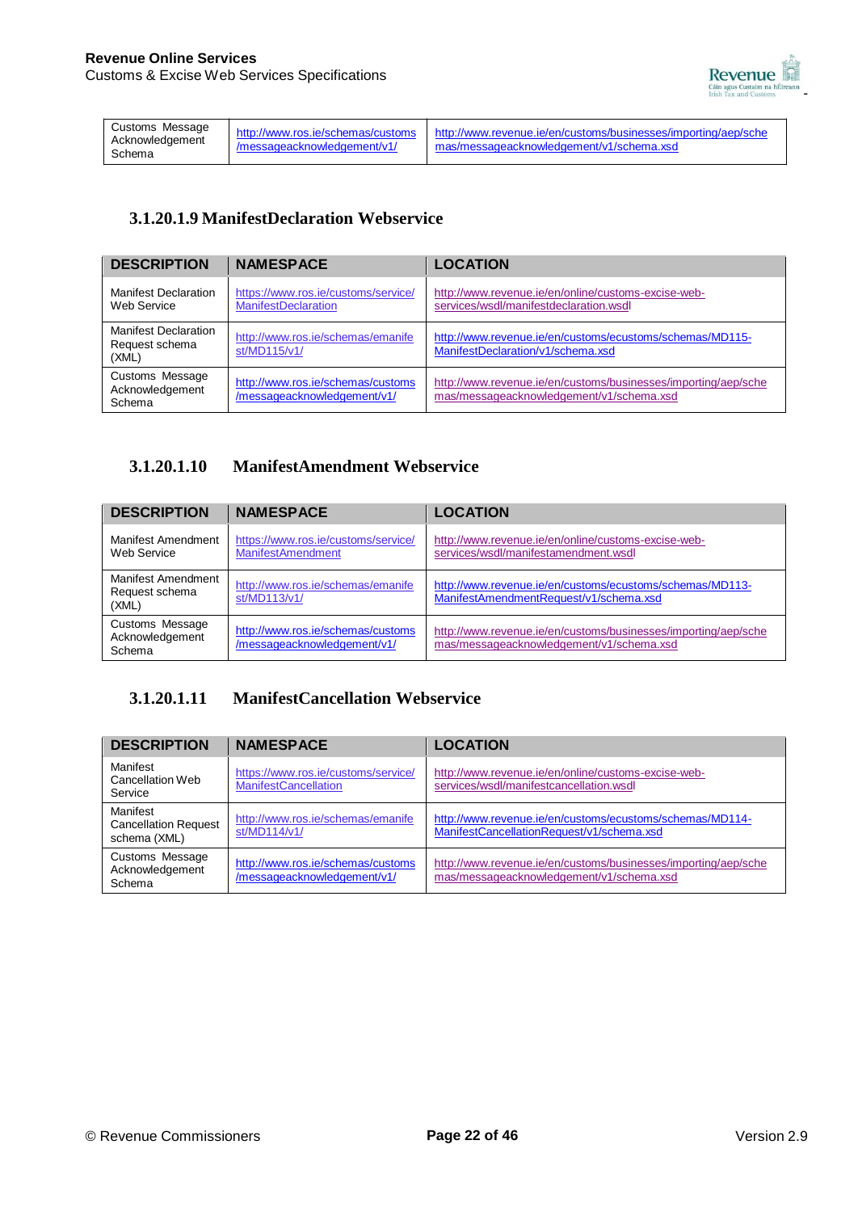| | | |
|---|---|---|
| Customs Message Acknowledgement Schema | http://www.ros.ie/schemas/customs/messageacknowledgement/v1/ | http://www.revenue.ie/en/customs/businesses/importing/aep/schemas/messageacknowledgement/v1/schema.xsd |

### 3.1.20.1.9 ManifestDeclaration Webservice

| DESCRIPTION | NAMESPACE | LOCATION |
|---|---|---|
| Manifest Declaration Web Service | https://www.ros.ie/customs/service/ManifestDeclaration | http://www.revenue.ie/en/online/customs-excise-web-services/wsdl/manifestdeclaration.wsdl |
| Manifest Declaration Request schema (XML) | http://www.ros.ie/schemas/emanifest/MD115/v1/ | http://www.revenue.ie/en/customs/ecustoms/schemas/MD115-ManifestDeclaration/v1/schema.xsd |
| Customs Message Acknowledgement Schema | http://www.ros.ie/schemas/customs/messageacknowledgement/v1/ | http://www.revenue.ie/en/customs/businesses/importing/aep/schemas/messageacknowledgement/v1/schema.xsd |

### 3.1.20.1.10 ManifestAmendment Webservice

| DESCRIPTION | NAMESPACE | LOCATION |
|---|---|---|
| Manifest Amendment Web Service | https://www.ros.ie/customs/service/ManifestAmendment | http://www.revenue.ie/en/online/customs-excise-web-services/wsdl/manifestamendment.wsdl |
| Manifest Amendment Request schema (XML) | http://www.ros.ie/schemas/emanifest/MD113/v1/ | http://www.revenue.ie/en/customs/ecustoms/schemas/MD113-ManifestAmendmentRequest/v1/schema.xsd |
| Customs Message Acknowledgement Schema | http://www.ros.ie/schemas/customs/messageacknowledgement/v1/ | http://www.revenue.ie/en/customs/businesses/importing/aep/schemas/messageacknowledgement/v1/schema.xsd |

### 3.1.20.1.11 ManifestCancellation Webservice

| DESCRIPTION | NAMESPACE | LOCATION |
|---|---|---|
| Manifest Cancellation Web Service | https://www.ros.ie/customs/service/ManifestCancellation | http://www.revenue.ie/en/online/customs-excise-web-services/wsdl/manifestcancellation.wsdl |
| Manifest Cancellation Request schema (XML) | http://www.ros.ie/schemas/emanifest/MD114/v1/ | http://www.revenue.ie/en/customs/ecustoms/schemas/MD114-ManifestCancellationRequest/v1/schema.xsd |
| Customs Message Acknowledgement Schema | http://www.ros.ie/schemas/customs/messageacknowledgement/v1/ | http://www.revenue.ie/en/customs/businesses/importing/aep/schemas/messageacknowledgement/v1/schema.xsd |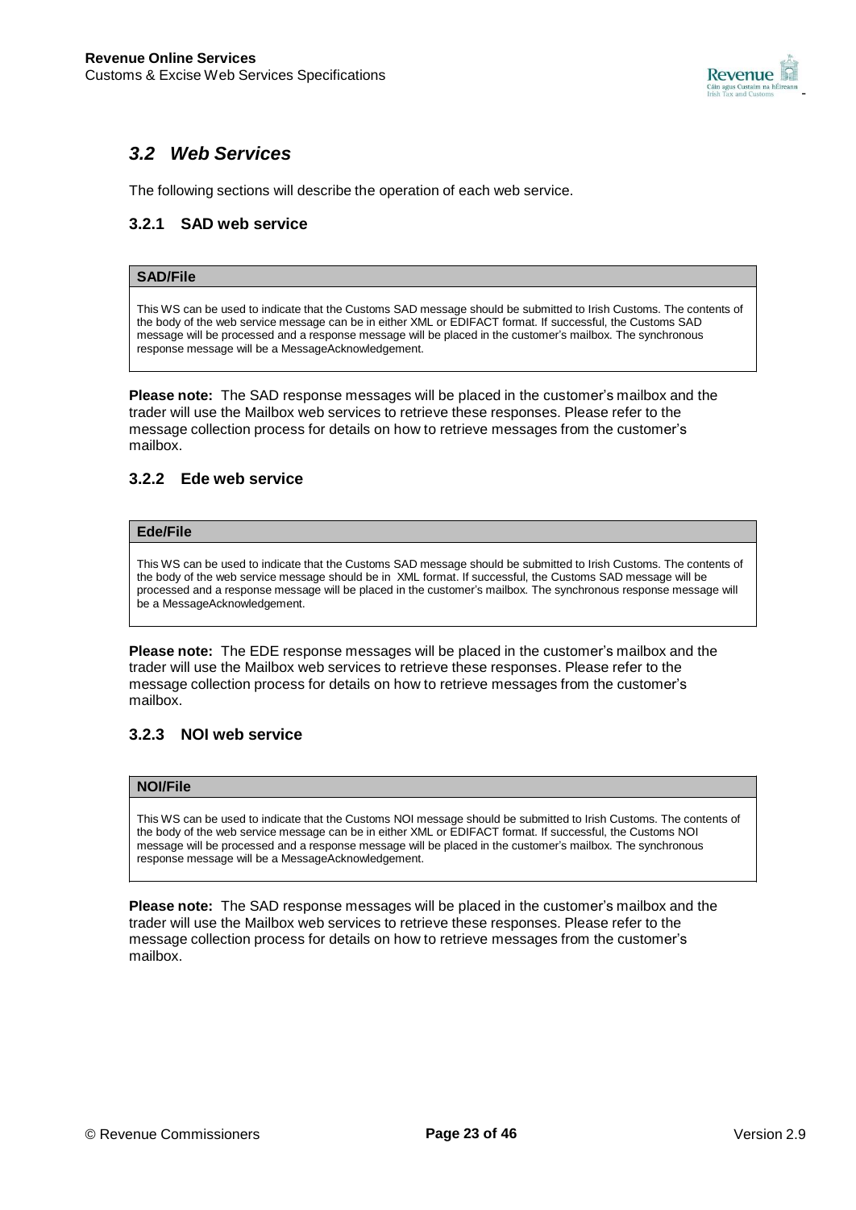## *3.2 Web Services*

The following sections will describe the operation of each web service.

### 3.2.1 SAD web service

| SAD/File |
|---|
| This WS can be used to indicate that the Customs SAD message should be submitted to Irish Customs. The contents of the body of the web service message can be in either XML or EDIFACT format. If successful, the Customs SAD message will be processed and a response message will be placed in the customer's mailbox. The synchronous response message will be a MessageAcknowledgement. |

**Please note:** The SAD response messages will be placed in the customer's mailbox and the trader will use the Mailbox web services to retrieve these responses. Please refer to the message collection process for details on how to retrieve messages from the customer's mailbox.

### 3.2.2 Ede web service

| Ede/File |
|---|
| This WS can be used to indicate that the Customs SAD message should be submitted to Irish Customs. The contents of the body of the web service message should be in XML format. If successful, the Customs SAD message will be processed and a response message will be placed in the customer's mailbox. The synchronous response message will be a MessageAcknowledgement. |

**Please note:** The EDE response messages will be placed in the customer's mailbox and the trader will use the Mailbox web services to retrieve these responses. Please refer to the message collection process for details on how to retrieve messages from the customer's mailbox.

### 3.2.3 NOI web service

| NOI/File |
|---|
| This WS can be used to indicate that the Customs NOI message should be submitted to Irish Customs. The contents of the body of the web service message can be in either XML or EDIFACT format. If successful, the Customs NOI message will be processed and a response message will be placed in the customer's mailbox. The synchronous response message will be a MessageAcknowledgement. |

**Please note:** The SAD response messages will be placed in the customer's mailbox and the trader will use the Mailbox web services to retrieve these responses. Please refer to the message collection process for details on how to retrieve messages from the customer's mailbox.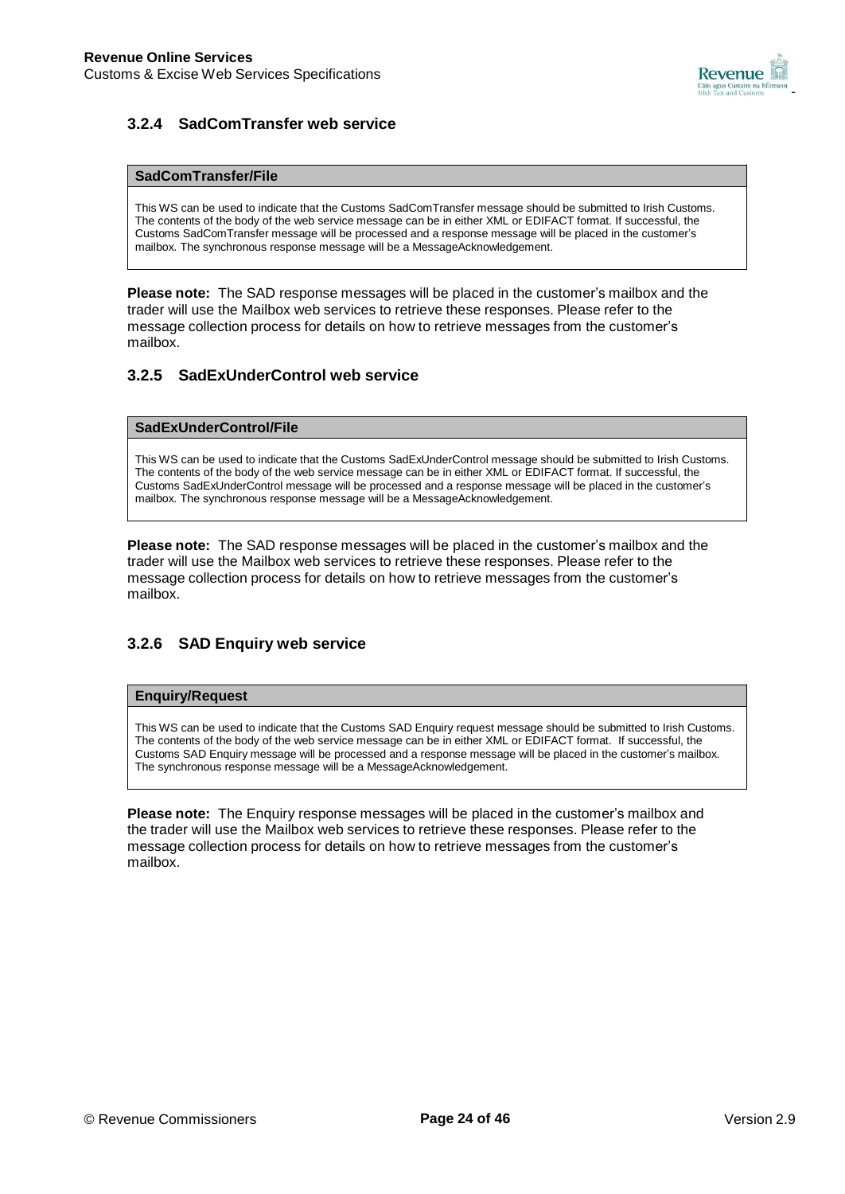### 3.2.4 SadComTransfer web service

| SadComTransfer/File |
| --- |
| This WS can be used to indicate that the Customs SadComTransfer message should be submitted to Irish Customs. The contents of the body of the web service message can be in either XML or EDIFACT format. If successful, the Customs SadComTransfer message will be processed and a response message will be placed in the customer's mailbox. The synchronous response message will be a MessageAcknowledgement. |

**Please note:** The SAD response messages will be placed in the customer's mailbox and the trader will use the Mailbox web services to retrieve these responses. Please refer to the message collection process for details on how to retrieve messages from the customer's mailbox.

### 3.2.5 SadExUnderControl web service

| SadExUnderControl/File |
| --- |
| This WS can be used to indicate that the Customs SadExUnderControl message should be submitted to Irish Customs. The contents of the body of the web service message can be in either XML or EDIFACT format. If successful, the Customs SadExUnderControl message will be processed and a response message will be placed in the customer's mailbox. The synchronous response message will be a MessageAcknowledgement. |

**Please note:** The SAD response messages will be placed in the customer's mailbox and the trader will use the Mailbox web services to retrieve these responses. Please refer to the message collection process for details on how to retrieve messages from the customer's mailbox.

### 3.2.6 SAD Enquiry web service

| Enquiry/Request |
| --- |
| This WS can be used to indicate that the Customs SAD Enquiry request message should be submitted to Irish Customs. The contents of the body of the web service message can be in either XML or EDIFACT format. If successful, the Customs SAD Enquiry message will be processed and a response message will be placed in the customer's mailbox. The synchronous response message will be a MessageAcknowledgement. |

**Please note:** The Enquiry response messages will be placed in the customer's mailbox and the trader will use the Mailbox web services to retrieve these responses. Please refer to the message collection process for details on how to retrieve messages from the customer's mailbox.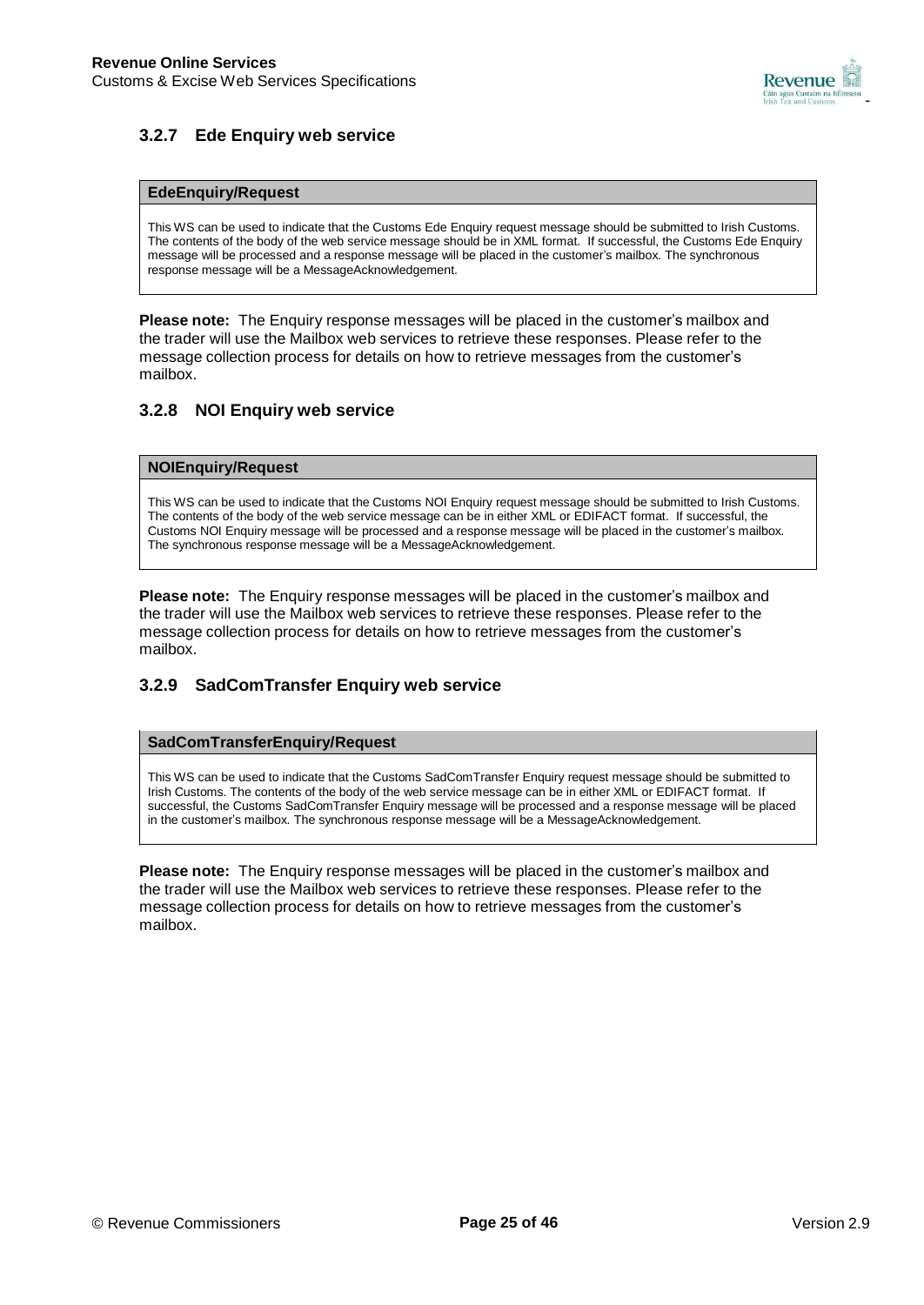### 3.2.7 Ede Enquiry web service

| EdeEnquiry/Request |
|---|
| This WS can be used to indicate that the Customs Ede Enquiry request message should be submitted to Irish Customs. The contents of the body of the web service message should be in XML format. If successful, the Customs Ede Enquiry message will be processed and a response message will be placed in the customer's mailbox. The synchronous response message will be a MessageAcknowledgement. |

**Please note:** The Enquiry response messages will be placed in the customer's mailbox and the trader will use the Mailbox web services to retrieve these responses. Please refer to the message collection process for details on how to retrieve messages from the customer's mailbox.

### 3.2.8 NOI Enquiry web service

| NOIEnquiry/Request |
|---|
| This WS can be used to indicate that the Customs NOI Enquiry request message should be submitted to Irish Customs. The contents of the body of the web service message can be in either XML or EDIFACT format. If successful, the Customs NOI Enquiry message will be processed and a response message will be placed in the customer's mailbox. The synchronous response message will be a MessageAcknowledgement. |

**Please note:** The Enquiry response messages will be placed in the customer's mailbox and the trader will use the Mailbox web services to retrieve these responses. Please refer to the message collection process for details on how to retrieve messages from the customer's mailbox.

### 3.2.9 SadComTransfer Enquiry web service

| SadComTransferEnquiry/Request |
|---|
| This WS can be used to indicate that the Customs SadComTransfer Enquiry request message should be submitted to Irish Customs. The contents of the body of the web service message can be in either XML or EDIFACT format. If successful, the Customs SadComTransfer Enquiry message will be processed and a response message will be placed in the customer's mailbox. The synchronous response message will be a MessageAcknowledgement. |

**Please note:** The Enquiry response messages will be placed in the customer's mailbox and the trader will use the Mailbox web services to retrieve these responses. Please refer to the message collection process for details on how to retrieve messages from the customer's mailbox.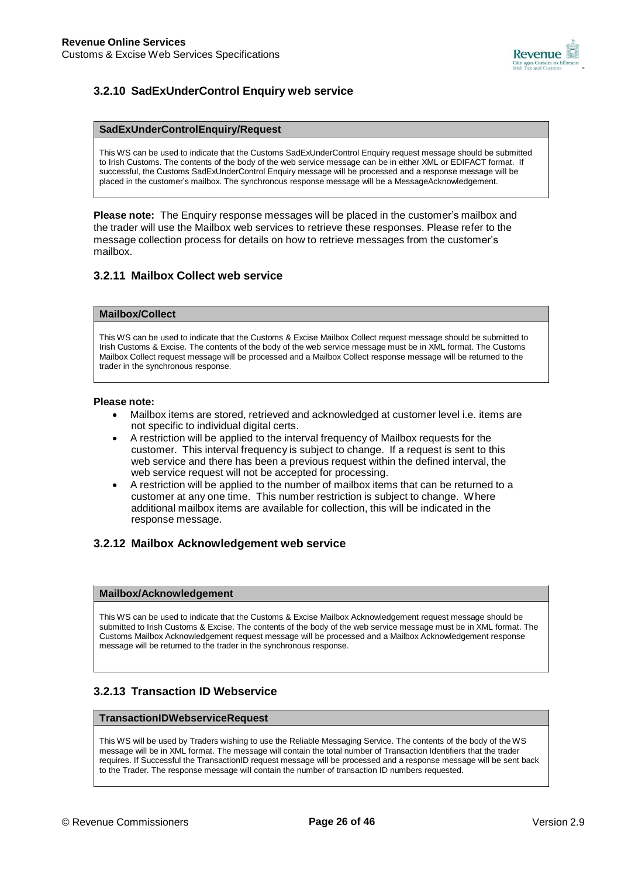### 3.2.10 SadExUnderControl Enquiry web service

| SadExUnderControlEnquiry/Request |
|---|
| This WS can be used to indicate that the Customs SadExUnderControl Enquiry request message should be submitted to Irish Customs. The contents of the body of the web service message can be in either XML or EDIFACT format. If successful, the Customs SadExUnderControl Enquiry message will be processed and a response message will be placed in the customer's mailbox. The synchronous response message will be a MessageAcknowledgement. |

**Please note:** The Enquiry response messages will be placed in the customer's mailbox and the trader will use the Mailbox web services to retrieve these responses. Please refer to the message collection process for details on how to retrieve messages from the customer's mailbox.

### 3.2.11 Mailbox Collect web service

| Mailbox/Collect |
|---|
| This WS can be used to indicate that the Customs & Excise Mailbox Collect request message should be submitted to Irish Customs & Excise. The contents of the body of the web service message must be in XML format. The Customs Mailbox Collect request message will be processed and a Mailbox Collect response message will be returned to the trader in the synchronous response. |

**Please note:**

- Mailbox items are stored, retrieved and acknowledged at customer level i.e. items are not specific to individual digital certs.
- A restriction will be applied to the interval frequency of Mailbox requests for the customer. This interval frequency is subject to change. If a request is sent to this web service and there has been a previous request within the defined interval, the web service request will not be accepted for processing.
- A restriction will be applied to the number of mailbox items that can be returned to a customer at any one time. This number restriction is subject to change. Where additional mailbox items are available for collection, this will be indicated in the response message.

### 3.2.12 Mailbox Acknowledgement web service

| Mailbox/Acknowledgement |
|---|
| This WS can be used to indicate that the Customs & Excise Mailbox Acknowledgement request message should be submitted to Irish Customs & Excise. The contents of the body of the web service message must be in XML format. The Customs Mailbox Acknowledgement request message will be processed and a Mailbox Acknowledgement response message will be returned to the trader in the synchronous response. |

### 3.2.13 Transaction ID Webservice

| TransactionIDWebserviceRequest |
|---|
| This WS will be used by Traders wishing to use the Reliable Messaging Service. The contents of the body of the WS message will be in XML format. The message will contain the total number of Transaction Identifiers that the trader requires. If Successful the TransactionID request message will be processed and a response message will be sent back to the Trader. The response message will contain the number of transaction ID numbers requested. |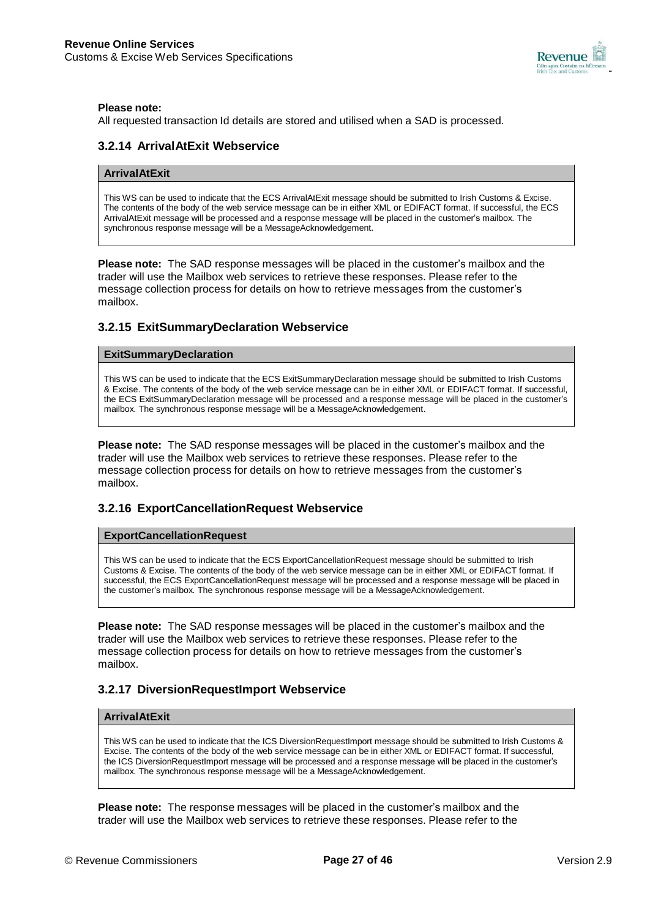**Please note:**
All requested transaction Id details are stored and utilised when a SAD is processed.

### 3.2.14 ArrivalAtExit Webservice

| ArrivalAtExit |
| --- |
| This WS can be used to indicate that the ECS ArrivalAtExit message should be submitted to Irish Customs & Excise. The contents of the body of the web service message can be in either XML or EDIFACT format. If successful, the ECS ArrivalAtExit message will be processed and a response message will be placed in the customer's mailbox. The synchronous response message will be a MessageAcknowledgement. |

**Please note:** The SAD response messages will be placed in the customer's mailbox and the trader will use the Mailbox web services to retrieve these responses. Please refer to the message collection process for details on how to retrieve messages from the customer's mailbox.

### 3.2.15 ExitSummaryDeclaration Webservice

| ExitSummaryDeclaration |
| --- |
| This WS can be used to indicate that the ECS ExitSummaryDeclaration message should be submitted to Irish Customs & Excise. The contents of the body of the web service message can be in either XML or EDIFACT format. If successful, the ECS ExitSummaryDeclaration message will be processed and a response message will be placed in the customer's mailbox. The synchronous response message will be a MessageAcknowledgement. |

**Please note:** The SAD response messages will be placed in the customer's mailbox and the trader will use the Mailbox web services to retrieve these responses. Please refer to the message collection process for details on how to retrieve messages from the customer's mailbox.

### 3.2.16 ExportCancellationRequest Webservice

| ExportCancellationRequest |
| --- |
| This WS can be used to indicate that the ECS ExportCancellationRequest message should be submitted to Irish Customs & Excise. The contents of the body of the web service message can be in either XML or EDIFACT format. If successful, the ECS ExportCancellationRequest message will be processed and a response message will be placed in the customer's mailbox. The synchronous response message will be a MessageAcknowledgement. |

**Please note:** The SAD response messages will be placed in the customer's mailbox and the trader will use the Mailbox web services to retrieve these responses. Please refer to the message collection process for details on how to retrieve messages from the customer's mailbox.

### 3.2.17 DiversionRequestImport Webservice

| ArrivalAtExit |
| --- |
| This WS can be used to indicate that the ICS DiversionRequestImport message should be submitted to Irish Customs & Excise. The contents of the body of the web service message can be in either XML or EDIFACT format. If successful, the ICS DiversionRequestImport message will be processed and a response message will be placed in the customer's mailbox. The synchronous response message will be a MessageAcknowledgement. |

**Please note:** The response messages will be placed in the customer's mailbox and the trader will use the Mailbox web services to retrieve these responses. Please refer to the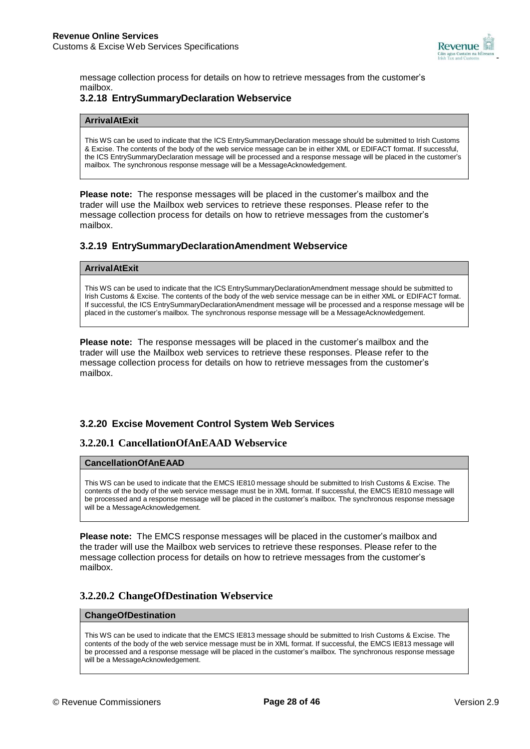message collection process for details on how to retrieve messages from the customer's mailbox.

### 3.2.18 EntrySummaryDeclaration Webservice

| ArrivalAtExit |
| --- |
| This WS can be used to indicate that the ICS EntrySummaryDeclaration message should be submitted to Irish Customs & Excise. The contents of the body of the web service message can be in either XML or EDIFACT format. If successful, the ICS EntrySummaryDeclaration message will be processed and a response message will be placed in the customer's mailbox. The synchronous response message will be a MessageAcknowledgement. |

**Please note:** The response messages will be placed in the customer's mailbox and the trader will use the Mailbox web services to retrieve these responses. Please refer to the message collection process for details on how to retrieve messages from the customer's mailbox.

### 3.2.19 EntrySummaryDeclarationAmendment Webservice

| ArrivalAtExit |
| --- |
| This WS can be used to indicate that the ICS EntrySummaryDeclarationAmendment message should be submitted to Irish Customs & Excise. The contents of the body of the web service message can be in either XML or EDIFACT format. If successful, the ICS EntrySummaryDeclarationAmendment message will be processed and a response message will be placed in the customer's mailbox. The synchronous response message will be a MessageAcknowledgement. |

**Please note:** The response messages will be placed in the customer's mailbox and the trader will use the Mailbox web services to retrieve these responses. Please refer to the message collection process for details on how to retrieve messages from the customer's mailbox.

### 3.2.20 Excise Movement Control System Web Services

#### 3.2.20.1 CancellationOfAnEAAD Webservice

| CancellationOfAnEAAD |
| --- |
| This WS can be used to indicate that the EMCS IE810 message should be submitted to Irish Customs & Excise. The contents of the body of the web service message must be in XML format. If successful, the EMCS IE810 message will be processed and a response message will be placed in the customer's mailbox. The synchronous response message will be a MessageAcknowledgement. |

**Please note:** The EMCS response messages will be placed in the customer's mailbox and the trader will use the Mailbox web services to retrieve these responses. Please refer to the message collection process for details on how to retrieve messages from the customer's mailbox.

#### 3.2.20.2 ChangeOfDestination Webservice

| ChangeOfDestination |
| --- |
| This WS can be used to indicate that the EMCS IE813 message should be submitted to Irish Customs & Excise. The contents of the body of the web service message must be in XML format. If successful, the EMCS IE813 message will be processed and a response message will be placed in the customer's mailbox. The synchronous response message will be a MessageAcknowledgement. |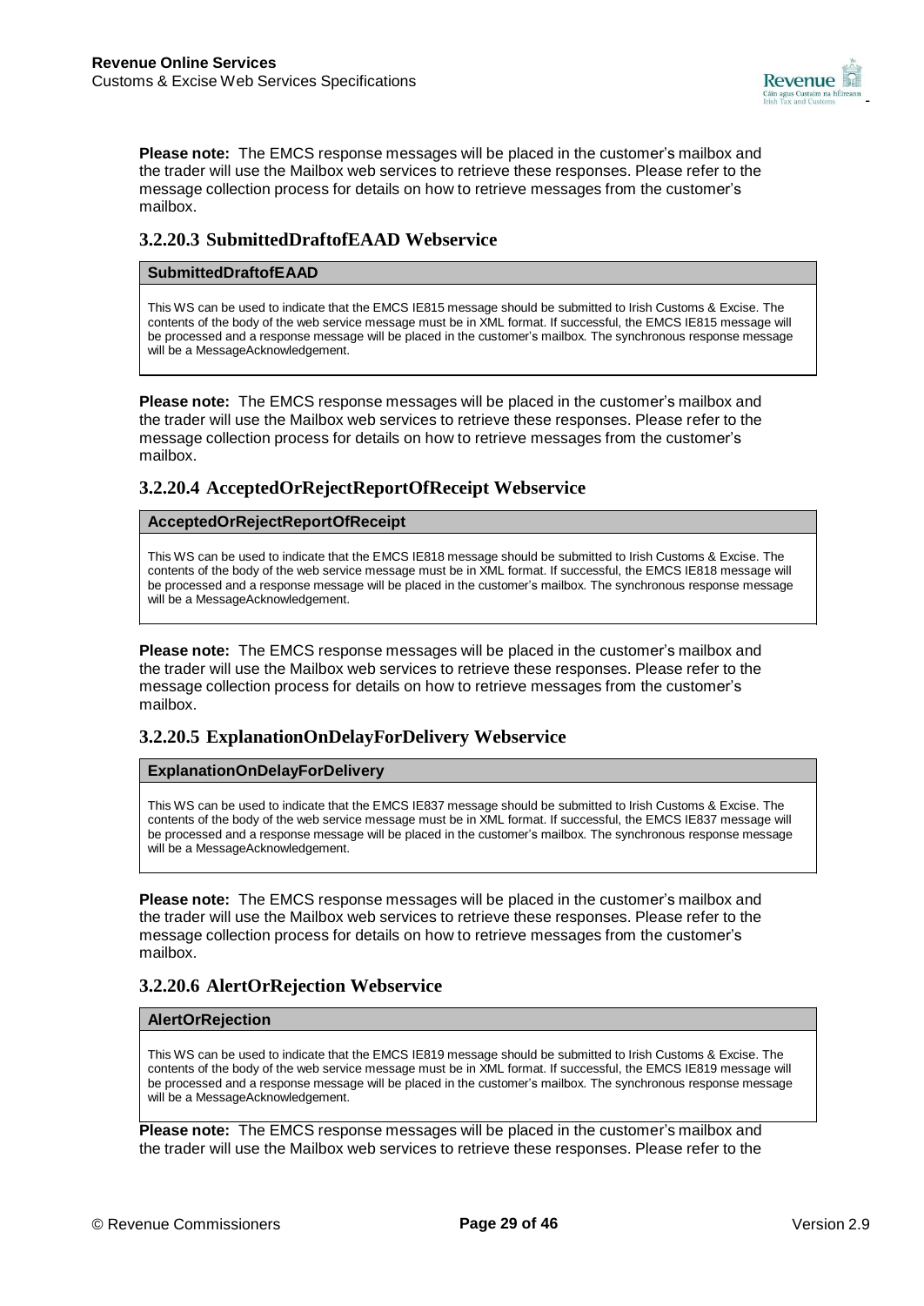**Please note:** The EMCS response messages will be placed in the customer's mailbox and the trader will use the Mailbox web services to retrieve these responses. Please refer to the message collection process for details on how to retrieve messages from the customer's mailbox.

### 3.2.20.3 SubmittedDraftofEAAD Webservice

| SubmittedDraftofEAAD |
| --- |
| This WS can be used to indicate that the EMCS IE815 message should be submitted to Irish Customs & Excise. The contents of the body of the web service message must be in XML format. If successful, the EMCS IE815 message will be processed and a response message will be placed in the customer's mailbox. The synchronous response message will be a MessageAcknowledgement. |

**Please note:** The EMCS response messages will be placed in the customer's mailbox and the trader will use the Mailbox web services to retrieve these responses. Please refer to the message collection process for details on how to retrieve messages from the customer's mailbox.

### 3.2.20.4 AcceptedOrRejectReportOfReceipt Webservice

| AcceptedOrRejectReportOfReceipt |
| --- |
| This WS can be used to indicate that the EMCS IE818 message should be submitted to Irish Customs & Excise. The contents of the body of the web service message must be in XML format. If successful, the EMCS IE818 message will be processed and a response message will be placed in the customer's mailbox. The synchronous response message will be a MessageAcknowledgement. |

**Please note:** The EMCS response messages will be placed in the customer's mailbox and the trader will use the Mailbox web services to retrieve these responses. Please refer to the message collection process for details on how to retrieve messages from the customer's mailbox.

### 3.2.20.5 ExplanationOnDelayForDelivery Webservice

| ExplanationOnDelayForDelivery |
| --- |
| This WS can be used to indicate that the EMCS IE837 message should be submitted to Irish Customs & Excise. The contents of the body of the web service message must be in XML format. If successful, the EMCS IE837 message will be processed and a response message will be placed in the customer's mailbox. The synchronous response message will be a MessageAcknowledgement. |

**Please note:** The EMCS response messages will be placed in the customer's mailbox and the trader will use the Mailbox web services to retrieve these responses. Please refer to the message collection process for details on how to retrieve messages from the customer's mailbox.

### 3.2.20.6 AlertOrRejection Webservice

| AlertOrRejection |
| --- |
| This WS can be used to indicate that the EMCS IE819 message should be submitted to Irish Customs & Excise. The contents of the body of the web service message must be in XML format. If successful, the EMCS IE819 message will be processed and a response message will be placed in the customer's mailbox. The synchronous response message will be a MessageAcknowledgement. |

**Please note:** The EMCS response messages will be placed in the customer's mailbox and the trader will use the Mailbox web services to retrieve these responses. Please refer to the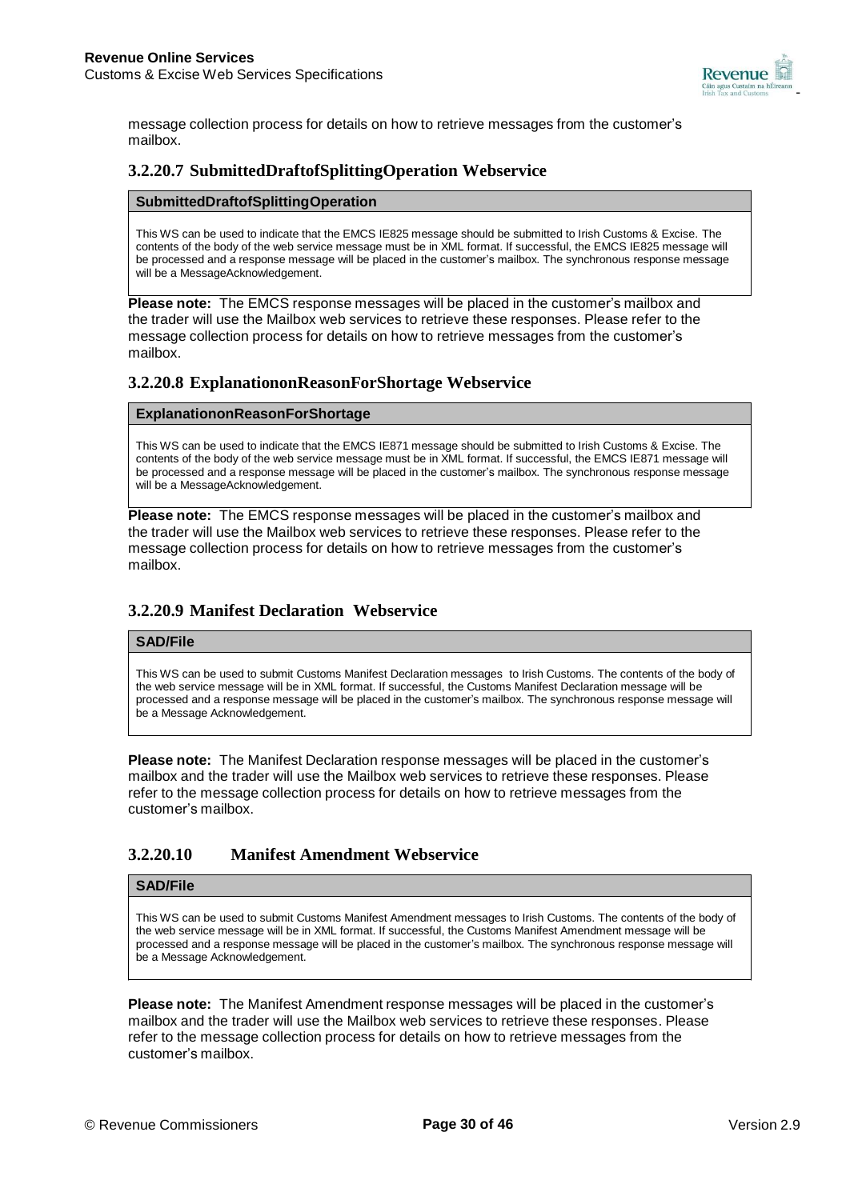message collection process for details on how to retrieve messages from the customer's mailbox.

### 3.2.20.7 SubmittedDraftofSplittingOperation Webservice

| SubmittedDraftofSplittingOperation |
|---|
| This WS can be used to indicate that the EMCS IE825 message should be submitted to Irish Customs & Excise. The contents of the body of the web service message must be in XML format. If successful, the EMCS IE825 message will be processed and a response message will be placed in the customer's mailbox. The synchronous response message will be a MessageAcknowledgement. |

**Please note:** The EMCS response messages will be placed in the customer's mailbox and the trader will use the Mailbox web services to retrieve these responses. Please refer to the message collection process for details on how to retrieve messages from the customer's mailbox.

### 3.2.20.8 ExplanationonReasonForShortage Webservice

| ExplanationonReasonForShortage |
|---|
| This WS can be used to indicate that the EMCS IE871 message should be submitted to Irish Customs & Excise. The contents of the body of the web service message must be in XML format. If successful, the EMCS IE871 message will be processed and a response message will be placed in the customer's mailbox. The synchronous response message will be a MessageAcknowledgement. |

**Please note:** The EMCS response messages will be placed in the customer's mailbox and the trader will use the Mailbox web services to retrieve these responses. Please refer to the message collection process for details on how to retrieve messages from the customer's mailbox.

### 3.2.20.9 Manifest Declaration Webservice

| SAD/File |
|---|
| This WS can be used to submit Customs Manifest Declaration messages to Irish Customs. The contents of the body of the web service message will be in XML format. If successful, the Customs Manifest Declaration message will be processed and a response message will be placed in the customer's mailbox. The synchronous response message will be a Message Acknowledgement. |

**Please note:** The Manifest Declaration response messages will be placed in the customer's mailbox and the trader will use the Mailbox web services to retrieve these responses. Please refer to the message collection process for details on how to retrieve messages from the customer's mailbox.

### 3.2.20.10 Manifest Amendment Webservice

| SAD/File |
|---|
| This WS can be used to submit Customs Manifest Amendment messages to Irish Customs. The contents of the body of the web service message will be in XML format. If successful, the Customs Manifest Amendment message will be processed and a response message will be placed in the customer's mailbox. The synchronous response message will be a Message Acknowledgement. |

**Please note:** The Manifest Amendment response messages will be placed in the customer's mailbox and the trader will use the Mailbox web services to retrieve these responses. Please refer to the message collection process for details on how to retrieve messages from the customer's mailbox.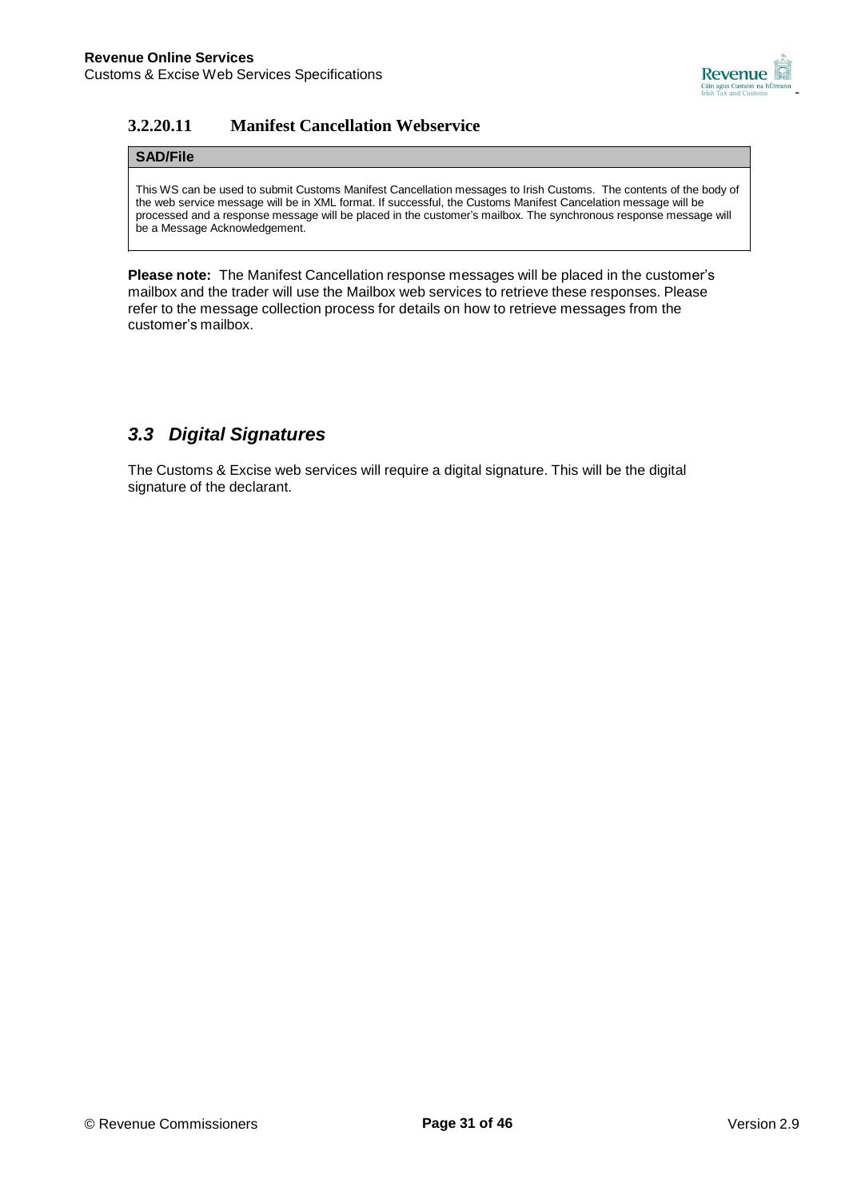#### 3.2.20.11 Manifest Cancellation Webservice

| SAD/File |
| --- |
| This WS can be used to submit Customs Manifest Cancellation messages to Irish Customs. The contents of the body of the web service message will be in XML format. If successful, the Customs Manifest Cancelation message will be processed and a response message will be placed in the customer's mailbox. The synchronous response message will be a Message Acknowledgement. |

**Please note:** The Manifest Cancellation response messages will be placed in the customer's mailbox and the trader will use the Mailbox web services to retrieve these responses. Please refer to the message collection process for details on how to retrieve messages from the customer's mailbox.

## *3.3 Digital Signatures*

The Customs & Excise web services will require a digital signature. This will be the digital signature of the declarant.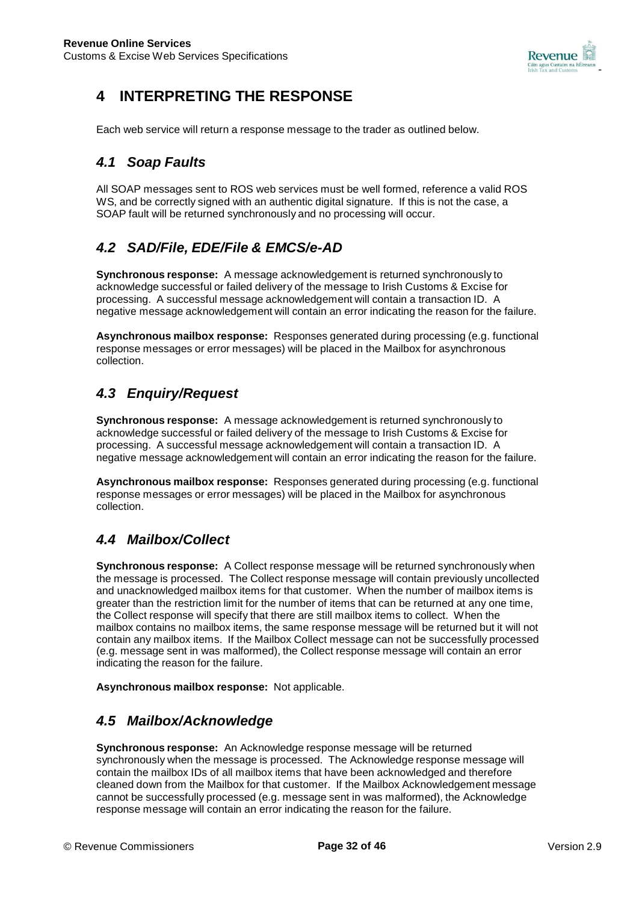# 4 INTERPRETING THE RESPONSE

Each web service will return a response message to the trader as outlined below.

## *4.1 Soap Faults*

All SOAP messages sent to ROS web services must be well formed, reference a valid ROS WS, and be correctly signed with an authentic digital signature. If this is not the case, a SOAP fault will be returned synchronously and no processing will occur.

## *4.2 SAD/File, EDE/File & EMCS/e-AD*

**Synchronous response:** A message acknowledgement is returned synchronously to acknowledge successful or failed delivery of the message to Irish Customs & Excise for processing. A successful message acknowledgement will contain a transaction ID. A negative message acknowledgement will contain an error indicating the reason for the failure.

**Asynchronous mailbox response:** Responses generated during processing (e.g. functional response messages or error messages) will be placed in the Mailbox for asynchronous collection.

## *4.3 Enquiry/Request*

**Synchronous response:** A message acknowledgement is returned synchronously to acknowledge successful or failed delivery of the message to Irish Customs & Excise for processing. A successful message acknowledgement will contain a transaction ID. A negative message acknowledgement will contain an error indicating the reason for the failure.

**Asynchronous mailbox response:** Responses generated during processing (e.g. functional response messages or error messages) will be placed in the Mailbox for asynchronous collection.

## *4.4 Mailbox/Collect*

**Synchronous response:** A Collect response message will be returned synchronously when the message is processed. The Collect response message will contain previously uncollected and unacknowledged mailbox items for that customer. When the number of mailbox items is greater than the restriction limit for the number of items that can be returned at any one time, the Collect response will specify that there are still mailbox items to collect. When the mailbox contains no mailbox items, the same response message will be returned but it will not contain any mailbox items. If the Mailbox Collect message can not be successfully processed (e.g. message sent in was malformed), the Collect response message will contain an error indicating the reason for the failure.

**Asynchronous mailbox response:** Not applicable.

## *4.5 Mailbox/Acknowledge*

**Synchronous response:** An Acknowledge response message will be returned synchronously when the message is processed. The Acknowledge response message will contain the mailbox IDs of all mailbox items that have been acknowledged and therefore cleaned down from the Mailbox for that customer. If the Mailbox Acknowledgement message cannot be successfully processed (e.g. message sent in was malformed), the Acknowledge response message will contain an error indicating the reason for the failure.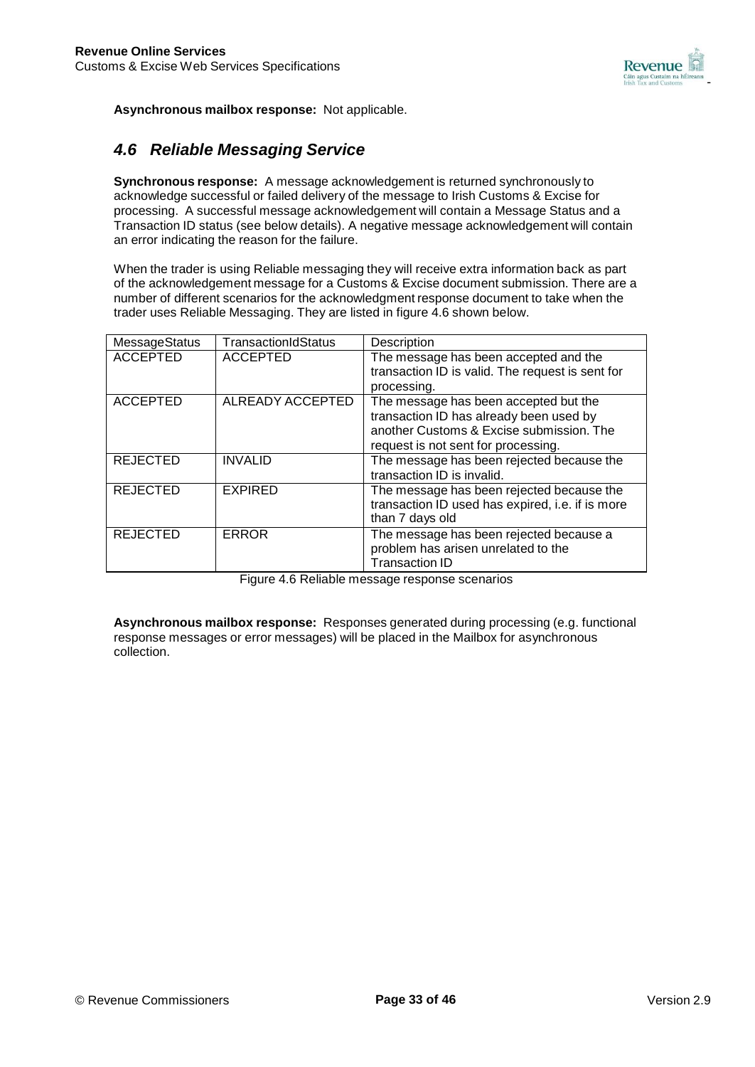**Asynchronous mailbox response:** Not applicable.

## *4.6 Reliable Messaging Service*

**Synchronous response:** A message acknowledgement is returned synchronously to acknowledge successful or failed delivery of the message to Irish Customs & Excise for processing. A successful message acknowledgement will contain a Message Status and a Transaction ID status (see below details). A negative message acknowledgement will contain an error indicating the reason for the failure.

When the trader is using Reliable messaging they will receive extra information back as part of the acknowledgement message for a Customs & Excise document submission. There are a number of different scenarios for the acknowledgment response document to take when the trader uses Reliable Messaging. They are listed in figure 4.6 shown below.

| MessageStatus | TransactionIdStatus | Description |
|---|---|---|
| ACCEPTED | ACCEPTED | The message has been accepted and the transaction ID is valid. The request is sent for processing. |
| ACCEPTED | ALREADY ACCEPTED | The message has been accepted but the transaction ID has already been used by another Customs & Excise submission. The request is not sent for processing. |
| REJECTED | INVALID | The message has been rejected because the transaction ID is invalid. |
| REJECTED | EXPIRED | The message has been rejected because the transaction ID used has expired, i.e. if is more than 7 days old |
| REJECTED | ERROR | The message has been rejected because a problem has arisen unrelated to the Transaction ID |

Figure 4.6 Reliable message response scenarios

**Asynchronous mailbox response:** Responses generated during processing (e.g. functional response messages or error messages) will be placed in the Mailbox for asynchronous collection.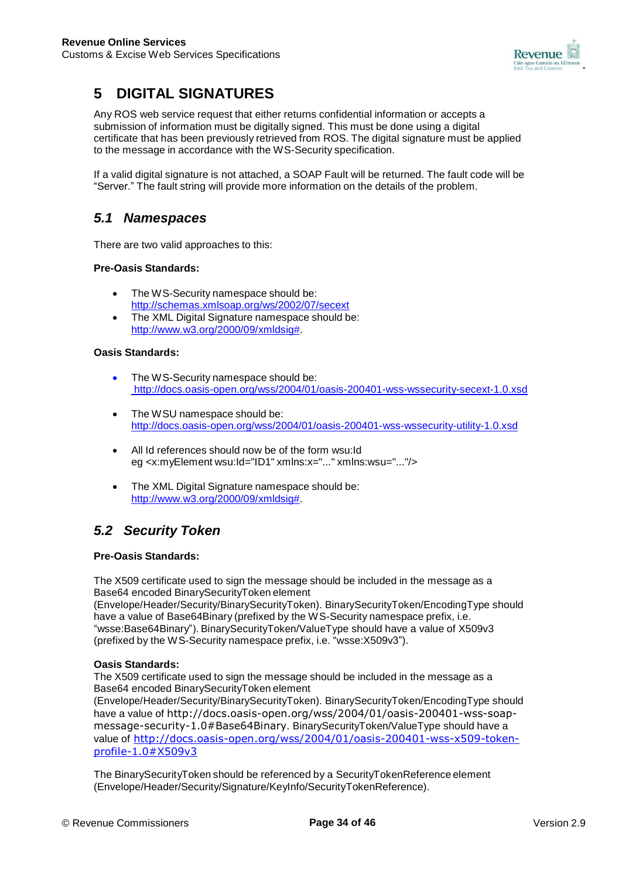# 5 DIGITAL SIGNATURES

Any ROS web service request that either returns confidential information or accepts a submission of information must be digitally signed. This must be done using a digital certificate that has been previously retrieved from ROS. The digital signature must be applied to the message in accordance with the WS-Security specification.

If a valid digital signature is not attached, a SOAP Fault will be returned. The fault code will be "Server." The fault string will provide more information on the details of the problem.

## *5.1 Namespaces*

There are two valid approaches to this:

**Pre-Oasis Standards:**

- The WS-Security namespace should be: http://schemas.xmlsoap.org/ws/2002/07/secext
- The XML Digital Signature namespace should be: http://www.w3.org/2000/09/xmldsig#.

**Oasis Standards:**

- The WS-Security namespace should be: http://docs.oasis-open.org/wss/2004/01/oasis-200401-wss-wssecurity-secext-1.0.xsd
- The WSU namespace should be: http://docs.oasis-open.org/wss/2004/01/oasis-200401-wss-wssecurity-utility-1.0.xsd
- All Id references should now be of the form wsu:Id eg <x:myElement wsu:Id="ID1" xmlns:x="..." xmlns:wsu="..."/>
- The XML Digital Signature namespace should be: http://www.w3.org/2000/09/xmldsig#.

## *5.2 Security Token*

**Pre-Oasis Standards:**

The X509 certificate used to sign the message should be included in the message as a Base64 encoded BinarySecurityToken element (Envelope/Header/Security/BinarySecurityToken). BinarySecurityToken/EncodingType should have a value of Base64Binary (prefixed by the WS-Security namespace prefix, i.e. "wsse:Base64Binary"). BinarySecurityToken/ValueType should have a value of X509v3 (prefixed by the WS-Security namespace prefix, i.e. "wsse:X509v3").

**Oasis Standards:**

The X509 certificate used to sign the message should be included in the message as a Base64 encoded BinarySecurityToken element (Envelope/Header/Security/BinarySecurityToken). BinarySecurityToken/EncodingType should have a value of http://docs.oasis-open.org/wss/2004/01/oasis-200401-wss-soap-message-security-1.0#Base64Binary. BinarySecurityToken/ValueType should have a value of http://docs.oasis-open.org/wss/2004/01/oasis-200401-wss-x509-token-profile-1.0#X509v3

The BinarySecurityToken should be referenced by a SecurityTokenReference element (Envelope/Header/Security/Signature/KeyInfo/SecurityTokenReference).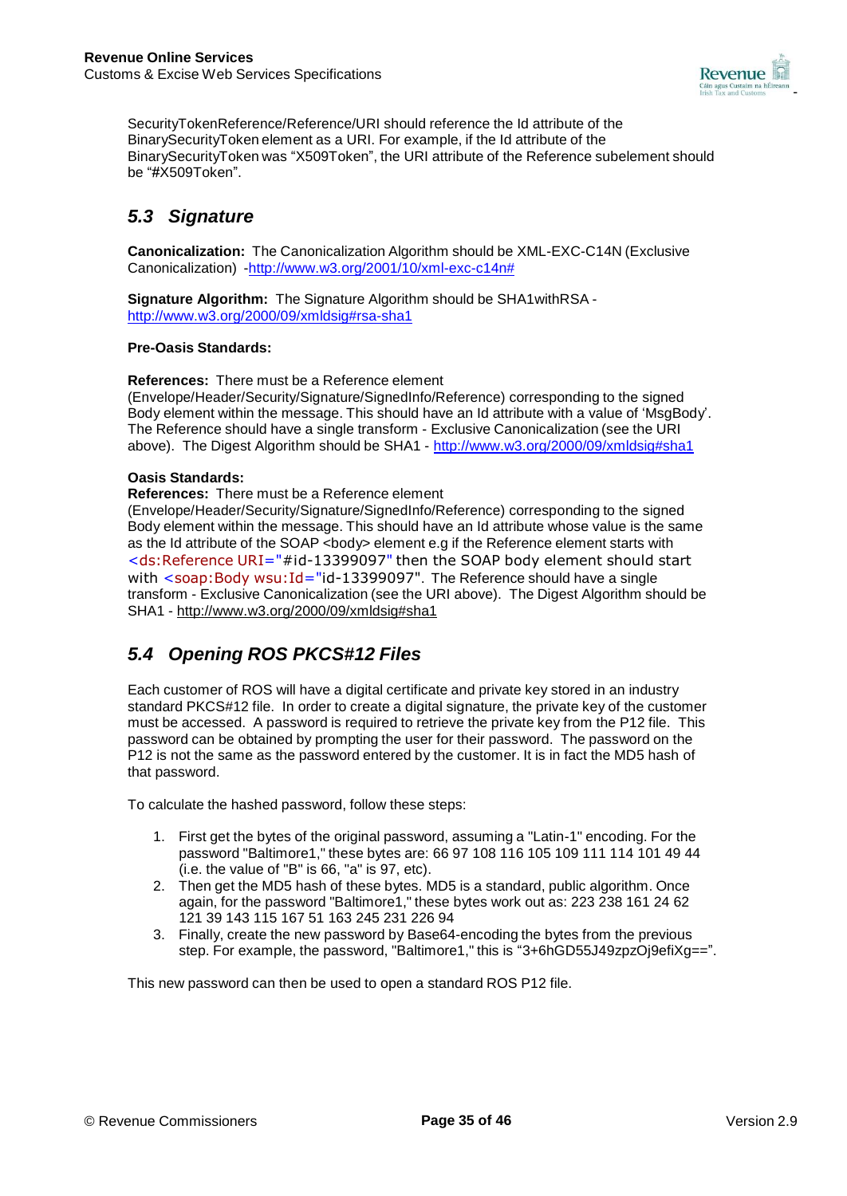SecurityTokenReference/Reference/URI should reference the Id attribute of the BinarySecurityToken element as a URI. For example, if the Id attribute of the BinarySecurityToken was "X509Token", the URI attribute of the Reference subelement should be "#X509Token".

## 5.3 Signature

**Canonicalization:** The Canonicalization Algorithm should be XML-EXC-C14N (Exclusive Canonicalization) -http://www.w3.org/2001/10/xml-exc-c14n#

**Signature Algorithm:** The Signature Algorithm should be SHA1withRSA - http://www.w3.org/2000/09/xmldsig#rsa-sha1

**Pre-Oasis Standards:**

**References:** There must be a Reference element (Envelope/Header/Security/Signature/SignedInfo/Reference) corresponding to the signed Body element within the message. This should have an Id attribute with a value of 'MsgBody'. The Reference should have a single transform - Exclusive Canonicalization (see the URI above). The Digest Algorithm should be SHA1 - http://www.w3.org/2000/09/xmldsig#sha1

**Oasis Standards:**

**References:** There must be a Reference element (Envelope/Header/Security/Signature/SignedInfo/Reference) corresponding to the signed Body element within the message. This should have an Id attribute whose value is the same as the Id attribute of the SOAP <body> element e.g if the Reference element starts with `<ds:Reference URI="#id-13399097"` then the SOAP body element should start with `<soap:Body wsu:Id="id-13399097"`. The Reference should have a single transform - Exclusive Canonicalization (see the URI above). The Digest Algorithm should be SHA1 - http://www.w3.org/2000/09/xmldsig#sha1

## 5.4 Opening ROS PKCS#12 Files

Each customer of ROS will have a digital certificate and private key stored in an industry standard PKCS#12 file. In order to create a digital signature, the private key of the customer must be accessed. A password is required to retrieve the private key from the P12 file. This password can be obtained by prompting the user for their password. The password on the P12 is not the same as the password entered by the customer. It is in fact the MD5 hash of that password.

To calculate the hashed password, follow these steps:

1. First get the bytes of the original password, assuming a "Latin-1" encoding. For the password "Baltimore1," these bytes are: 66 97 108 116 105 109 111 114 101 49 44 (i.e. the value of "B" is 66, "a" is 97, etc).
2. Then get the MD5 hash of these bytes. MD5 is a standard, public algorithm. Once again, for the password "Baltimore1," these bytes work out as: 223 238 161 24 62 121 39 143 115 167 51 163 245 231 226 94
3. Finally, create the new password by Base64-encoding the bytes from the previous step. For example, the password, "Baltimore1," this is "3+6hGD55J49zpzOj9efiXg==".

This new password can then be used to open a standard ROS P12 file.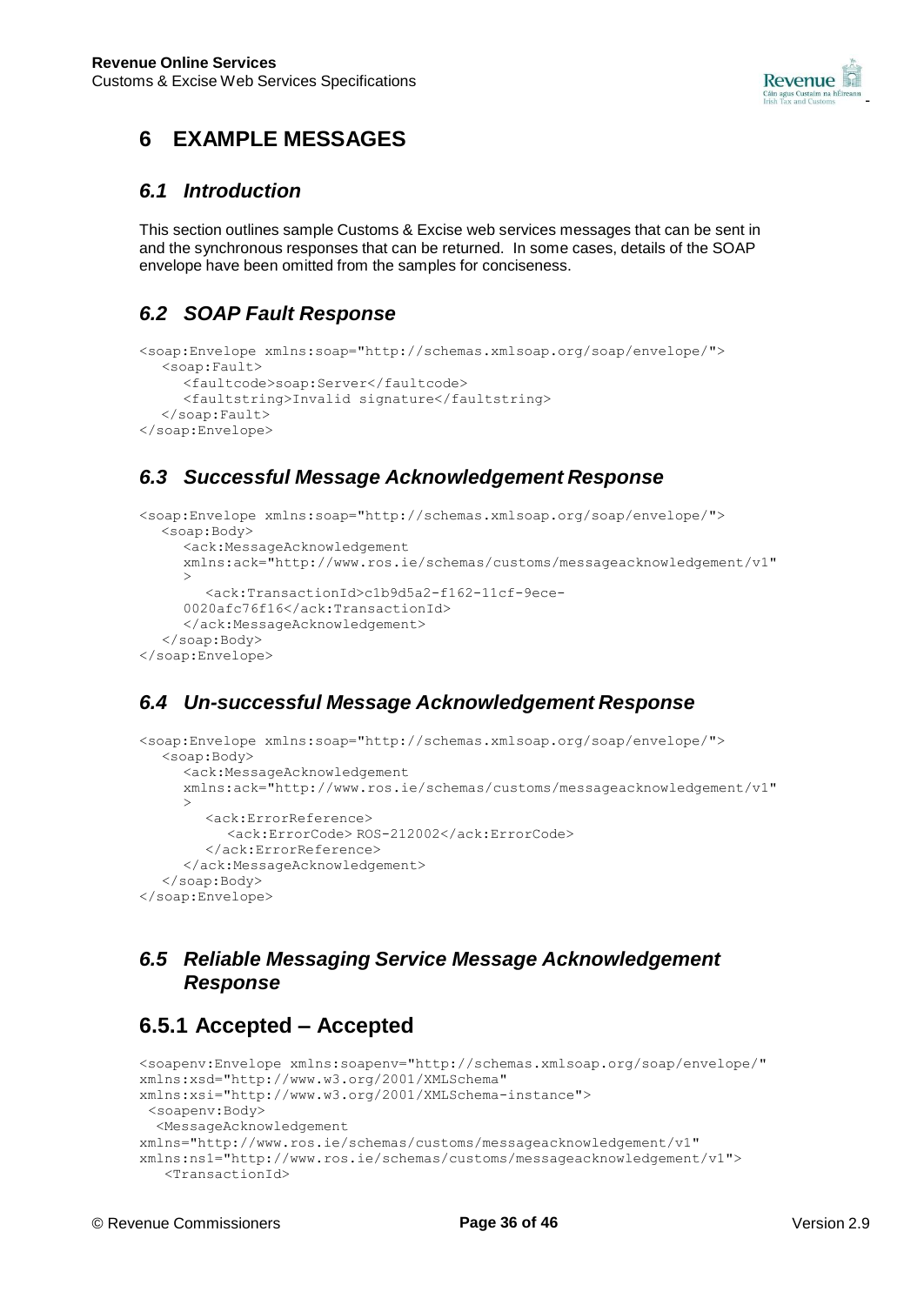# 6 EXAMPLE MESSAGES

## 6.1 Introduction

This section outlines sample Customs & Excise web services messages that can be sent in and the synchronous responses that can be returned. In some cases, details of the SOAP envelope have been omitted from the samples for conciseness.

## 6.2 SOAP Fault Response

```
<soap:Envelope xmlns:soap="http://schemas.xmlsoap.org/soap/envelope/">
   <soap:Fault>
      <faultcode>soap:Server</faultcode>
      <faultstring>Invalid signature</faultstring>
   </soap:Fault>
</soap:Envelope>
```

## 6.3 Successful Message Acknowledgement Response

```
<soap:Envelope xmlns:soap="http://schemas.xmlsoap.org/soap/envelope/">
   <soap:Body>
      <ack:MessageAcknowledgement
      xmlns:ack="http://www.ros.ie/schemas/customs/messageacknowledgement/v1"
      >
         <ack:TransactionId>c1b9d5a2-f162-11cf-9ece-
      0020afc76f16</ack:TransactionId>
      </ack:MessageAcknowledgement>
   </soap:Body>
</soap:Envelope>
```

## 6.4 Un-successful Message Acknowledgement Response

```
<soap:Envelope xmlns:soap="http://schemas.xmlsoap.org/soap/envelope/">
   <soap:Body>
      <ack:MessageAcknowledgement
      xmlns:ack="http://www.ros.ie/schemas/customs/messageacknowledgement/v1"
      >
         <ack:ErrorReference>
            <ack:ErrorCode> ROS-212002</ack:ErrorCode>
         </ack:ErrorReference>
      </ack:MessageAcknowledgement>
   </soap:Body>
</soap:Envelope>
```

## 6.5 Reliable Messaging Service Message Acknowledgement Response

### 6.5.1 Accepted – Accepted

```
<soapenv:Envelope xmlns:soapenv="http://schemas.xmlsoap.org/soap/envelope/"
xmlns:xsd="http://www.w3.org/2001/XMLSchema"
xmlns:xsi="http://www.w3.org/2001/XMLSchema-instance">
 <soapenv:Body>
  <MessageAcknowledgement
xmlns="http://www.ros.ie/schemas/customs/messageacknowledgement/v1"
xmlns:ns1="http://www.ros.ie/schemas/customs/messageacknowledgement/v1">
   <TransactionId>
```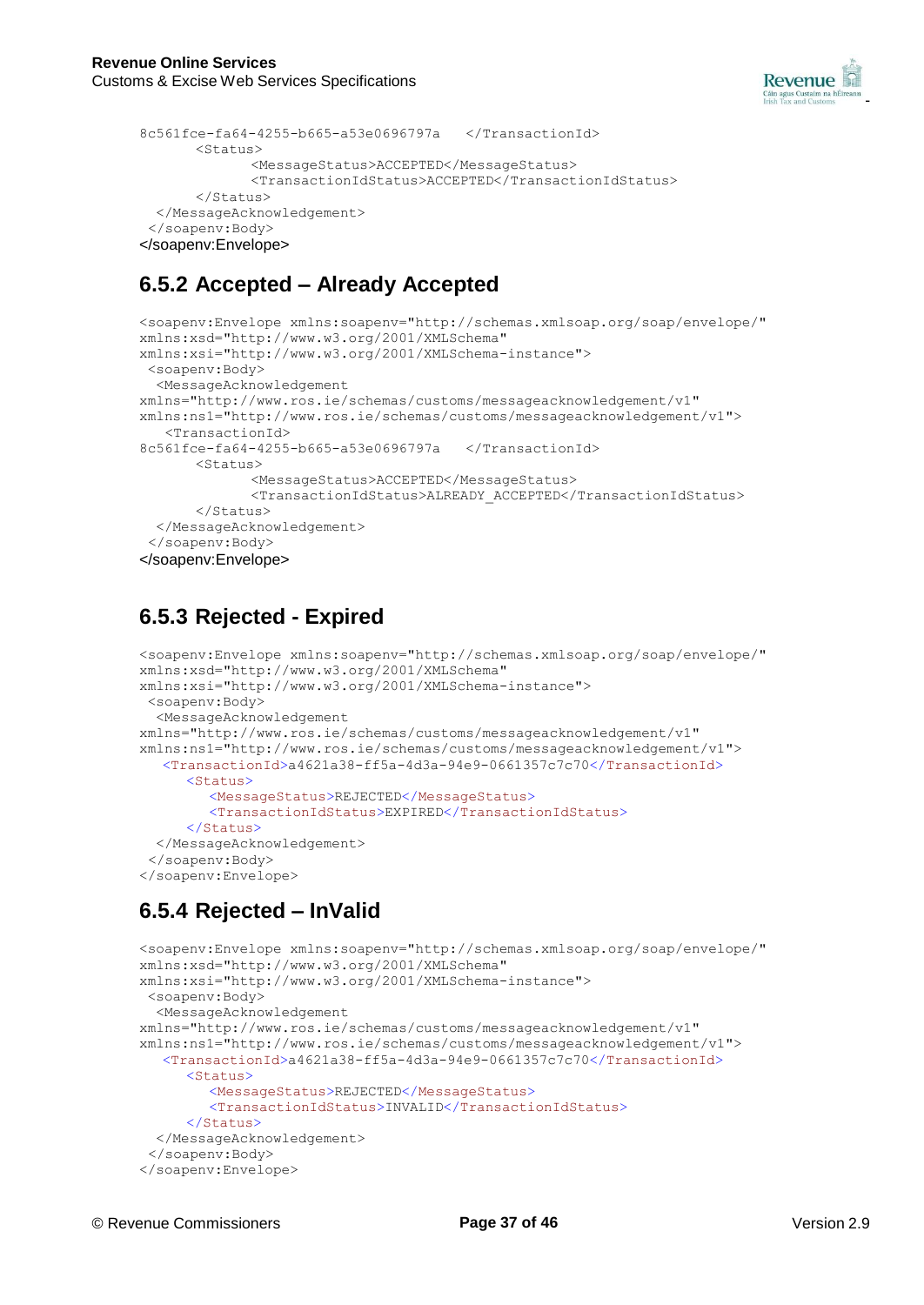```
8c561fce-fa64-4255-b665-a53e0696797a   </TransactionId>
       <Status>
              <MessageStatus>ACCEPTED</MessageStatus>
              <TransactionIdStatus>ACCEPTED</TransactionIdStatus>
       </Status>
  </MessageAcknowledgement>
 </soapenv:Body>
</soapenv:Envelope>
```

### 6.5.2 Accepted – Already Accepted

```
<soapenv:Envelope xmlns:soapenv="http://schemas.xmlsoap.org/soap/envelope/"
xmlns:xsd="http://www.w3.org/2001/XMLSchema"
xmlns:xsi="http://www.w3.org/2001/XMLSchema-instance">
 <soapenv:Body>
  <MessageAcknowledgement
xmlns="http://www.ros.ie/schemas/customs/messageacknowledgement/v1"
xmlns:ns1="http://www.ros.ie/schemas/customs/messageacknowledgement/v1">
    <TransactionId>
8c561fce-fa64-4255-b665-a53e0696797a   </TransactionId>
       <Status>
              <MessageStatus>ACCEPTED</MessageStatus>
              <TransactionIdStatus>ALREADY_ACCEPTED</TransactionIdStatus>
       </Status>
  </MessageAcknowledgement>
 </soapenv:Body>
</soapenv:Envelope>
```

### 6.5.3 Rejected - Expired

```
<soapenv:Envelope xmlns:soapenv="http://schemas.xmlsoap.org/soap/envelope/"
xmlns:xsd="http://www.w3.org/2001/XMLSchema"
xmlns:xsi="http://www.w3.org/2001/XMLSchema-instance">
 <soapenv:Body>
  <MessageAcknowledgement
xmlns="http://www.ros.ie/schemas/customs/messageacknowledgement/v1"
xmlns:ns1="http://www.ros.ie/schemas/customs/messageacknowledgement/v1">
    <TransactionId>a4621a38-ff5a-4d3a-94e9-0661357c7c70</TransactionId>
       <Status>
          <MessageStatus>REJECTED</MessageStatus>
          <TransactionIdStatus>EXPIRED</TransactionIdStatus>
       </Status>
  </MessageAcknowledgement>
 </soapenv:Body>
</soapenv:Envelope>
```

### 6.5.4 Rejected – InValid

```
<soapenv:Envelope xmlns:soapenv="http://schemas.xmlsoap.org/soap/envelope/"
xmlns:xsd="http://www.w3.org/2001/XMLSchema"
xmlns:xsi="http://www.w3.org/2001/XMLSchema-instance">
 <soapenv:Body>
  <MessageAcknowledgement
xmlns="http://www.ros.ie/schemas/customs/messageacknowledgement/v1"
xmlns:ns1="http://www.ros.ie/schemas/customs/messageacknowledgement/v1">
    <TransactionId>a4621a38-ff5a-4d3a-94e9-0661357c7c70</TransactionId>
       <Status>
          <MessageStatus>REJECTED</MessageStatus>
          <TransactionIdStatus>INVALID</TransactionIdStatus>
       </Status>
  </MessageAcknowledgement>
 </soapenv:Body>
</soapenv:Envelope>
```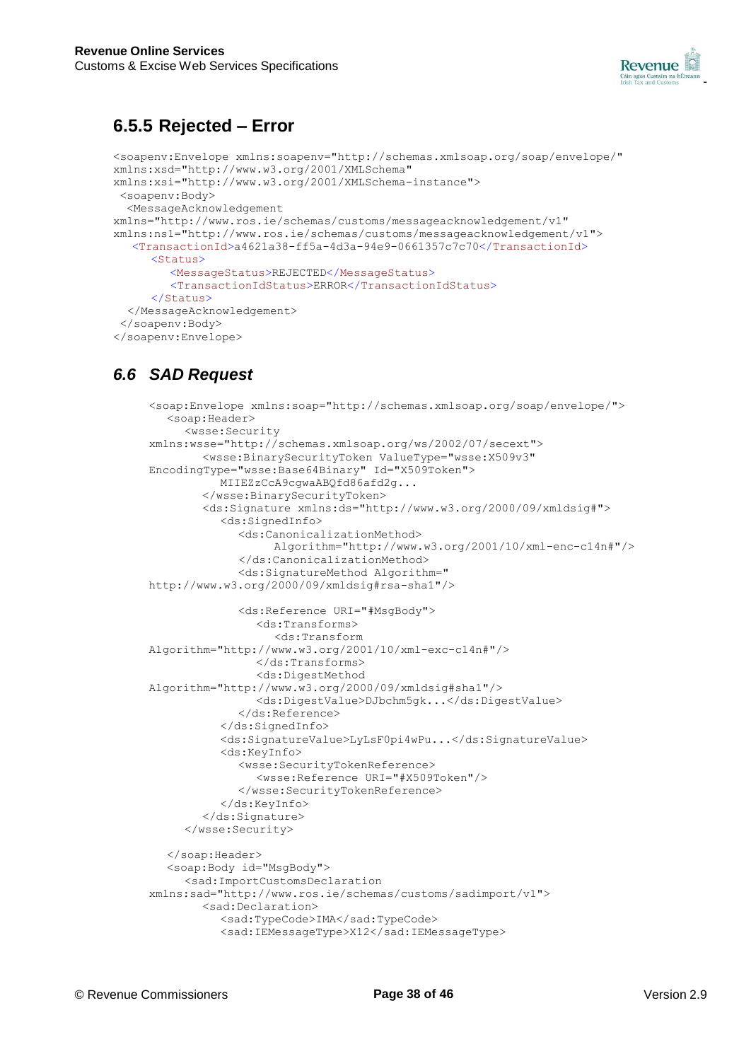## 6.5.5 Rejected – Error

```
<soapenv:Envelope xmlns:soapenv="http://schemas.xmlsoap.org/soap/envelope/"
xmlns:xsd="http://www.w3.org/2001/XMLSchema"
xmlns:xsi="http://www.w3.org/2001/XMLSchema-instance">
 <soapenv:Body>
  <MessageAcknowledgement
xmlns="http://www.ros.ie/schemas/customs/messageacknowledgement/v1"
xmlns:ns1="http://www.ros.ie/schemas/customs/messageacknowledgement/v1">
   <TransactionId>a4621a38-ff5a-4d3a-94e9-0661357c7c70</TransactionId>
      <Status>
         <MessageStatus>REJECTED</MessageStatus>
         <TransactionIdStatus>ERROR</TransactionIdStatus>
      </Status>
  </MessageAcknowledgement>
 </soapenv:Body>
</soapenv:Envelope>
```

## *6.6 SAD Request*

```
<soap:Envelope xmlns:soap="http://schemas.xmlsoap.org/soap/envelope/">
   <soap:Header>
      <wsse:Security
xmlns:wsse="http://schemas.xmlsoap.org/ws/2002/07/secext">
         <wsse:BinarySecurityToken ValueType="wsse:X509v3"
EncodingType="wsse:Base64Binary" Id="X509Token">
            MIIEZzCCA9cgwaABQfd86afd2g...
         </wsse:BinarySecurityToken>
         <ds:Signature xmlns:ds="http://www.w3.org/2000/09/xmldsig#">
            <ds:SignedInfo>
               <ds:CanonicalizationMethod>
                     Algorithm="http://www.w3.org/2001/10/xml-enc-c14n#"/>
               </ds:CanonicalizationMethod>
               <ds:SignatureMethod Algorithm="
http://www.w3.org/2000/09/xmldsig#rsa-sha1"/>

               <ds:Reference URI="#MsgBody">
                  <ds:Transforms>
                     <ds:Transform
Algorithm="http://www.w3.org/2001/10/xml-exc-c14n#"/>
                  </ds:Transforms>
                  <ds:DigestMethod
Algorithm="http://www.w3.org/2000/09/xmldsig#sha1"/>
                  <ds:DigestValue>DJbchm5gk...</ds:DigestValue>
               </ds:Reference>
            </ds:SignedInfo>
            <ds:SignatureValue>LyLsF0pi4wPu...</ds:SignatureValue>
            <ds:KeyInfo>
               <wsse:SecurityTokenReference>
                  <wsse:Reference URI="#X509Token"/>
               </wsse:SecurityTokenReference>
            </ds:KeyInfo>
         </ds:Signature>
      </wsse:Security>

   </soap:Header>
   <soap:Body id="MsgBody">
      <sad:ImportCustomsDeclaration
xmlns:sad="http://www.ros.ie/schemas/customs/sadimport/v1">
         <sad:Declaration>
            <sad:TypeCode>IMA</sad:TypeCode>
            <sad:IEMessageType>X12</sad:IEMessageType>
```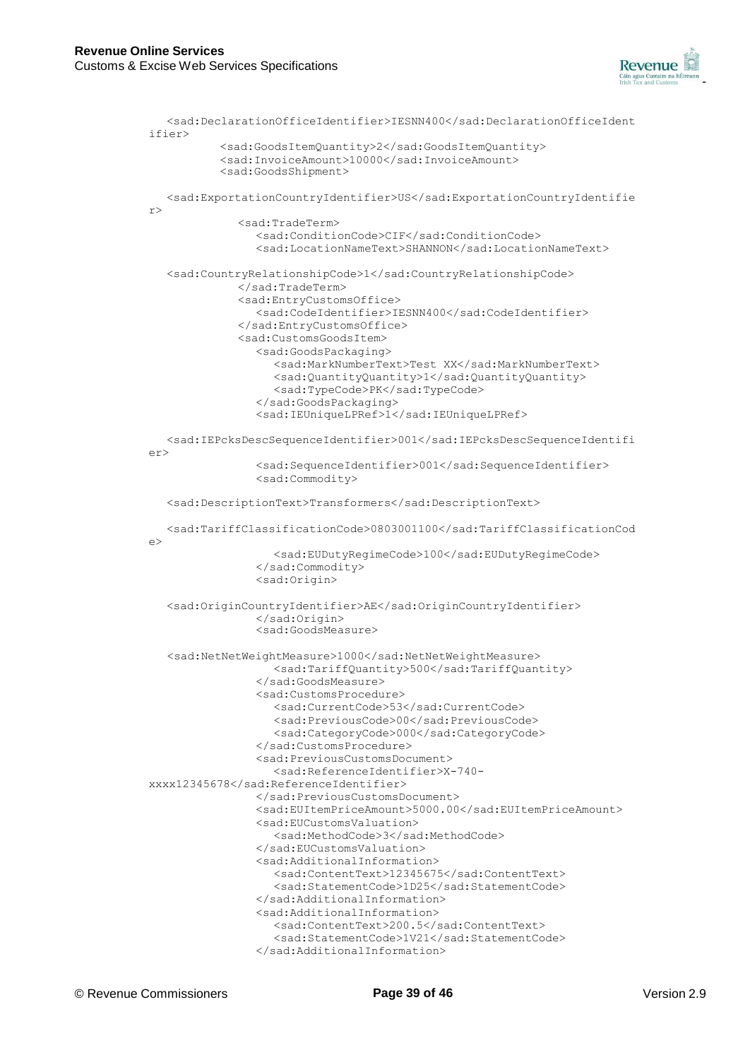```
<sad:DeclarationOfficeIdentifier>IESNN400</sad:DeclarationOfficeIdentifier>
        <sad:GoodsItemQuantity>2</sad:GoodsItemQuantity>
        <sad:InvoiceAmount>10000</sad:InvoiceAmount>
        <sad:GoodsShipment>
   <sad:ExportationCountryIdentifier>US</sad:ExportationCountryIdentifier>
           <sad:TradeTerm>
              <sad:ConditionCode>CIF</sad:ConditionCode>
              <sad:LocationNameText>SHANNON</sad:LocationNameText>
   <sad:CountryRelationshipCode>1</sad:CountryRelationshipCode>
           </sad:TradeTerm>
           <sad:EntryCustomsOffice>
              <sad:CodeIdentifier>IESNN400</sad:CodeIdentifier>
           </sad:EntryCustomsOffice>
           <sad:CustomsGoodsItem>
              <sad:GoodsPackaging>
                 <sad:MarkNumberText>Test XX</sad:MarkNumberText>
                 <sad:QuantityQuantity>1</sad:QuantityQuantity>
                 <sad:TypeCode>PK</sad:TypeCode>
              </sad:GoodsPackaging>
              <sad:IEUniqueLPRef>1</sad:IEUniqueLPRef>
   <sad:IEPcksDescSequenceIdentifier>001</sad:IEPcksDescSequenceIdentifier>
              <sad:SequenceIdentifier>001</sad:SequenceIdentifier>
              <sad:Commodity>
   <sad:DescriptionText>Transformers</sad:DescriptionText>
   <sad:TariffClassificationCode>0803001100</sad:TariffClassificationCode>
                 <sad:EUDutyRegimeCode>100</sad:EUDutyRegimeCode>
              </sad:Commodity>
              <sad:Origin>
   <sad:OriginCountryIdentifier>AE</sad:OriginCountryIdentifier>
              </sad:Origin>
              <sad:GoodsMeasure>
   <sad:NetNetWeightMeasure>1000</sad:NetNetWeightMeasure>
                 <sad:TariffQuantity>500</sad:TariffQuantity>
              </sad:GoodsMeasure>
              <sad:CustomsProcedure>
                 <sad:CurrentCode>53</sad:CurrentCode>
                 <sad:PreviousCode>00</sad:PreviousCode>
                 <sad:CategoryCode>000</sad:CategoryCode>
              </sad:CustomsProcedure>
              <sad:PreviousCustomsDocument>
                 <sad:ReferenceIdentifier>X-740-xxxx12345678</sad:ReferenceIdentifier>
              </sad:PreviousCustomsDocument>
              <sad:EUItemPriceAmount>5000.00</sad:EUItemPriceAmount>
              <sad:EUCustomsValuation>
                 <sad:MethodCode>3</sad:MethodCode>
              </sad:EUCustomsValuation>
              <sad:AdditionalInformation>
                 <sad:ContentText>12345675</sad:ContentText>
                 <sad:StatementCode>1D25</sad:StatementCode>
              </sad:AdditionalInformation>
              <sad:AdditionalInformation>
                 <sad:ContentText>200.5</sad:ContentText>
                 <sad:StatementCode>1V21</sad:StatementCode>
              </sad:AdditionalInformation>
```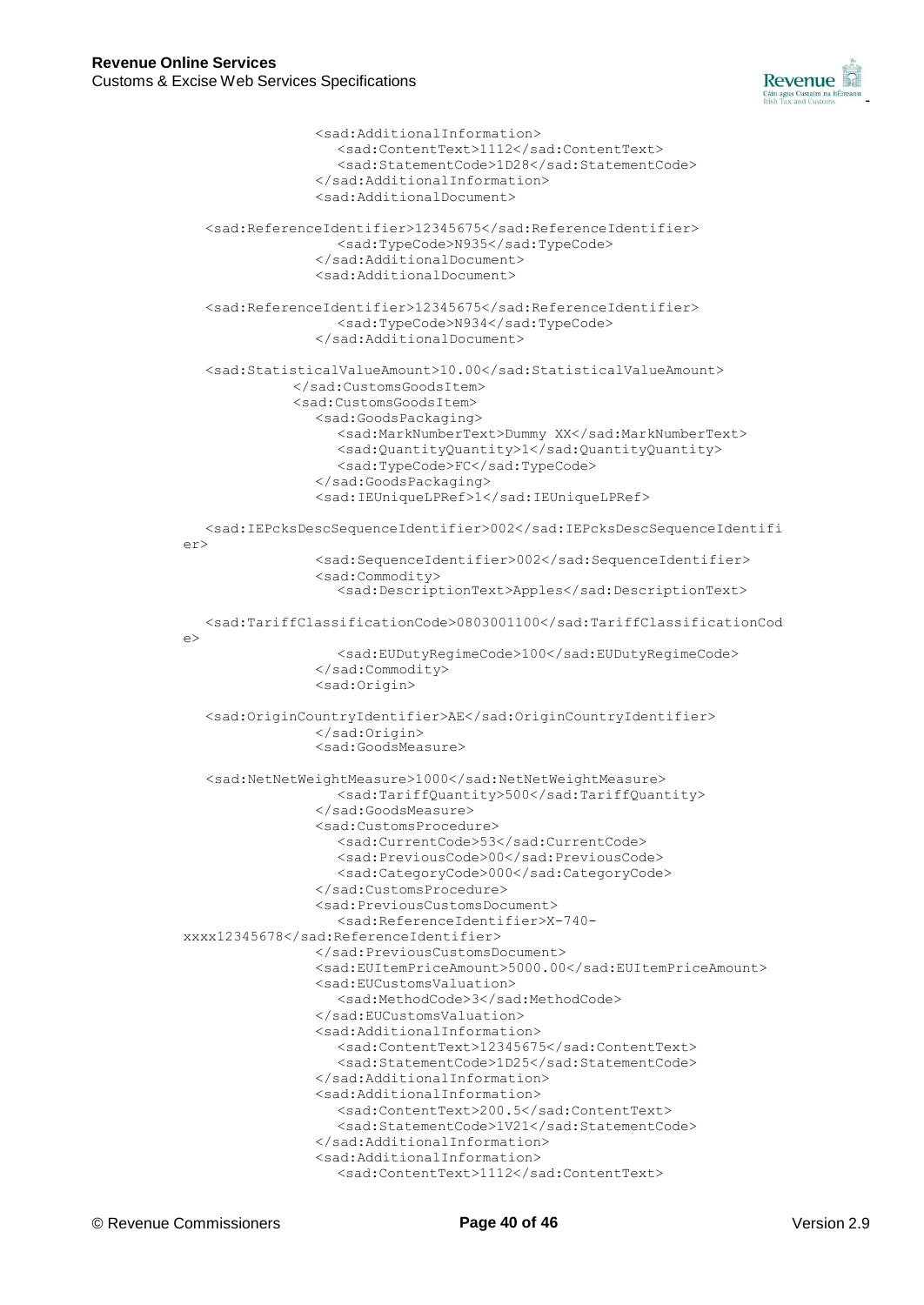```xml
                <sad:AdditionalInformation>
                   <sad:ContentText>1112</sad:ContentText>
                   <sad:StatementCode>1D28</sad:StatementCode>
                </sad:AdditionalInformation>
                <sad:AdditionalDocument>

   <sad:ReferenceIdentifier>12345675</sad:ReferenceIdentifier>
                   <sad:TypeCode>N935</sad:TypeCode>
                </sad:AdditionalDocument>
                <sad:AdditionalDocument>

   <sad:ReferenceIdentifier>12345675</sad:ReferenceIdentifier>
                   <sad:TypeCode>N934</sad:TypeCode>
                </sad:AdditionalDocument>

   <sad:StatisticalValueAmount>10.00</sad:StatisticalValueAmount>
             </sad:CustomsGoodsItem>
             <sad:CustomsGoodsItem>
                <sad:GoodsPackaging>
                   <sad:MarkNumberText>Dummy XX</sad:MarkNumberText>
                   <sad:QuantityQuantity>1</sad:QuantityQuantity>
                   <sad:TypeCode>FC</sad:TypeCode>
                </sad:GoodsPackaging>
                <sad:IEUniqueLPRef>1</sad:IEUniqueLPRef>

   <sad:IEPcksDescSequenceIdentifier>002</sad:IEPcksDescSequenceIdentifi
er>
                <sad:SequenceIdentifier>002</sad:SequenceIdentifier>
                <sad:Commodity>
                   <sad:DescriptionText>Apples</sad:DescriptionText>

   <sad:TariffClassificationCode>0803001100</sad:TariffClassificationCod
e>
                   <sad:EUDutyRegimeCode>100</sad:EUDutyRegimeCode>
                </sad:Commodity>
                <sad:Origin>

   <sad:OriginCountryIdentifier>AE</sad:OriginCountryIdentifier>
                </sad:Origin>
                <sad:GoodsMeasure>

   <sad:NetNetWeightMeasure>1000</sad:NetNetWeightMeasure>
                   <sad:TariffQuantity>500</sad:TariffQuantity>
                </sad:GoodsMeasure>
                <sad:CustomsProcedure>
                   <sad:CurrentCode>53</sad:CurrentCode>
                   <sad:PreviousCode>00</sad:PreviousCode>
                   <sad:CategoryCode>000</sad:CategoryCode>
                </sad:CustomsProcedure>
                <sad:PreviousCustomsDocument>
                   <sad:ReferenceIdentifier>X-740-
xxxx12345678</sad:ReferenceIdentifier>
                </sad:PreviousCustomsDocument>
                <sad:EUItemPriceAmount>5000.00</sad:EUItemPriceAmount>
                <sad:EUCustomsValuation>
                   <sad:MethodCode>3</sad:MethodCode>
                </sad:EUCustomsValuation>
                <sad:AdditionalInformation>
                   <sad:ContentText>12345675</sad:ContentText>
                   <sad:StatementCode>1D25</sad:StatementCode>
                </sad:AdditionalInformation>
                <sad:AdditionalInformation>
                   <sad:ContentText>200.5</sad:ContentText>
                   <sad:StatementCode>1V21</sad:StatementCode>
                </sad:AdditionalInformation>
                <sad:AdditionalInformation>
                   <sad:ContentText>1112</sad:ContentText>
```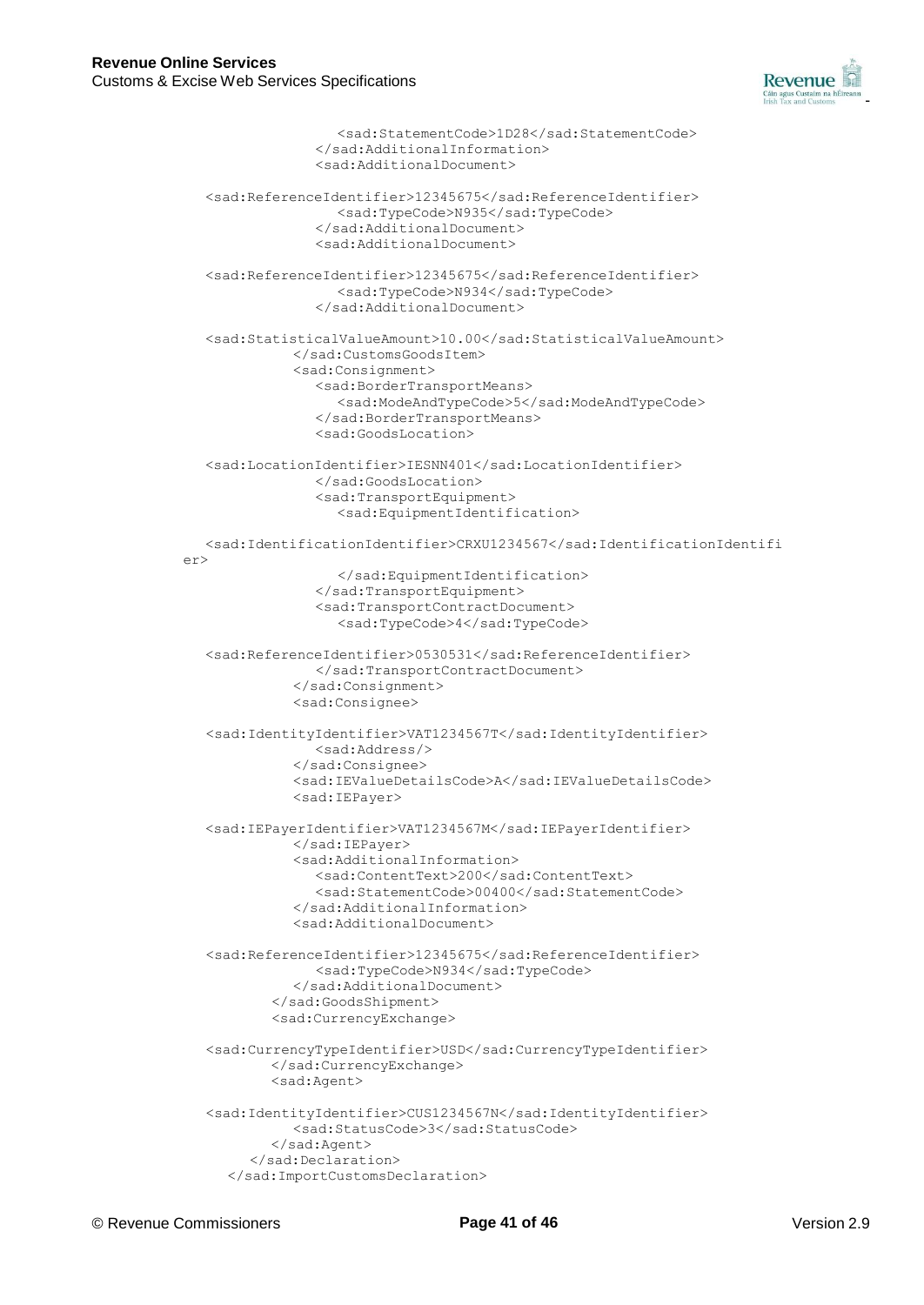```
                    <sad:StatementCode>1D28</sad:StatementCode>
                  </sad:AdditionalInformation>
                  <sad:AdditionalDocument>

    <sad:ReferenceIdentifier>12345675</sad:ReferenceIdentifier>
                    <sad:TypeCode>N935</sad:TypeCode>
                  </sad:AdditionalDocument>
                  <sad:AdditionalDocument>

    <sad:ReferenceIdentifier>12345675</sad:ReferenceIdentifier>
                    <sad:TypeCode>N934</sad:TypeCode>
                  </sad:AdditionalDocument>

    <sad:StatisticalValueAmount>10.00</sad:StatisticalValueAmount>
                </sad:CustomsGoodsItem>
                <sad:Consignment>
                  <sad:BorderTransportMeans>
                    <sad:ModeAndTypeCode>5</sad:ModeAndTypeCode>
                  </sad:BorderTransportMeans>
                  <sad:GoodsLocation>

    <sad:LocationIdentifier>IESNN401</sad:LocationIdentifier>
                  </sad:GoodsLocation>
                  <sad:TransportEquipment>
                    <sad:EquipmentIdentification>

    <sad:IdentificationIdentifier>CRXU1234567</sad:IdentificationIdentifi
er>
                    </sad:EquipmentIdentification>
                  </sad:TransportEquipment>
                  <sad:TransportContractDocument>
                    <sad:TypeCode>4</sad:TypeCode>

    <sad:ReferenceIdentifier>0530531</sad:ReferenceIdentifier>
                  </sad:TransportContractDocument>
                </sad:Consignment>
                <sad:Consignee>

    <sad:IdentityIdentifier>VAT1234567T</sad:IdentityIdentifier>
                  <sad:Address/>
                </sad:Consignee>
                <sad:IEValueDetailsCode>A</sad:IEValueDetailsCode>
                <sad:IEPayer>

    <sad:IEPayerIdentifier>VAT1234567M</sad:IEPayerIdentifier>
                </sad:IEPayer>
                <sad:AdditionalInformation>
                  <sad:ContentText>200</sad:ContentText>
                  <sad:StatementCode>00400</sad:StatementCode>
                </sad:AdditionalInformation>
                <sad:AdditionalDocument>

    <sad:ReferenceIdentifier>12345675</sad:ReferenceIdentifier>
                  <sad:TypeCode>N934</sad:TypeCode>
                </sad:AdditionalDocument>
              </sad:GoodsShipment>
              <sad:CurrencyExchange>

    <sad:CurrencyTypeIdentifier>USD</sad:CurrencyTypeIdentifier>
              </sad:CurrencyExchange>
              <sad:Agent>

    <sad:IdentityIdentifier>CUS1234567N</sad:IdentityIdentifier>
                <sad:StatusCode>3</sad:StatusCode>
              </sad:Agent>
            </sad:Declaration>
          </sad:ImportCustomsDeclaration>
```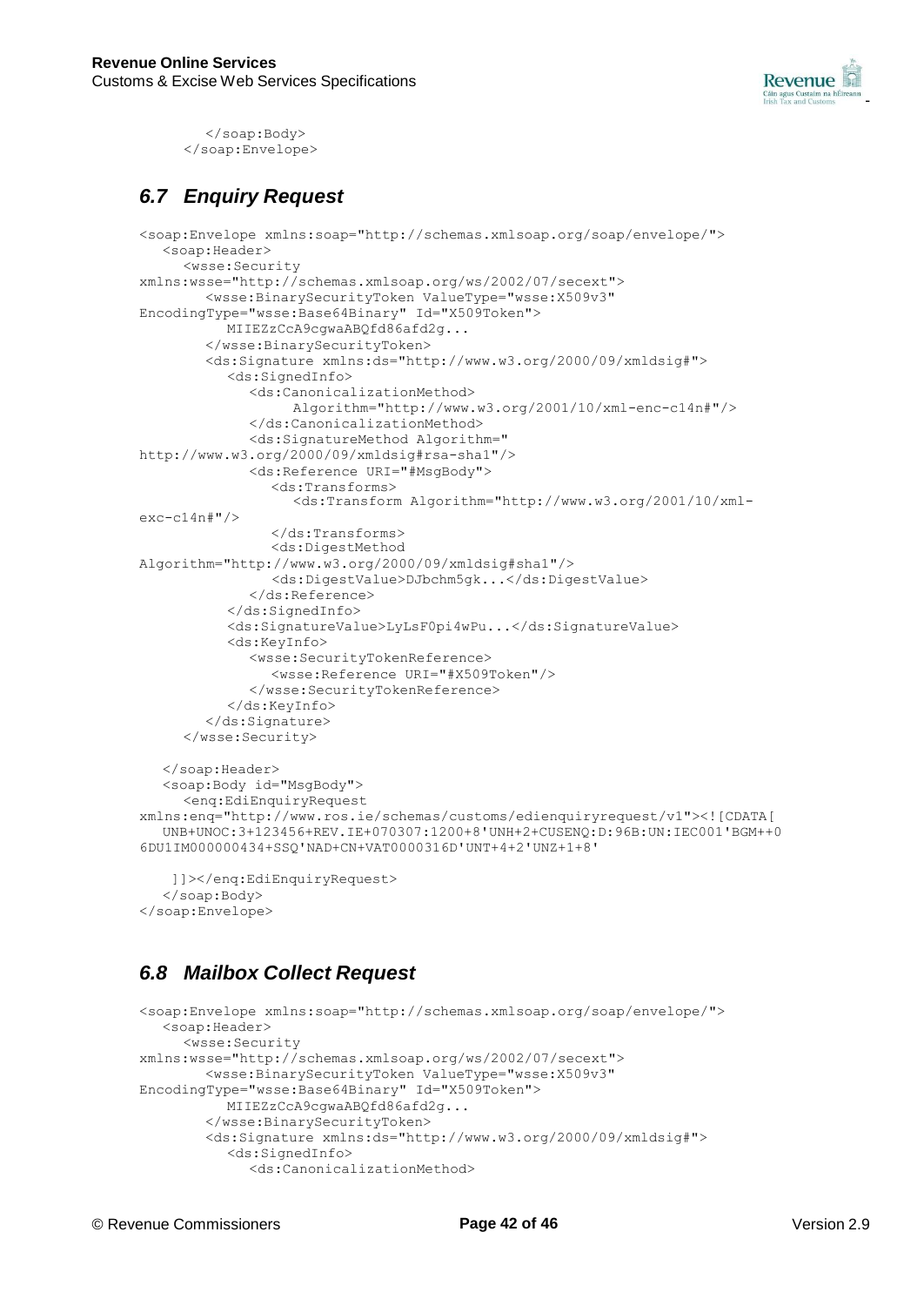```
        </soap:Body>
    </soap:Envelope>
```

## *6.7 Enquiry Request*

```
<soap:Envelope xmlns:soap="http://schemas.xmlsoap.org/soap/envelope/">
   <soap:Header>
      <wsse:Security
xmlns:wsse="http://schemas.xmlsoap.org/ws/2002/07/secext">
         <wsse:BinarySecurityToken ValueType="wsse:X509v3"
EncodingType="wsse:Base64Binary" Id="X509Token">
            MIIEZzCcA9cgwaABQfd86afd2g...
         </wsse:BinarySecurityToken>
         <ds:Signature xmlns:ds="http://www.w3.org/2000/09/xmldsig#">
            <ds:SignedInfo>
               <ds:CanonicalizationMethod>
                   Algorithm="http://www.w3.org/2001/10/xml-enc-c14n#"/>
               </ds:CanonicalizationMethod>
               <ds:SignatureMethod Algorithm="
http://www.w3.org/2000/09/xmldsig#rsa-sha1"/>
               <ds:Reference URI="#MsgBody">
                  <ds:Transforms>
                     <ds:Transform Algorithm="http://www.w3.org/2001/10/xml-
exc-c14n#"/>
                  </ds:Transforms>
                  <ds:DigestMethod
Algorithm="http://www.w3.org/2000/09/xmldsig#sha1"/>
                  <ds:DigestValue>DJbchm5gk...</ds:DigestValue>
               </ds:Reference>
            </ds:SignedInfo>
            <ds:SignatureValue>LyLsF0pi4wPu...</ds:SignatureValue>
            <ds:KeyInfo>
               <wsse:SecurityTokenReference>
                  <wsse:Reference URI="#X509Token"/>
               </wsse:SecurityTokenReference>
            </ds:KeyInfo>
         </ds:Signature>
      </wsse:Security>

   </soap:Header>
   <soap:Body id="MsgBody">
      <enq:EdiEnquiryRequest
xmlns:enq="http://www.ros.ie/schemas/customs/edienquiryrequest/v1"><![CDATA[
   UNB+UNOC:3+123456+REV.IE+070307:1200+8'UNH+2+CUSENQ:D:96B:UN:IEC001'BGM++0
6DU1IM000000434+SSQ'NAD+CN+VAT0000316D'UNT+4+2'UNZ+1+8'

    ]]></enq:EdiEnquiryRequest>
   </soap:Body>
</soap:Envelope>
```

## *6.8 Mailbox Collect Request*

```
<soap:Envelope xmlns:soap="http://schemas.xmlsoap.org/soap/envelope/">
   <soap:Header>
      <wsse:Security
xmlns:wsse="http://schemas.xmlsoap.org/ws/2002/07/secext">
         <wsse:BinarySecurityToken ValueType="wsse:X509v3"
EncodingType="wsse:Base64Binary" Id="X509Token">
            MIIEZzCcA9cgwaABQfd86afd2g...
         </wsse:BinarySecurityToken>
         <ds:Signature xmlns:ds="http://www.w3.org/2000/09/xmldsig#">
            <ds:SignedInfo>
               <ds:CanonicalizationMethod>
```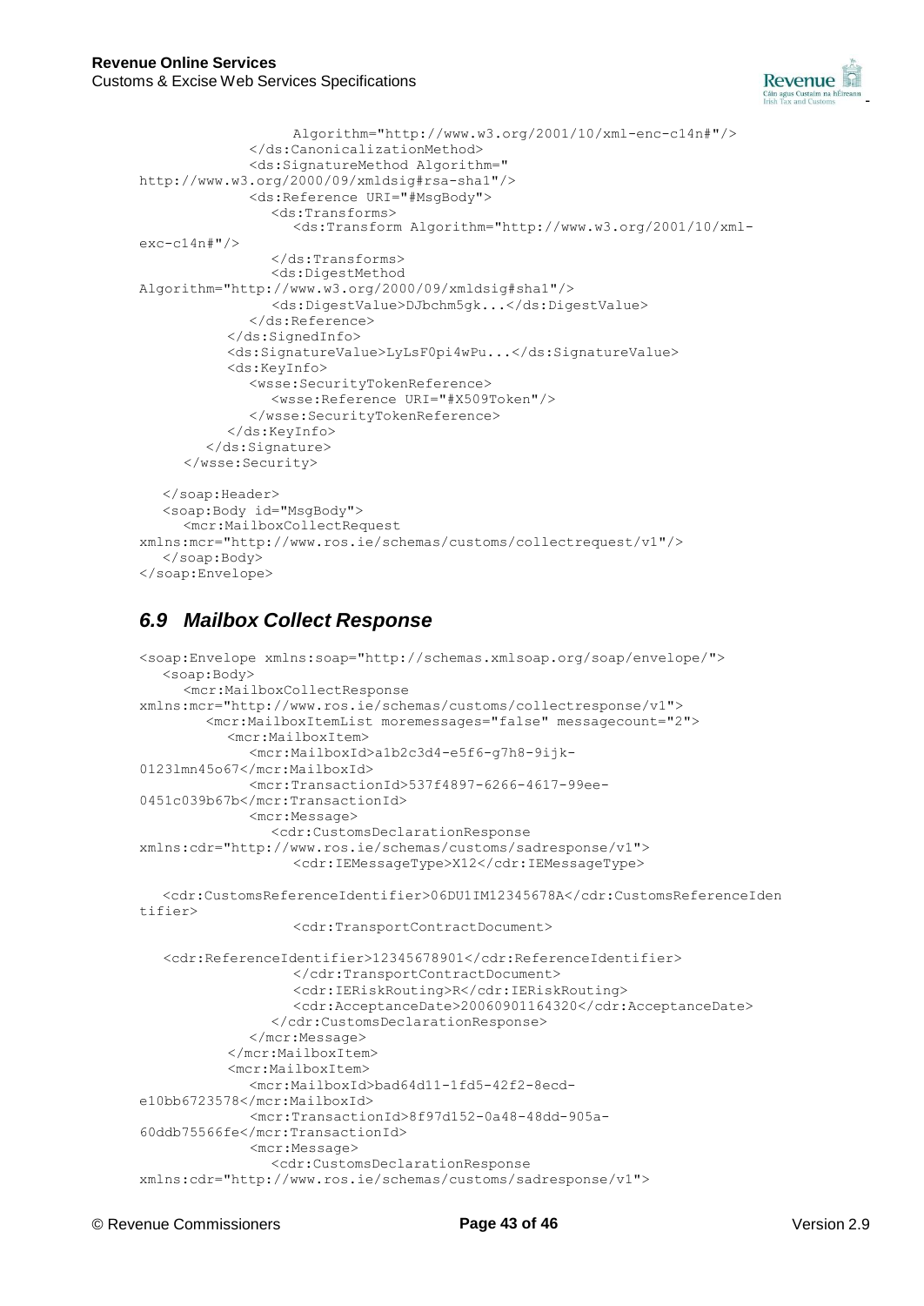```
                  Algorithm="http://www.w3.org/2001/10/xml-enc-c14n#"/>
              </ds:CanonicalizationMethod>
              <ds:SignatureMethod Algorithm="
http://www.w3.org/2000/09/xmldsig#rsa-sha1"/>
              <ds:Reference URI="#MsgBody">
                 <ds:Transforms>
                    <ds:Transform Algorithm="http://www.w3.org/2001/10/xml-
exc-c14n#"/>
                 </ds:Transforms>
                 <ds:DigestMethod
Algorithm="http://www.w3.org/2000/09/xmldsig#sha1"/>
                 <ds:DigestValue>DJbchm5gk...</ds:DigestValue>
              </ds:Reference>
           </ds:SignedInfo>
           <ds:SignatureValue>LyLsF0pi4wPu...</ds:SignatureValue>
           <ds:KeyInfo>
              <wsse:SecurityTokenReference>
                 <wsse:Reference URI="#X509Token"/>
              </wsse:SecurityTokenReference>
           </ds:KeyInfo>
        </ds:Signature>
     </wsse:Security>

   </soap:Header>
   <soap:Body id="MsgBody">
      <mcr:MailboxCollectRequest
xmlns:mcr="http://www.ros.ie/schemas/customs/collectrequest/v1"/>
   </soap:Body>
</soap:Envelope>
```

## 6.9 Mailbox Collect Response

```
<soap:Envelope xmlns:soap="http://schemas.xmlsoap.org/soap/envelope/">
   <soap:Body>
      <mcr:MailboxCollectResponse
xmlns:mcr="http://www.ros.ie/schemas/customs/collectresponse/v1">
         <mcr:MailboxItemList moremessages="false" messagecount="2">
            <mcr:MailboxItem>
               <mcr:MailboxId>a1b2c3d4-e5f6-g7h8-9ijk-
0123lmn45o67</mcr:MailboxId>
               <mcr:TransactionId>537f4897-6266-4617-99ee-
0451c039b67b</mcr:TransactionId>
               <mcr:Message>
                  <cdr:CustomsDeclarationResponse
xmlns:cdr="http://www.ros.ie/schemas/customs/sadresponse/v1">
                     <cdr:IEMessageType>X12</cdr:IEMessageType>

   <cdr:CustomsReferenceIdentifier>06DU1IM12345678A</cdr:CustomsReferenceIden
tifier>
                     <cdr:TransportContractDocument>

   <cdr:ReferenceIdentifier>12345678901</cdr:ReferenceIdentifier>
                     </cdr:TransportContractDocument>
                     <cdr:IERiskRouting>R</cdr:IERiskRouting>
                     <cdr:AcceptanceDate>20060901164320</cdr:AcceptanceDate>
                  </cdr:CustomsDeclarationResponse>
               </mcr:Message>
            </mcr:MailboxItem>
            <mcr:MailboxItem>
               <mcr:MailboxId>bad64d11-1fd5-42f2-8ecd-
e10bb6723578</mcr:MailboxId>
               <mcr:TransactionId>8f97d152-0a48-48dd-905a-
60ddb75566fe</mcr:TransactionId>
               <mcr:Message>
                  <cdr:CustomsDeclarationResponse
xmlns:cdr="http://www.ros.ie/schemas/customs/sadresponse/v1">
```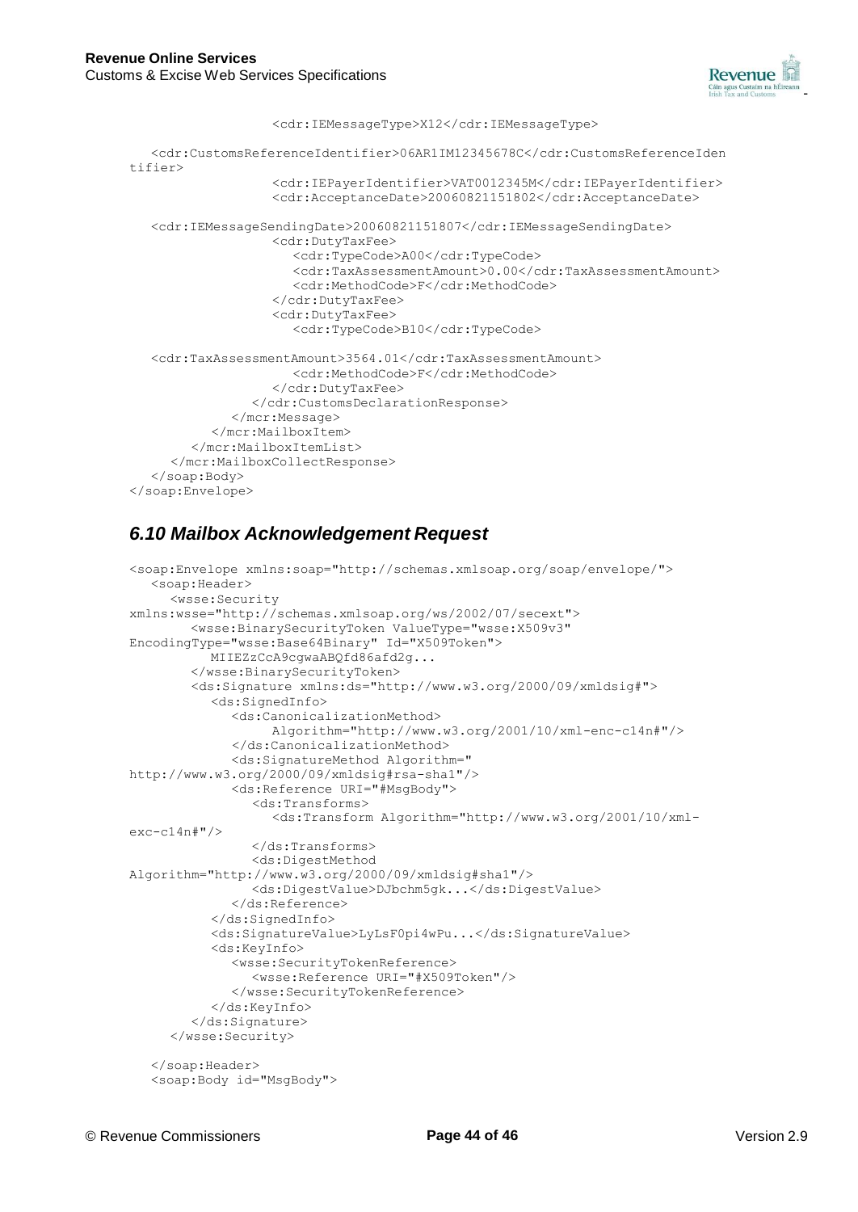```
                  <cdr:IEMessageType>X12</cdr:IEMessageType>

   <cdr:CustomsReferenceIdentifier>06AR1IM12345678C</cdr:CustomsReferenceIden
tifier>
                  <cdr:IEPayerIdentifier>VAT0012345M</cdr:IEPayerIdentifier>
                  <cdr:AcceptanceDate>20060821151802</cdr:AcceptanceDate>

   <cdr:IEMessageSendingDate>20060821151807</cdr:IEMessageSendingDate>
                  <cdr:DutyTaxFee>
                     <cdr:TypeCode>A00</cdr:TypeCode>
                     <cdr:TaxAssessmentAmount>0.00</cdr:TaxAssessmentAmount>
                     <cdr:MethodCode>F</cdr:MethodCode>
                  </cdr:DutyTaxFee>
                  <cdr:DutyTaxFee>
                     <cdr:TypeCode>B10</cdr:TypeCode>

   <cdr:TaxAssessmentAmount>3564.01</cdr:TaxAssessmentAmount>
                     <cdr:MethodCode>F</cdr:MethodCode>
                  </cdr:DutyTaxFee>
               </cdr:CustomsDeclarationResponse>
            </mcr:Message>
         </mcr:MailboxItem>
      </mcr:MailboxItemList>
   </mcr:MailboxCollectResponse>
  </soap:Body>
</soap:Envelope>
```

### *6.10 Mailbox Acknowledgement Request*

```
<soap:Envelope xmlns:soap="http://schemas.xmlsoap.org/soap/envelope/">
   <soap:Header>
     <wsse:Security
xmlns:wsse="http://schemas.xmlsoap.org/ws/2002/07/secext">
        <wsse:BinarySecurityToken ValueType="wsse:X509v3"
EncodingType="wsse:Base64Binary" Id="X509Token">
           MIIEZzCcA9cgwaABQfd86afd2g...
        </wsse:BinarySecurityToken>
        <ds:Signature xmlns:ds="http://www.w3.org/2000/09/xmldsig#">
           <ds:SignedInfo>
              <ds:CanonicalizationMethod>
                  Algorithm="http://www.w3.org/2001/10/xml-enc-c14n#"/>
              </ds:CanonicalizationMethod>
              <ds:SignatureMethod Algorithm="
http://www.w3.org/2000/09/xmldsig#rsa-sha1"/>
              <ds:Reference URI="#MsgBody">
                 <ds:Transforms>
                    <ds:Transform Algorithm="http://www.w3.org/2001/10/xml-
exc-c14n#"/>
                 </ds:Transforms>
                 <ds:DigestMethod
Algorithm="http://www.w3.org/2000/09/xmldsig#sha1"/>
                 <ds:DigestValue>DJbchm5gk...</ds:DigestValue>
              </ds:Reference>
           </ds:SignedInfo>
           <ds:SignatureValue>LyLsF0pi4wPu...</ds:SignatureValue>
           <ds:KeyInfo>
              <wsse:SecurityTokenReference>
                 <wsse:Reference URI="#X509Token"/>
              </wsse:SecurityTokenReference>
           </ds:KeyInfo>
        </ds:Signature>
     </wsse:Security>

   </soap:Header>
   <soap:Body id="MsgBody">
```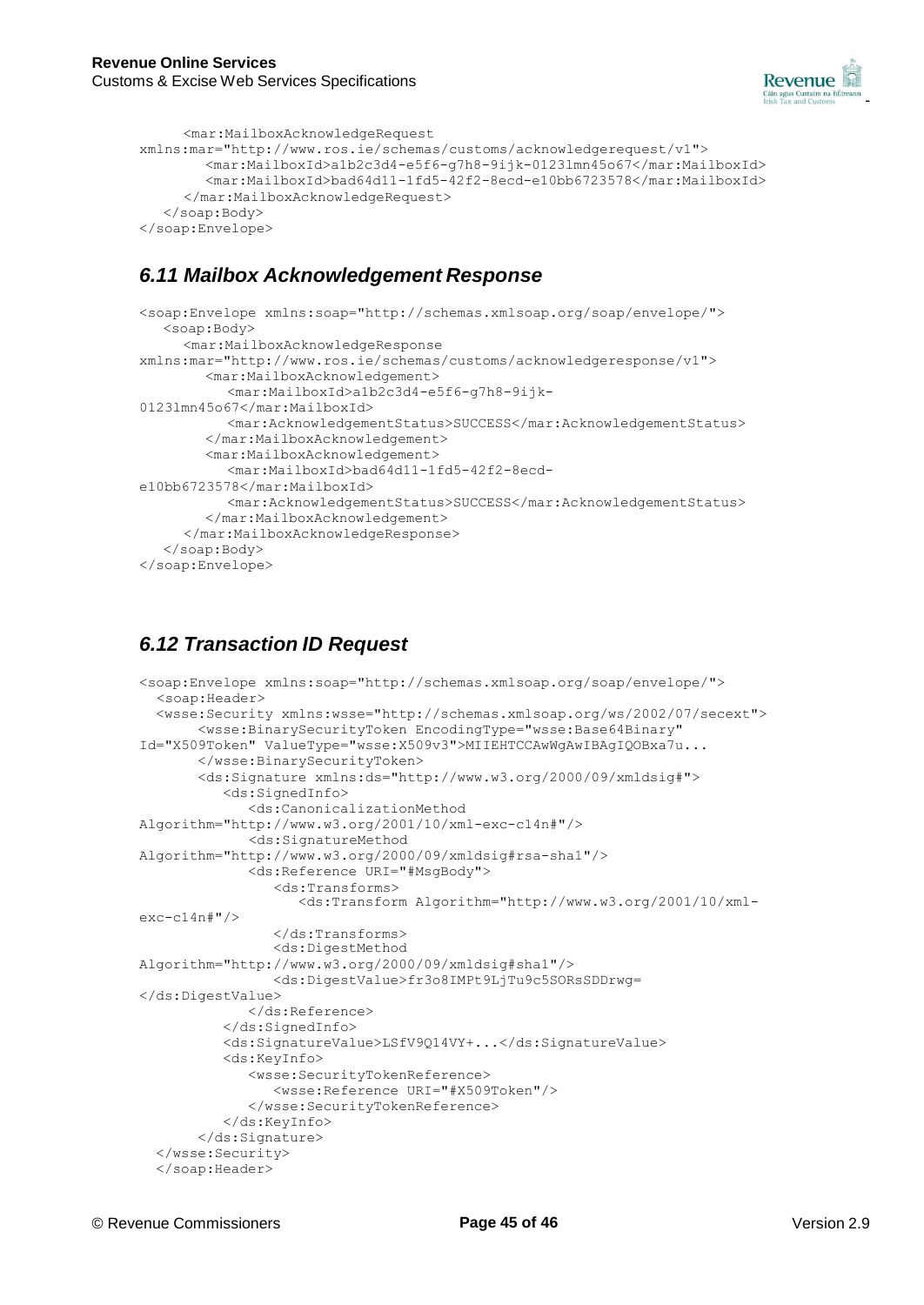```
      <mar:MailboxAcknowledgeRequest
xmlns:mar="http://www.ros.ie/schemas/customs/acknowledgerequest/v1">
         <mar:MailboxId>a1b2c3d4-e5f6-g7h8-9ijk-0123lmn45o67</mar:MailboxId>
         <mar:MailboxId>bad64d11-1fd5-42f2-8ecd-e10bb6723578</mar:MailboxId>
      </mar:MailboxAcknowledgeRequest>
   </soap:Body>
</soap:Envelope>
```

## *6.11 Mailbox Acknowledgement Response*

```
<soap:Envelope xmlns:soap="http://schemas.xmlsoap.org/soap/envelope/">
   <soap:Body>
      <mar:MailboxAcknowledgeResponse
xmlns:mar="http://www.ros.ie/schemas/customs/acknowledgeresponse/v1">
         <mar:MailboxAcknowledgement>
            <mar:MailboxId>a1b2c3d4-e5f6-g7h8-9ijk-
0123lmn45o67</mar:MailboxId>
            <mar:AcknowledgementStatus>SUCCESS</mar:AcknowledgementStatus>
         </mar:MailboxAcknowledgement>
         <mar:MailboxAcknowledgement>
            <mar:MailboxId>bad64d11-1fd5-42f2-8ecd-
e10bb6723578</mar:MailboxId>
            <mar:AcknowledgementStatus>SUCCESS</mar:AcknowledgementStatus>
         </mar:MailboxAcknowledgement>
      </mar:MailboxAcknowledgeResponse>
   </soap:Body>
</soap:Envelope>
```

## *6.12 Transaction ID Request*

```
<soap:Envelope xmlns:soap="http://schemas.xmlsoap.org/soap/envelope/">
  <soap:Header>
  <wsse:Security xmlns:wsse="http://schemas.xmlsoap.org/ws/2002/07/secext">
       <wsse:BinarySecurityToken EncodingType="wsse:Base64Binary"
Id="X509Token" ValueType="wsse:X509v3">MIIEHTCCAwWgAwIBAgIQOBxa7u...
       </wsse:BinarySecurityToken>
       <ds:Signature xmlns:ds="http://www.w3.org/2000/09/xmldsig#">
          <ds:SignedInfo>
             <ds:CanonicalizationMethod
Algorithm="http://www.w3.org/2001/10/xml-exc-c14n#"/>
             <ds:SignatureMethod
Algorithm="http://www.w3.org/2000/09/xmldsig#rsa-sha1"/>
             <ds:Reference URI="#MsgBody">
                <ds:Transforms>
                   <ds:Transform Algorithm="http://www.w3.org/2001/10/xml-
exc-c14n#"/>
                </ds:Transforms>
                <ds:DigestMethod
Algorithm="http://www.w3.org/2000/09/xmldsig#sha1"/>
                <ds:DigestValue>fr3o8IMPt9LjTu9c5SORsSDDrwg=
</ds:DigestValue>
             </ds:Reference>
          </ds:SignedInfo>
          <ds:SignatureValue>LSfV9Q14VY+...</ds:SignatureValue>
          <ds:KeyInfo>
             <wsse:SecurityTokenReference>
                <wsse:Reference URI="#X509Token"/>
             </wsse:SecurityTokenReference>
          </ds:KeyInfo>
       </ds:Signature>
  </wsse:Security>
  </soap:Header>
```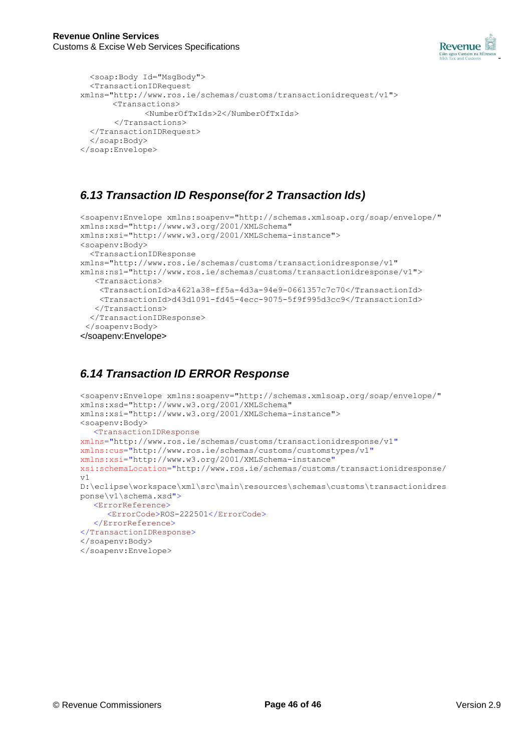```
  <soap:Body Id="MsgBody">
  <TransactionIDRequest
xmlns="http://www.ros.ie/schemas/customs/transactionidrequest/v1">
       <Transactions>
              <NumberOfTxIds>2</NumberOfTxIds>
       </Transactions>
  </TransactionIDRequest>
  </soap:Body>
</soap:Envelope>
```

## 6.13 Transaction ID Response(for 2 Transaction Ids)

```
<soapenv:Envelope xmlns:soapenv="http://schemas.xmlsoap.org/soap/envelope/"
xmlns:xsd="http://www.w3.org/2001/XMLSchema"
xmlns:xsi="http://www.w3.org/2001/XMLSchema-instance">
<soapenv:Body>
  <TransactionIDResponse
xmlns="http://www.ros.ie/schemas/customs/transactionidresponse/v1"
xmlns:ns1="http://www.ros.ie/schemas/customs/transactionidresponse/v1">
   <Transactions>
    <TransactionId>a4621a38-ff5a-4d3a-94e9-0661357c7c70</TransactionId>
    <TransactionId>d43d1091-fd45-4ecc-9075-5f9f995d3cc9</TransactionId>
   </Transactions>
  </TransactionIDResponse>
 </soapenv:Body>
</soapenv:Envelope>
```

## 6.14 Transaction ID ERROR Response

```
<soapenv:Envelope xmlns:soapenv="http://schemas.xmlsoap.org/soap/envelope/"
xmlns:xsd="http://www.w3.org/2001/XMLSchema"
xmlns:xsi="http://www.w3.org/2001/XMLSchema-instance">
<soapenv:Body>
   <TransactionIDResponse
xmlns="http://www.ros.ie/schemas/customs/transactionidresponse/v1"
xmlns:cus="http://www.ros.ie/schemas/customs/customstypes/v1"
xmlns:xsi="http://www.w3.org/2001/XMLSchema-instance"
xsi:schemaLocation="http://www.ros.ie/schemas/customs/transactionidresponse/
v1
D:\eclipse\workspace\xml\src\main\resources\schemas\customs\transactionidres
ponse\v1\schema.xsd">
   <ErrorReference>
      <ErrorCode>ROS-222501</ErrorCode>
   </ErrorReference>
</TransactionIDResponse>
</soapenv:Body>
</soapenv:Envelope>
```